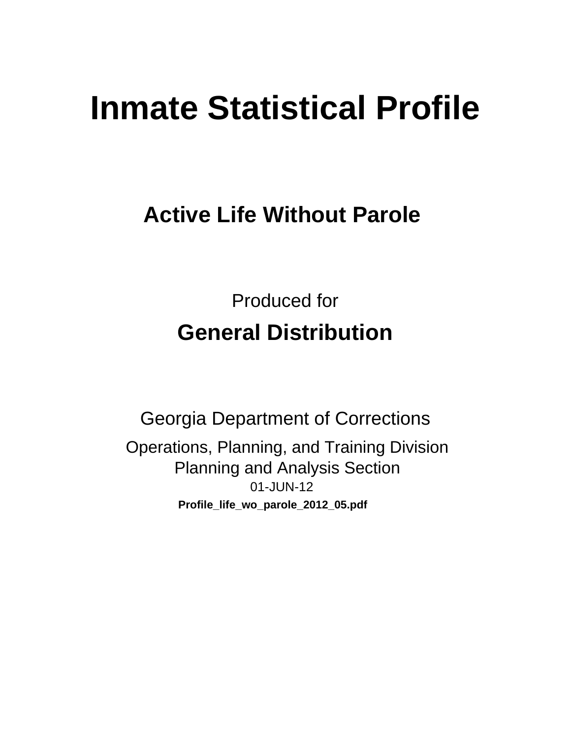# Inmate Statistical Profile

## Active Life Without Parole

Produced for

## General Distribution

Georgia Department of Corrections

Operations, Planning, and Training Division
Planning and Analysis Section
01-JUN-12

**Profile_life_wo_parole_2012_05.pdf**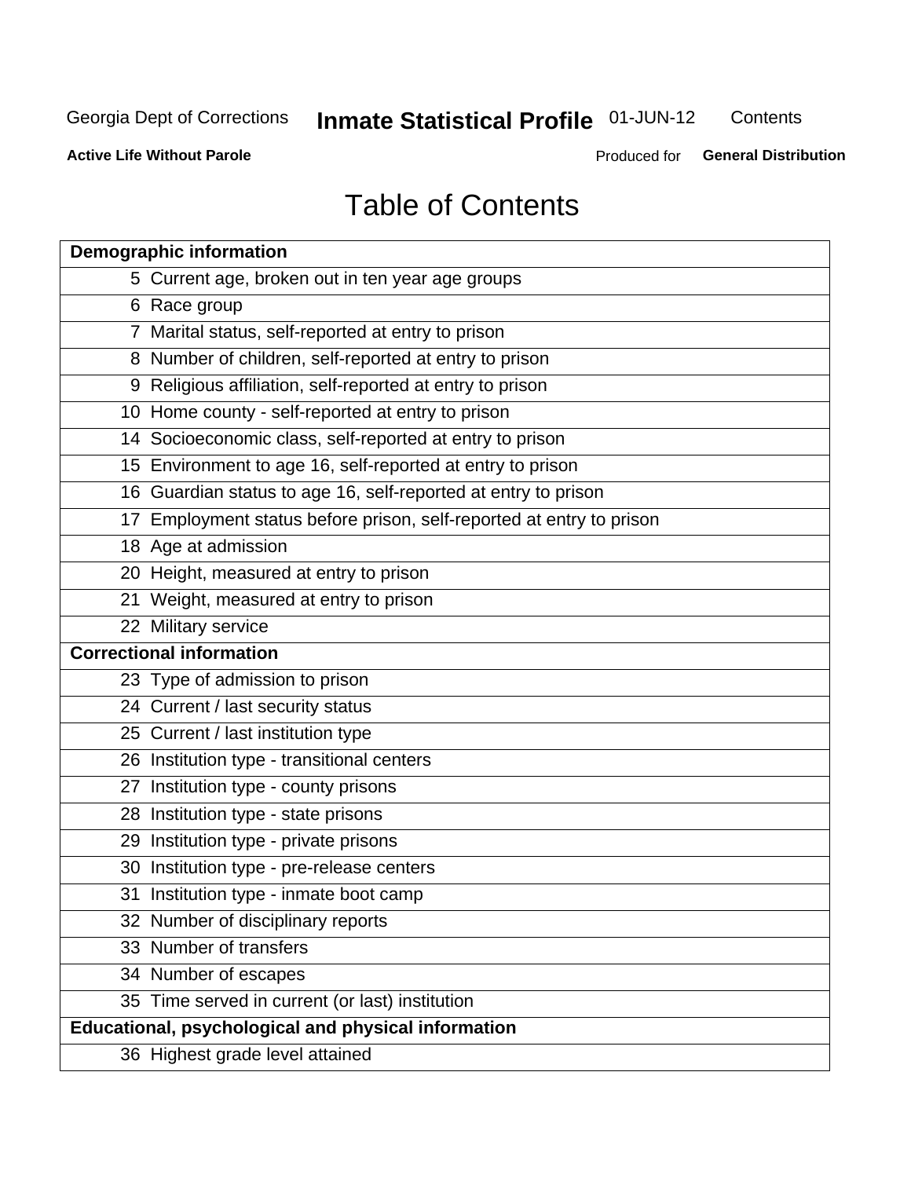# Table of Contents

| Demographic information | |
|---|---|
| 5 | Current age, broken out in ten year age groups |
| 6 | Race group |
| 7 | Marital status, self-reported at entry to prison |
| 8 | Number of children, self-reported at entry to prison |
| 9 | Religious affiliation, self-reported at entry to prison |
| 10 | Home county - self-reported at entry to prison |
| 14 | Socioeconomic class, self-reported at entry to prison |
| 15 | Environment to age 16, self-reported at entry to prison |
| 16 | Guardian status to age 16, self-reported at entry to prison |
| 17 | Employment status before prison, self-reported at entry to prison |
| 18 | Age at admission |
| 20 | Height, measured at entry to prison |
| 21 | Weight, measured at entry to prison |
| 22 | Military service |
| **Correctional information** | |
| 23 | Type of admission to prison |
| 24 | Current / last security status |
| 25 | Current / last institution type |
| 26 | Institution type - transitional centers |
| 27 | Institution type - county prisons |
| 28 | Institution type - state prisons |
| 29 | Institution type - private prisons |
| 30 | Institution type - pre-release centers |
| 31 | Institution type - inmate boot camp |
| 32 | Number of disciplinary reports |
| 33 | Number of transfers |
| 34 | Number of escapes |
| 35 | Time served in current (or last) institution |
| **Educational, psychological and physical information** | |
| 36 | Highest grade level attained |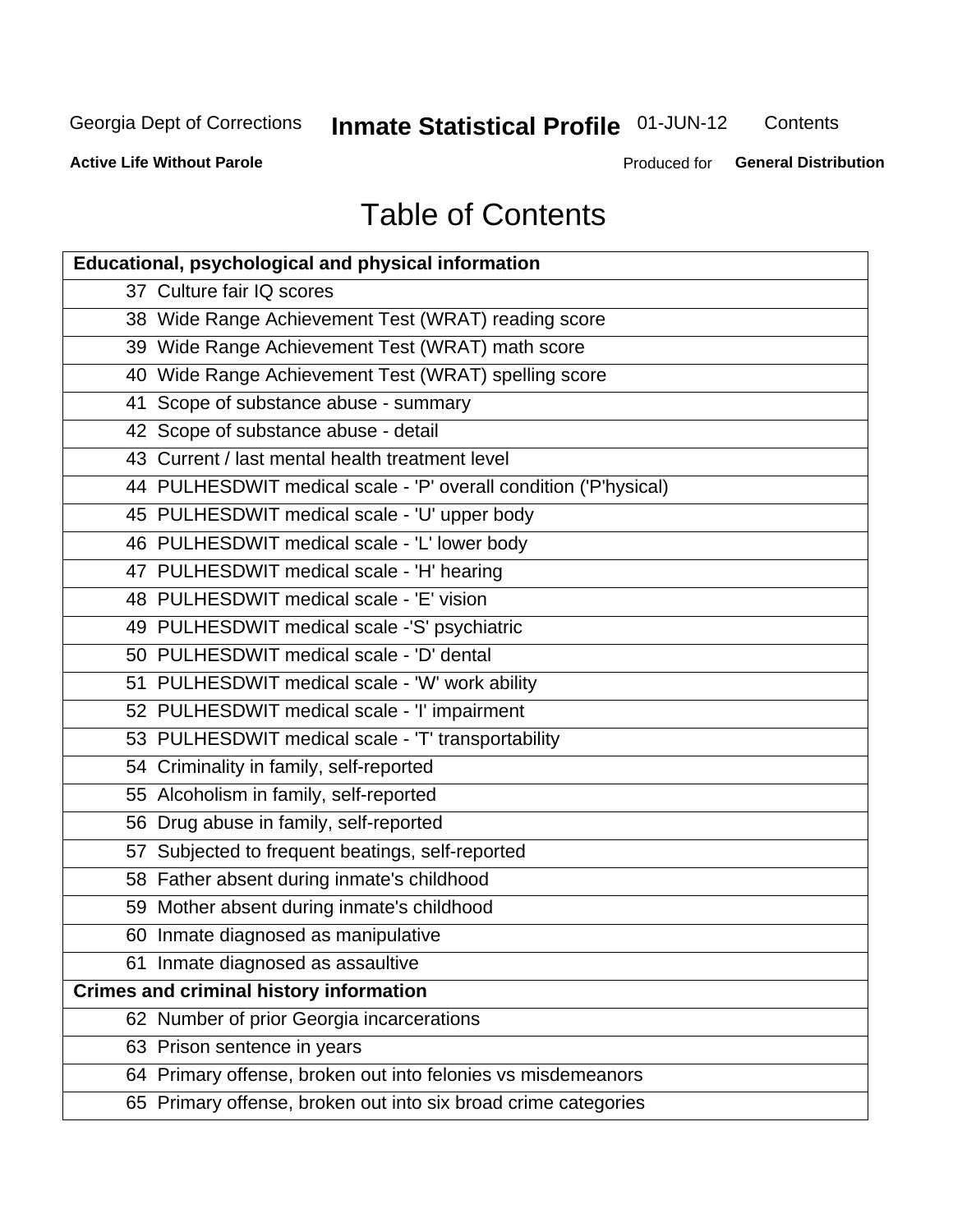Georgia Dept of Corrections **Inmate Statistical Profile** 01-JUN-12 Contents

**Active Life Without Parole** Produced for **General Distribution**

# Table of Contents

| **Educational, psychological and physical information** |
|---|
| 37 Culture fair IQ scores |
| 38 Wide Range Achievement Test (WRAT) reading score |
| 39 Wide Range Achievement Test (WRAT) math score |
| 40 Wide Range Achievement Test (WRAT) spelling score |
| 41 Scope of substance abuse - summary |
| 42 Scope of substance abuse - detail |
| 43 Current / last mental health treatment level |
| 44 PULHESDWIT medical scale - 'P' overall condition ('P'hysical) |
| 45 PULHESDWIT medical scale - 'U' upper body |
| 46 PULHESDWIT medical scale - 'L' lower body |
| 47 PULHESDWIT medical scale - 'H' hearing |
| 48 PULHESDWIT medical scale - 'E' vision |
| 49 PULHESDWIT medical scale -'S' psychiatric |
| 50 PULHESDWIT medical scale - 'D' dental |
| 51 PULHESDWIT medical scale - 'W' work ability |
| 52 PULHESDWIT medical scale - 'I' impairment |
| 53 PULHESDWIT medical scale - 'T' transportability |
| 54 Criminality in family, self-reported |
| 55 Alcoholism in family, self-reported |
| 56 Drug abuse in family, self-reported |
| 57 Subjected to frequent beatings, self-reported |
| 58 Father absent during inmate's childhood |
| 59 Mother absent during inmate's childhood |
| 60 Inmate diagnosed as manipulative |
| 61 Inmate diagnosed as assaultive |
| **Crimes and criminal history information** |
| 62 Number of prior Georgia incarcerations |
| 63 Prison sentence in years |
| 64 Primary offense, broken out into felonies vs misdemeanors |
| 65 Primary offense, broken out into six broad crime categories |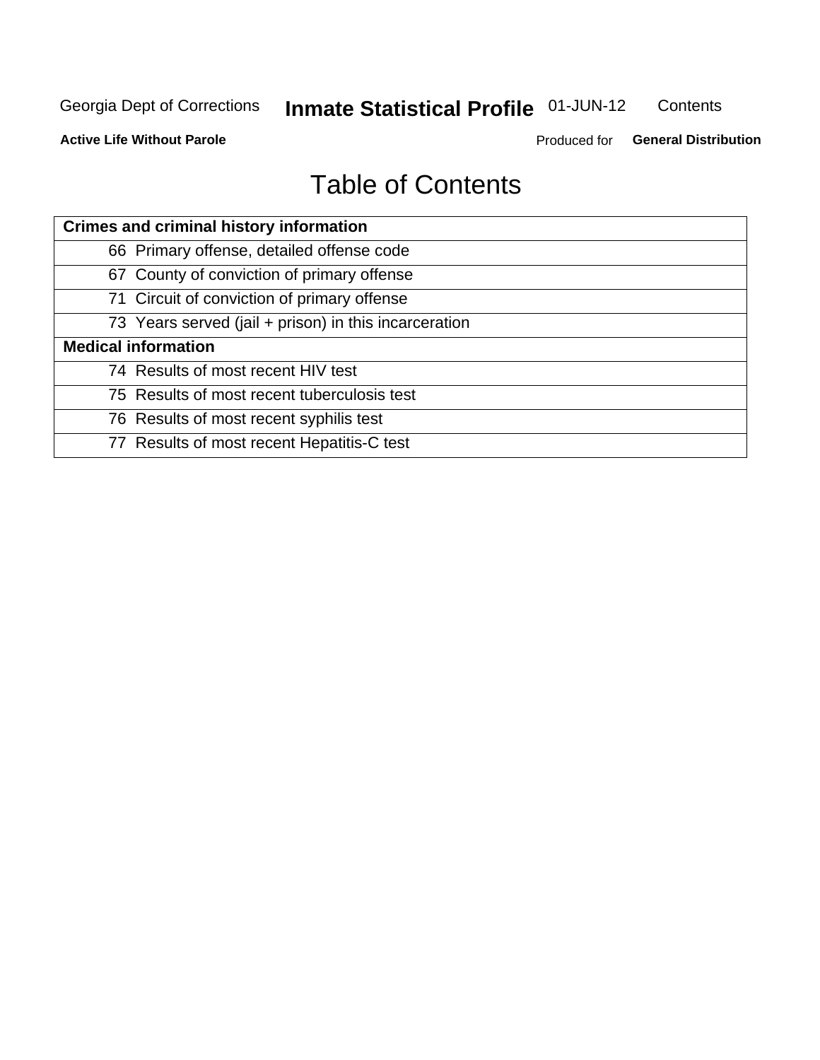# Table of Contents

| Crimes and criminal history information | |
|---|---|
| 66 | Primary offense, detailed offense code |
| 67 | County of conviction of primary offense |
| 71 | Circuit of conviction of primary offense |
| 73 | Years served (jail + prison) in this incarceration |
| **Medical information** | |
| 74 | Results of most recent HIV test |
| 75 | Results of most recent tuberculosis test |
| 76 | Results of most recent syphilis test |
| 77 | Results of most recent Hepatitis-C test |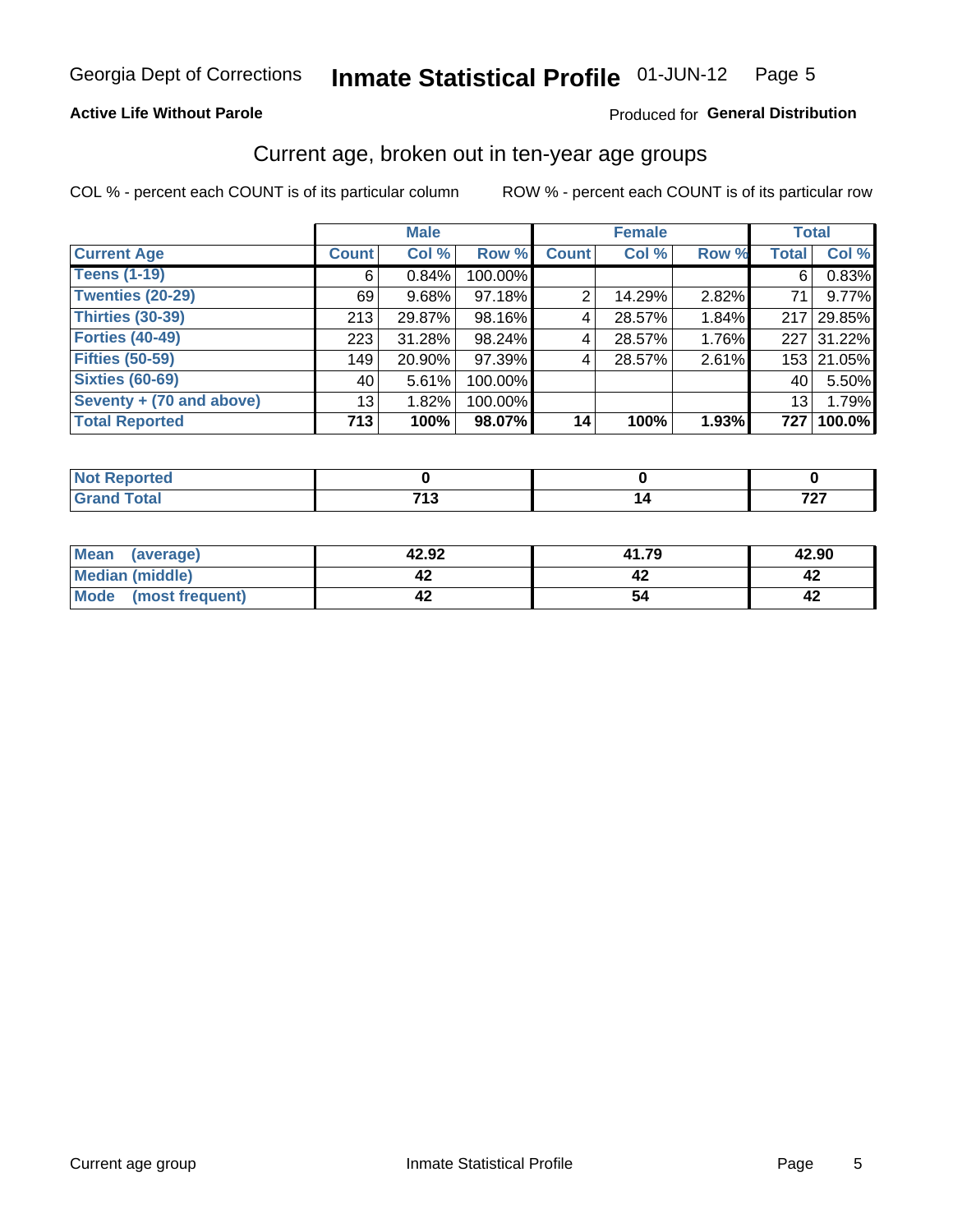Georgia Dept of Corrections **Inmate Statistical Profile** 01-JUN-12

**Active Life Without Parole**

Produced for **General Distribution**

## Current age, broken out in ten-year age groups

COL % - percent each COUNT is of its particular column

ROW % - percent each COUNT is of its particular row

| | Male | | | Female | | | Total | |
|---|---|---|---|---|---|---|---|---|
| **Current Age** | **Count** | **Col %** | **Row %** | **Count** | **Col %** | **Row %** | **Total** | **Col %** |
| **Teens (1-19)** | 6 | 0.84% | 100.00% | | | | 6 | 0.83% |
| **Twenties (20-29)** | 69 | 9.68% | 97.18% | 2 | 14.29% | 2.82% | 71 | 9.77% |
| **Thirties (30-39)** | 213 | 29.87% | 98.16% | 4 | 28.57% | 1.84% | 217 | 29.85% |
| **Forties (40-49)** | 223 | 31.28% | 98.24% | 4 | 28.57% | 1.76% | 227 | 31.22% |
| **Fifties (50-59)** | 149 | 20.90% | 97.39% | 4 | 28.57% | 2.61% | 153 | 21.05% |
| **Sixties (60-69)** | 40 | 5.61% | 100.00% | | | | 40 | 5.50% |
| **Seventy + (70 and above)** | 13 | 1.82% | 100.00% | | | | 13 | 1.79% |
| **Total Reported** | **713** | **100%** | **98.07%** | **14** | **100%** | **1.93%** | **727** | **100.0%** |

| | Male | Female | Total |
|---|---|---|---|
| **Not Reported** | **0** | **0** | **0** |
| **Grand Total** | **713** | **14** | **727** |

| | Male | Female | Total |
|---|---|---|---|
| **Mean (average)** | **42.92** | **41.79** | **42.90** |
| **Median (middle)** | **42** | **42** | **42** |
| **Mode (most frequent)** | **42** | **54** | **42** |

Current age group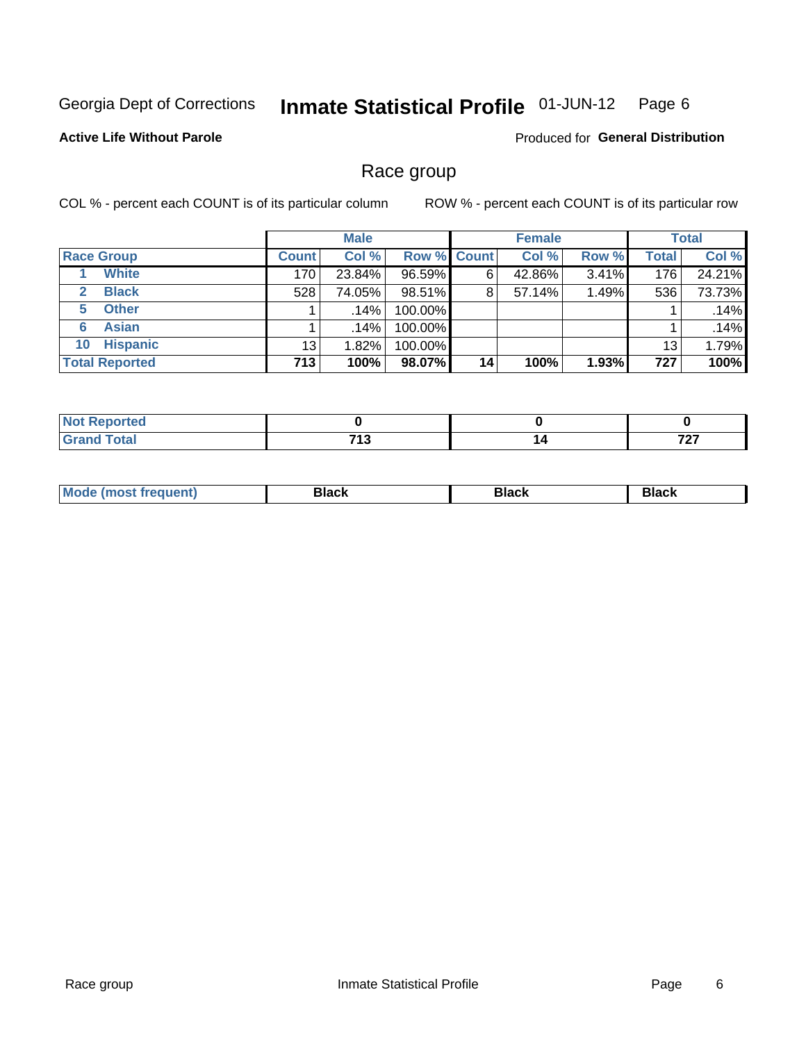Georgia Dept of Corrections **Inmate Statistical Profile** 01-JUN-12

**Active Life Without Parole**

Produced for **General Distribution**

## Race group

COL % - percent each COUNT is of its particular column

ROW % - percent each COUNT is of its particular row

| | | Male | | | Female | | | Total | |
|---|---|---|---|---|---|---|---|---|---|
| **Race Group** | | **Count** | **Col %** | **Row %** | **Count** | **Col %** | **Row %** | **Total** | **Col %** |
| 1 | **White** | 170 | 23.84% | 96.59% | 6 | 42.86% | 3.41% | 176 | 24.21% |
| 2 | **Black** | 528 | 74.05% | 98.51% | 8 | 57.14% | 1.49% | 536 | 73.73% |
| 5 | **Other** | 1 | .14% | 100.00% | | | | 1 | .14% |
| 6 | **Asian** | 1 | .14% | 100.00% | | | | 1 | .14% |
| 10 | **Hispanic** | 13 | 1.82% | 100.00% | | | | 13 | 1.79% |
| **Total Reported** | | **713** | **100%** | **98.07%** | **14** | **100%** | **1.93%** | **727** | **100%** |

| | Male | Female | Total |
|---|---|---|---|
| **Not Reported** | **0** | **0** | **0** |
| **Grand Total** | **713** | **14** | **727** |

| | Male | Female | Total |
|---|---|---|---|
| **Mode (most frequent)** | **Black** | **Black** | **Black** |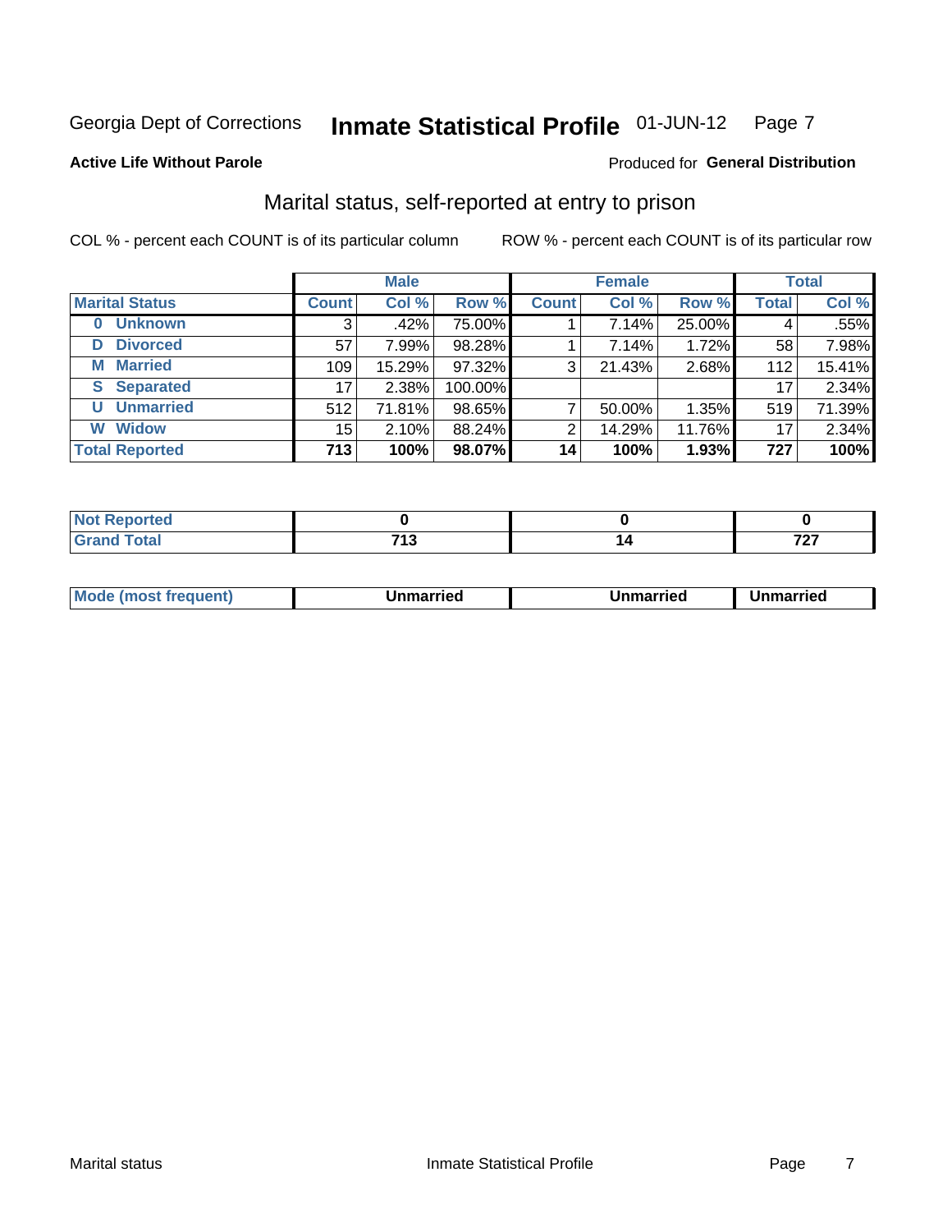Georgia Dept of Corrections **Inmate Statistical Profile** 01-JUN-12 Page 7

**Active Life Without Parole**

Produced for **General Distribution**

## Marital status, self-reported at entry to prison

COL % - percent each COUNT is of its particular column ROW % - percent each COUNT is of its particular row

| | Male | | | Female | | | Total | |
|---|---|---|---|---|---|---|---|---|
| **Marital Status** | **Count** | **Col %** | **Row %** | **Count** | **Col %** | **Row %** | **Total** | **Col %** |
| **0 Unknown** | 3 | .42% | 75.00% | 1 | 7.14% | 25.00% | 4 | .55% |
| **D Divorced** | 57 | 7.99% | 98.28% | 1 | 7.14% | 1.72% | 58 | 7.98% |
| **M Married** | 109 | 15.29% | 97.32% | 3 | 21.43% | 2.68% | 112 | 15.41% |
| **S Separated** | 17 | 2.38% | 100.00% | | | | 17 | 2.34% |
| **U Unmarried** | 512 | 71.81% | 98.65% | 7 | 50.00% | 1.35% | 519 | 71.39% |
| **W Widow** | 15 | 2.10% | 88.24% | 2 | 14.29% | 11.76% | 17 | 2.34% |
| **Total Reported** | **713** | **100%** | **98.07%** | **14** | **100%** | **1.93%** | **727** | **100%** |

| | Male | Female | Total |
|---|---|---|---|
| **Not Reported** | **0** | **0** | **0** |
| **Grand Total** | **713** | **14** | **727** |

| | Male | Female | Total |
|---|---|---|---|
| **Mode (most frequent)** | **Unmarried** | **Unmarried** | **Unmarried** |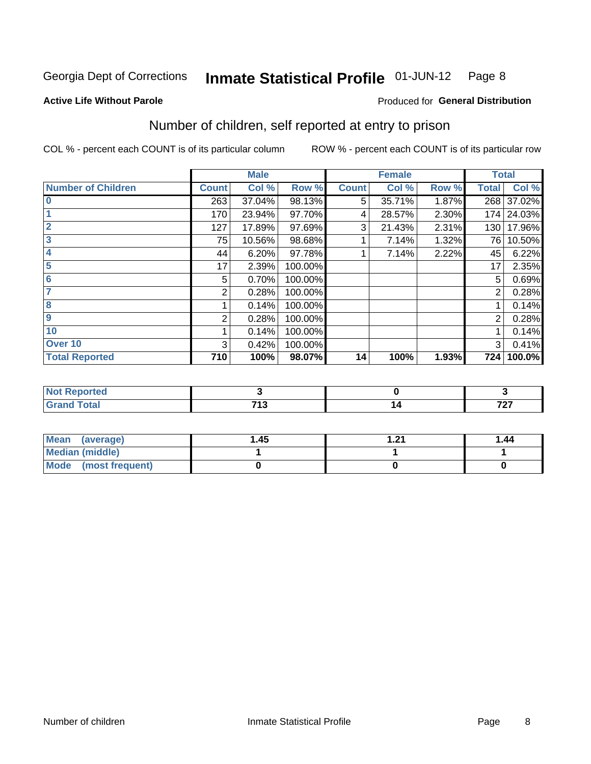Georgia Dept of Corrections **Inmate Statistical Profile** 01-JUN-12

**Active Life Without Parole**

Produced for **General Distribution**

## Number of children, self reported at entry to prison

COL % - percent each COUNT is of its particular column

ROW % - percent each COUNT is of its particular row

| | Male | | | Female | | | Total | |
|---|---|---|---|---|---|---|---|---|
| **Number of Children** | **Count** | **Col %** | **Row %** | **Count** | **Col %** | **Row %** | **Total** | **Col %** |
| 0 | 263 | 37.04% | 98.13% | 5 | 35.71% | 1.87% | 268 | 37.02% |
| 1 | 170 | 23.94% | 97.70% | 4 | 28.57% | 2.30% | 174 | 24.03% |
| 2 | 127 | 17.89% | 97.69% | 3 | 21.43% | 2.31% | 130 | 17.96% |
| 3 | 75 | 10.56% | 98.68% | 1 | 7.14% | 1.32% | 76 | 10.50% |
| 4 | 44 | 6.20% | 97.78% | 1 | 7.14% | 2.22% | 45 | 6.22% |
| 5 | 17 | 2.39% | 100.00% | | | | 17 | 2.35% |
| 6 | 5 | 0.70% | 100.00% | | | | 5 | 0.69% |
| 7 | 2 | 0.28% | 100.00% | | | | 2 | 0.28% |
| 8 | 1 | 0.14% | 100.00% | | | | 1 | 0.14% |
| 9 | 2 | 0.28% | 100.00% | | | | 2 | 0.28% |
| 10 | 1 | 0.14% | 100.00% | | | | 1 | 0.14% |
| Over 10 | 3 | 0.42% | 100.00% | | | | 3 | 0.41% |
| **Total Reported** | **710** | **100%** | **98.07%** | **14** | **100%** | **1.93%** | **724** | **100.0%** |

| | Male | Female | Total |
|---|---|---|---|
| Not Reported | 3 | 0 | 3 |
| Grand Total | 713 | 14 | 727 |

| | Male | Female | Total |
|---|---|---|---|
| Mean (average) | 1.45 | 1.21 | 1.44 |
| Median (middle) | 1 | 1 | 1 |
| Mode (most frequent) | 0 | 0 | 0 |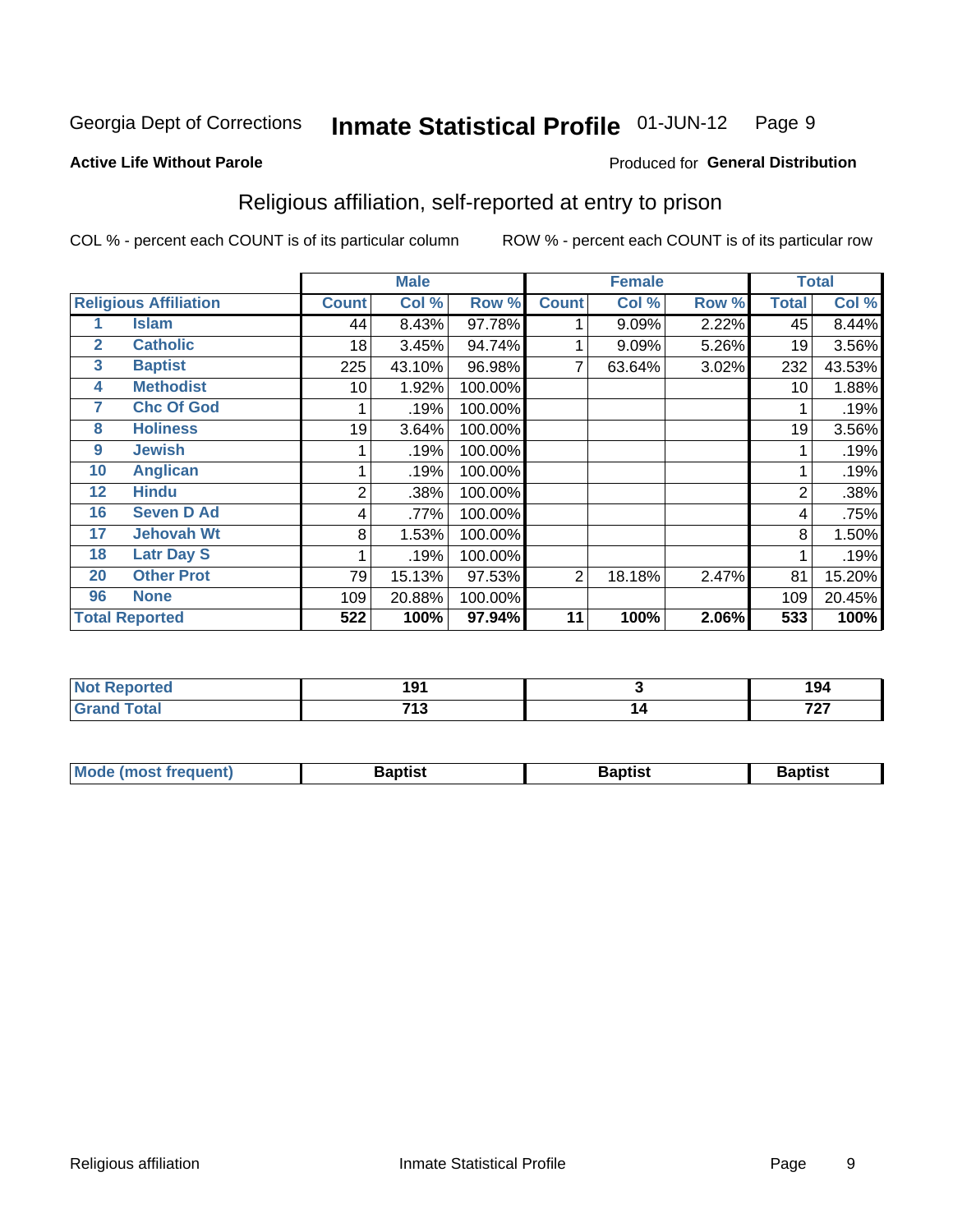Georgia Dept of Corrections **Inmate Statistical Profile** 01-JUN-12

**Active Life Without Parole**

Produced for **General Distribution**

## Religious affiliation, self-reported at entry to prison

COL % - percent each COUNT is of its particular column ROW % - percent each COUNT is of its particular row

| Religious Affiliation | | Male | | | Female | | | Total | |
|---|---|---|---|---|---|---|---|---|---|
| | | Count | Col % | Row % | Count | Col % | Row % | Total | Col % |
| 1 | Islam | 44 | 8.43% | 97.78% | 1 | 9.09% | 2.22% | 45 | 8.44% |
| 2 | Catholic | 18 | 3.45% | 94.74% | 1 | 9.09% | 5.26% | 19 | 3.56% |
| 3 | Baptist | 225 | 43.10% | 96.98% | 7 | 63.64% | 3.02% | 232 | 43.53% |
| 4 | Methodist | 10 | 1.92% | 100.00% | | | | 10 | 1.88% |
| 7 | Chc Of God | 1 | .19% | 100.00% | | | | 1 | .19% |
| 8 | Holiness | 19 | 3.64% | 100.00% | | | | 19 | 3.56% |
| 9 | Jewish | 1 | .19% | 100.00% | | | | 1 | .19% |
| 10 | Anglican | 1 | .19% | 100.00% | | | | 1 | .19% |
| 12 | Hindu | 2 | .38% | 100.00% | | | | 2 | .38% |
| 16 | Seven D Ad | 4 | .77% | 100.00% | | | | 4 | .75% |
| 17 | Jehovah Wt | 8 | 1.53% | 100.00% | | | | 8 | 1.50% |
| 18 | Latr Day S | 1 | .19% | 100.00% | | | | 1 | .19% |
| 20 | Other Prot | 79 | 15.13% | 97.53% | 2 | 18.18% | 2.47% | 81 | 15.20% |
| 96 | None | 109 | 20.88% | 100.00% | | | | 109 | 20.45% |
| **Total Reported** | | **522** | **100%** | **97.94%** | **11** | **100%** | **2.06%** | **533** | **100%** |

| | Male | Female | Total |
|---|---|---|---|
| Not Reported | 191 | 3 | 194 |
| Grand Total | 713 | 14 | 727 |

| | Male | Female | Total |
|---|---|---|---|
| Mode (most frequent) | Baptist | Baptist | Baptist |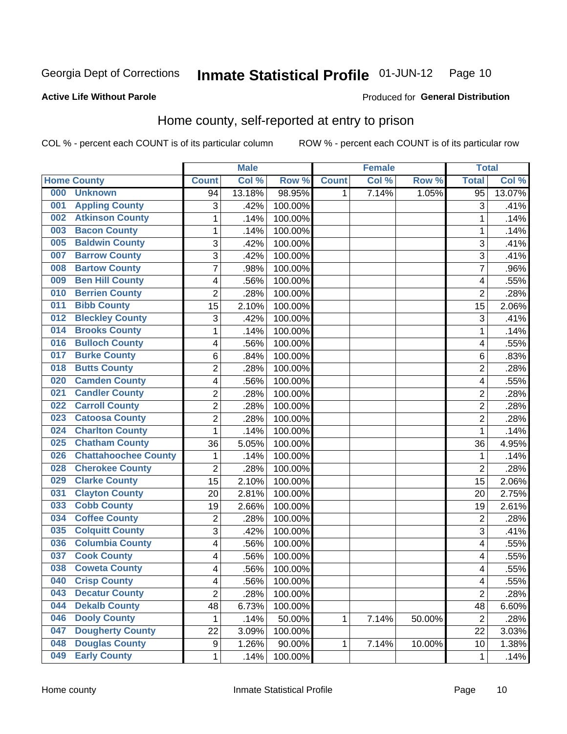Georgia Dept of Corrections **Inmate Statistical Profile** 01-JUN-12

**Active Life Without Parole**

Produced for **General Distribution**

## Home county, self-reported at entry to prison

COL % - percent each COUNT is of its particular column ROW % - percent each COUNT is of its particular row

| | | Male | | | Female | | | Total | |
|---|---|---|---|---|---|---|---|---|---|
| Home County | | Count | Col % | Row % | Count | Col % | Row % | Total | Col % |
| 000 | Unknown | 94 | 13.18% | 98.95% | 1 | 7.14% | 1.05% | 95 | 13.07% |
| 001 | Appling County | 3 | .42% | 100.00% | | | | 3 | .41% |
| 002 | Atkinson County | 1 | .14% | 100.00% | | | | 1 | .14% |
| 003 | Bacon County | 1 | .14% | 100.00% | | | | 1 | .14% |
| 005 | Baldwin County | 3 | .42% | 100.00% | | | | 3 | .41% |
| 007 | Barrow County | 3 | .42% | 100.00% | | | | 3 | .41% |
| 008 | Bartow County | 7 | .98% | 100.00% | | | | 7 | .96% |
| 009 | Ben Hill County | 4 | .56% | 100.00% | | | | 4 | .55% |
| 010 | Berrien County | 2 | .28% | 100.00% | | | | 2 | .28% |
| 011 | Bibb County | 15 | 2.10% | 100.00% | | | | 15 | 2.06% |
| 012 | Bleckley County | 3 | .42% | 100.00% | | | | 3 | .41% |
| 014 | Brooks County | 1 | .14% | 100.00% | | | | 1 | .14% |
| 016 | Bulloch County | 4 | .56% | 100.00% | | | | 4 | .55% |
| 017 | Burke County | 6 | .84% | 100.00% | | | | 6 | .83% |
| 018 | Butts County | 2 | .28% | 100.00% | | | | 2 | .28% |
| 020 | Camden County | 4 | .56% | 100.00% | | | | 4 | .55% |
| 021 | Candler County | 2 | .28% | 100.00% | | | | 2 | .28% |
| 022 | Carroll County | 2 | .28% | 100.00% | | | | 2 | .28% |
| 023 | Catoosa County | 2 | .28% | 100.00% | | | | 2 | .28% |
| 024 | Charlton County | 1 | .14% | 100.00% | | | | 1 | .14% |
| 025 | Chatham County | 36 | 5.05% | 100.00% | | | | 36 | 4.95% |
| 026 | Chattahoochee County | 1 | .14% | 100.00% | | | | 1 | .14% |
| 028 | Cherokee County | 2 | .28% | 100.00% | | | | 2 | .28% |
| 029 | Clarke County | 15 | 2.10% | 100.00% | | | | 15 | 2.06% |
| 031 | Clayton County | 20 | 2.81% | 100.00% | | | | 20 | 2.75% |
| 033 | Cobb County | 19 | 2.66% | 100.00% | | | | 19 | 2.61% |
| 034 | Coffee County | 2 | .28% | 100.00% | | | | 2 | .28% |
| 035 | Colquitt County | 3 | .42% | 100.00% | | | | 3 | .41% |
| 036 | Columbia County | 4 | .56% | 100.00% | | | | 4 | .55% |
| 037 | Cook County | 4 | .56% | 100.00% | | | | 4 | .55% |
| 038 | Coweta County | 4 | .56% | 100.00% | | | | 4 | .55% |
| 040 | Crisp County | 4 | .56% | 100.00% | | | | 4 | .55% |
| 043 | Decatur County | 2 | .28% | 100.00% | | | | 2 | .28% |
| 044 | Dekalb County | 48 | 6.73% | 100.00% | | | | 48 | 6.60% |
| 046 | Dooly County | 1 | .14% | 50.00% | 1 | 7.14% | 50.00% | 2 | .28% |
| 047 | Dougherty County | 22 | 3.09% | 100.00% | | | | 22 | 3.03% |
| 048 | Douglas County | 9 | 1.26% | 90.00% | 1 | 7.14% | 10.00% | 10 | 1.38% |
| 049 | Early County | 1 | .14% | 100.00% | | | | 1 | .14% |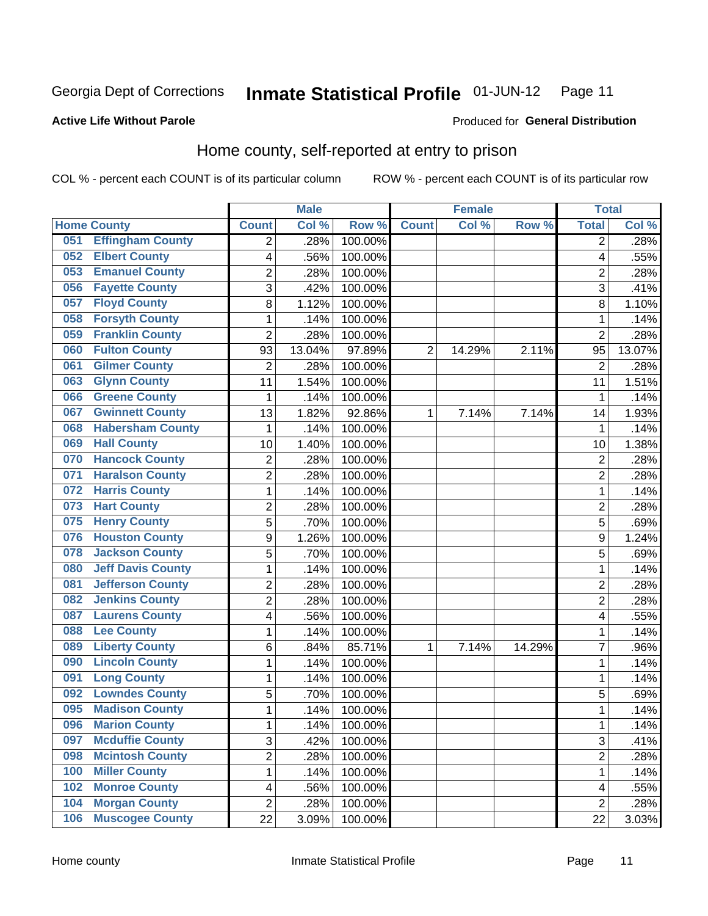Georgia Dept of Corrections **Inmate Statistical Profile** 01-JUN-12

**Active Life Without Parole**

Produced for **General Distribution**

## Home county, self-reported at entry to prison

COL % - percent each COUNT is of its particular column

ROW % - percent each COUNT is of its particular row

| Home County | | Male | | | Female | | | Total | |
|---|---|---|---|---|---|---|---|---|---|
| | | Count | Col % | Row % | Count | Col % | Row % | Total | Col % |
| 051 | Effingham County | 2 | .28% | 100.00% | | | | 2 | .28% |
| 052 | Elbert County | 4 | .56% | 100.00% | | | | 4 | .55% |
| 053 | Emanuel County | 2 | .28% | 100.00% | | | | 2 | .28% |
| 056 | Fayette County | 3 | .42% | 100.00% | | | | 3 | .41% |
| 057 | Floyd County | 8 | 1.12% | 100.00% | | | | 8 | 1.10% |
| 058 | Forsyth County | 1 | .14% | 100.00% | | | | 1 | .14% |
| 059 | Franklin County | 2 | .28% | 100.00% | | | | 2 | .28% |
| 060 | Fulton County | 93 | 13.04% | 97.89% | 2 | 14.29% | 2.11% | 95 | 13.07% |
| 061 | Gilmer County | 2 | .28% | 100.00% | | | | 2 | .28% |
| 063 | Glynn County | 11 | 1.54% | 100.00% | | | | 11 | 1.51% |
| 066 | Greene County | 1 | .14% | 100.00% | | | | 1 | .14% |
| 067 | Gwinnett County | 13 | 1.82% | 92.86% | 1 | 7.14% | 7.14% | 14 | 1.93% |
| 068 | Habersham County | 1 | .14% | 100.00% | | | | 1 | .14% |
| 069 | Hall County | 10 | 1.40% | 100.00% | | | | 10 | 1.38% |
| 070 | Hancock County | 2 | .28% | 100.00% | | | | 2 | .28% |
| 071 | Haralson County | 2 | .28% | 100.00% | | | | 2 | .28% |
| 072 | Harris County | 1 | .14% | 100.00% | | | | 1 | .14% |
| 073 | Hart County | 2 | .28% | 100.00% | | | | 2 | .28% |
| 075 | Henry County | 5 | .70% | 100.00% | | | | 5 | .69% |
| 076 | Houston County | 9 | 1.26% | 100.00% | | | | 9 | 1.24% |
| 078 | Jackson County | 5 | .70% | 100.00% | | | | 5 | .69% |
| 080 | Jeff Davis County | 1 | .14% | 100.00% | | | | 1 | .14% |
| 081 | Jefferson County | 2 | .28% | 100.00% | | | | 2 | .28% |
| 082 | Jenkins County | 2 | .28% | 100.00% | | | | 2 | .28% |
| 087 | Laurens County | 4 | .56% | 100.00% | | | | 4 | .55% |
| 088 | Lee County | 1 | .14% | 100.00% | | | | 1 | .14% |
| 089 | Liberty County | 6 | .84% | 85.71% | 1 | 7.14% | 14.29% | 7 | .96% |
| 090 | Lincoln County | 1 | .14% | 100.00% | | | | 1 | .14% |
| 091 | Long County | 1 | .14% | 100.00% | | | | 1 | .14% |
| 092 | Lowndes County | 5 | .70% | 100.00% | | | | 5 | .69% |
| 095 | Madison County | 1 | .14% | 100.00% | | | | 1 | .14% |
| 096 | Marion County | 1 | .14% | 100.00% | | | | 1 | .14% |
| 097 | Mcduffie County | 3 | .42% | 100.00% | | | | 3 | .41% |
| 098 | Mcintosh County | 2 | .28% | 100.00% | | | | 2 | .28% |
| 100 | Miller County | 1 | .14% | 100.00% | | | | 1 | .14% |
| 102 | Monroe County | 4 | .56% | 100.00% | | | | 4 | .55% |
| 104 | Morgan County | 2 | .28% | 100.00% | | | | 2 | .28% |
| 106 | Muscogee County | 22 | 3.09% | 100.00% | | | | 22 | 3.03% |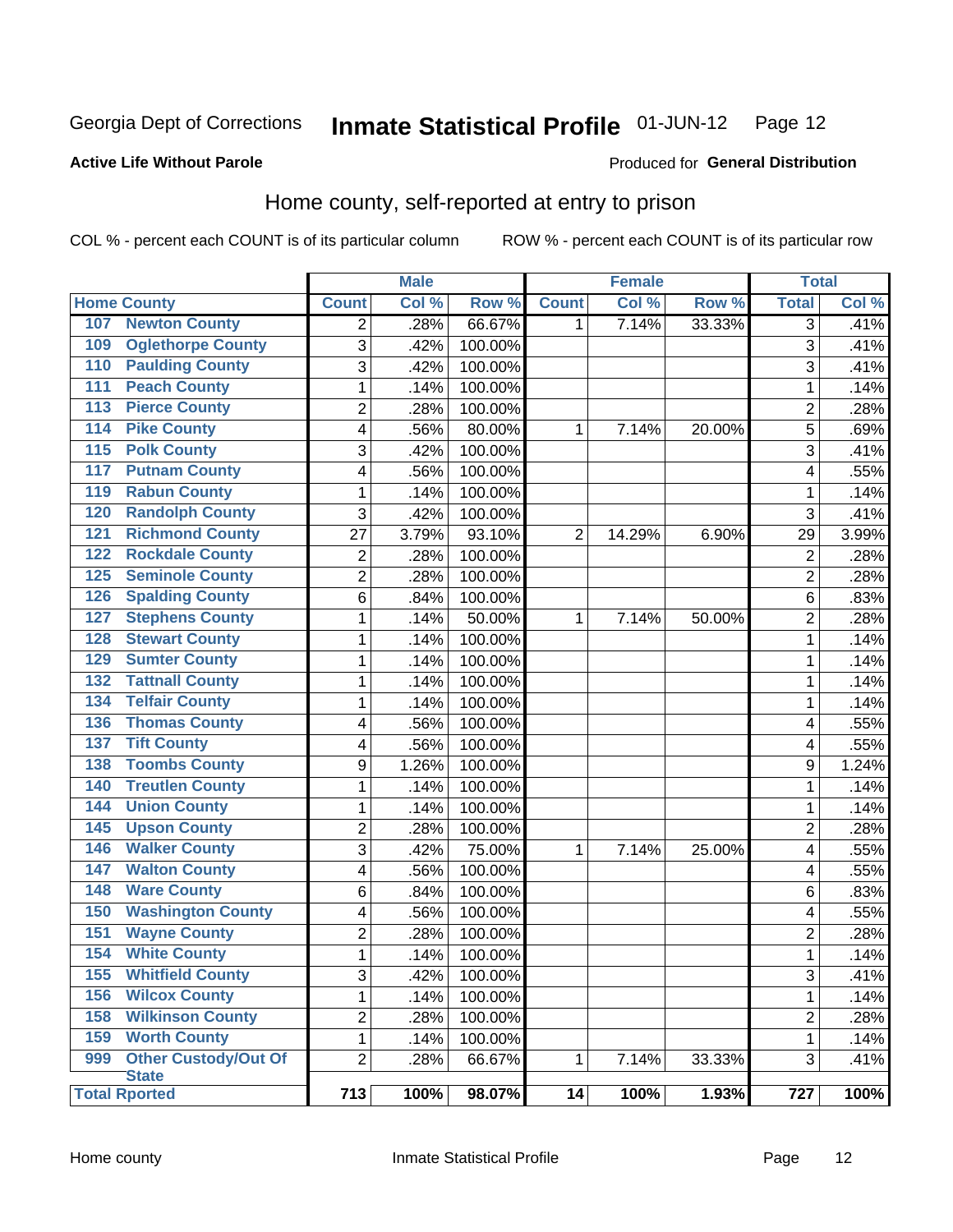Georgia Dept of Corrections **Inmate Statistical Profile** 01-JUN-12

**Active Life Without Parole**

Produced for **General Distribution**

## Home county, self-reported at entry to prison

COL % - percent each COUNT is of its particular column ROW % - percent each COUNT is of its particular row

| | | Male | | | Female | | | Total | |
|---|---|---|---|---|---|---|---|---|---|
| **Home County** | | **Count** | **Col %** | **Row %** | **Count** | **Col %** | **Row %** | **Total** | **Col %** |
| 107 | Newton County | 2 | .28% | 66.67% | 1 | 7.14% | 33.33% | 3 | .41% |
| 109 | Oglethorpe County | 3 | .42% | 100.00% | | | | 3 | .41% |
| 110 | Paulding County | 3 | .42% | 100.00% | | | | 3 | .41% |
| 111 | Peach County | 1 | .14% | 100.00% | | | | 1 | .14% |
| 113 | Pierce County | 2 | .28% | 100.00% | | | | 2 | .28% |
| 114 | Pike County | 4 | .56% | 80.00% | 1 | 7.14% | 20.00% | 5 | .69% |
| 115 | Polk County | 3 | .42% | 100.00% | | | | 3 | .41% |
| 117 | Putnam County | 4 | .56% | 100.00% | | | | 4 | .55% |
| 119 | Rabun County | 1 | .14% | 100.00% | | | | 1 | .14% |
| 120 | Randolph County | 3 | .42% | 100.00% | | | | 3 | .41% |
| 121 | Richmond County | 27 | 3.79% | 93.10% | 2 | 14.29% | 6.90% | 29 | 3.99% |
| 122 | Rockdale County | 2 | .28% | 100.00% | | | | 2 | .28% |
| 125 | Seminole County | 2 | .28% | 100.00% | | | | 2 | .28% |
| 126 | Spalding County | 6 | .84% | 100.00% | | | | 6 | .83% |
| 127 | Stephens County | 1 | .14% | 50.00% | 1 | 7.14% | 50.00% | 2 | .28% |
| 128 | Stewart County | 1 | .14% | 100.00% | | | | 1 | .14% |
| 129 | Sumter County | 1 | .14% | 100.00% | | | | 1 | .14% |
| 132 | Tattnall County | 1 | .14% | 100.00% | | | | 1 | .14% |
| 134 | Telfair County | 1 | .14% | 100.00% | | | | 1 | .14% |
| 136 | Thomas County | 4 | .56% | 100.00% | | | | 4 | .55% |
| 137 | Tift County | 4 | .56% | 100.00% | | | | 4 | .55% |
| 138 | Toombs County | 9 | 1.26% | 100.00% | | | | 9 | 1.24% |
| 140 | Treutlen County | 1 | .14% | 100.00% | | | | 1 | .14% |
| 144 | Union County | 1 | .14% | 100.00% | | | | 1 | .14% |
| 145 | Upson County | 2 | .28% | 100.00% | | | | 2 | .28% |
| 146 | Walker County | 3 | .42% | 75.00% | 1 | 7.14% | 25.00% | 4 | .55% |
| 147 | Walton County | 4 | .56% | 100.00% | | | | 4 | .55% |
| 148 | Ware County | 6 | .84% | 100.00% | | | | 6 | .83% |
| 150 | Washington County | 4 | .56% | 100.00% | | | | 4 | .55% |
| 151 | Wayne County | 2 | .28% | 100.00% | | | | 2 | .28% |
| 154 | White County | 1 | .14% | 100.00% | | | | 1 | .14% |
| 155 | Whitfield County | 3 | .42% | 100.00% | | | | 3 | .41% |
| 156 | Wilcox County | 1 | .14% | 100.00% | | | | 1 | .14% |
| 158 | Wilkinson County | 2 | .28% | 100.00% | | | | 2 | .28% |
| 159 | Worth County | 1 | .14% | 100.00% | | | | 1 | .14% |
| 999 | Other Custody/Out Of State | 2 | .28% | 66.67% | 1 | 7.14% | 33.33% | 3 | .41% |
| **Total Rported** | | **713** | **100%** | **98.07%** | **14** | **100%** | **1.93%** | **727** | **100%** |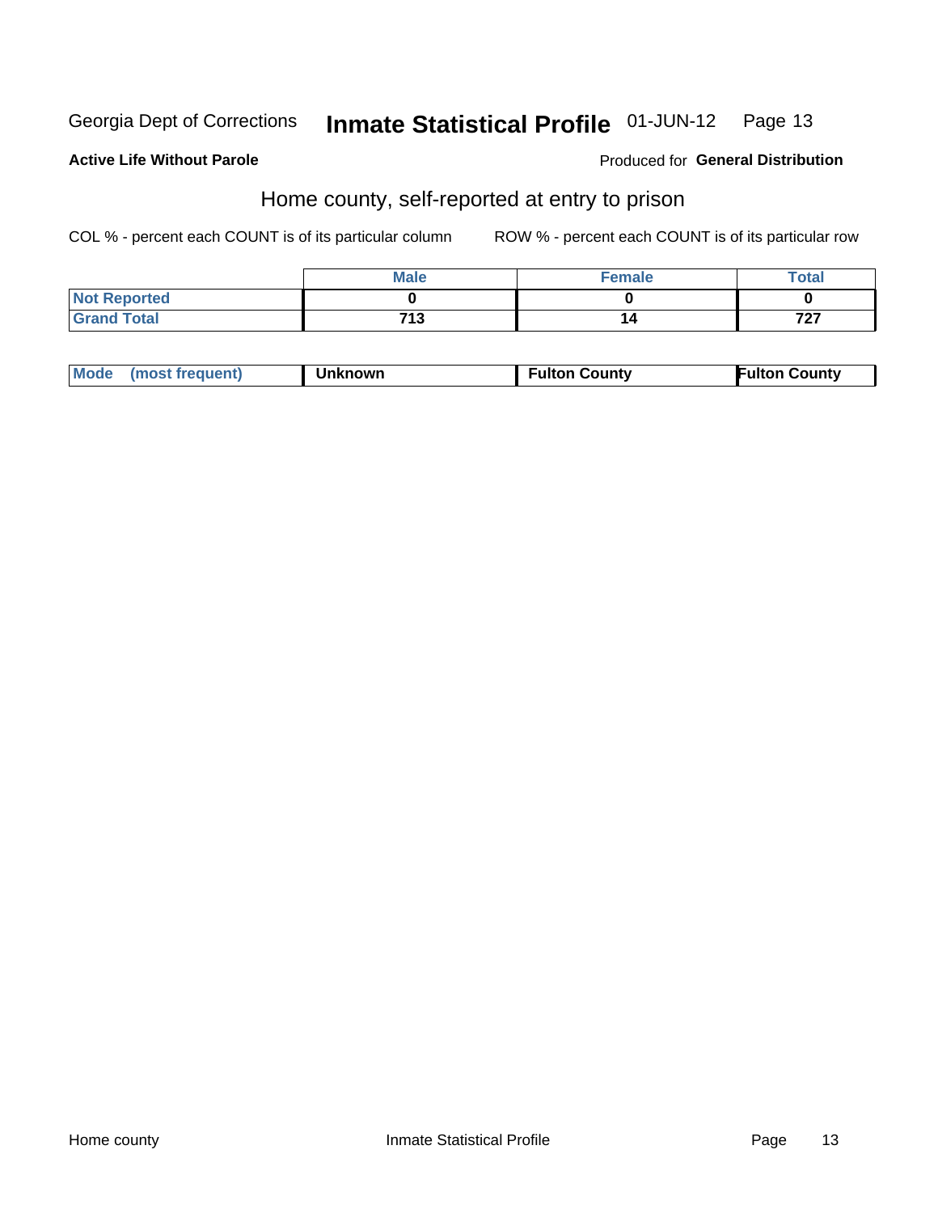Georgia Dept of Corrections **Inmate Statistical Profile** 01-JUN-12

**Active Life Without Parole**

Produced for **General Distribution**

## Home county, self-reported at entry to prison

COL % - percent each COUNT is of its particular column

ROW % - percent each COUNT is of its particular row

| | Male | Female | Total |
|---|---|---|---|
| **Not Reported** | 0 | 0 | 0 |
| **Grand Total** | 713 | 14 | 727 |

| Mode (most frequent) | Unknown | Fulton County | Fulton County |
|---|---|---|---|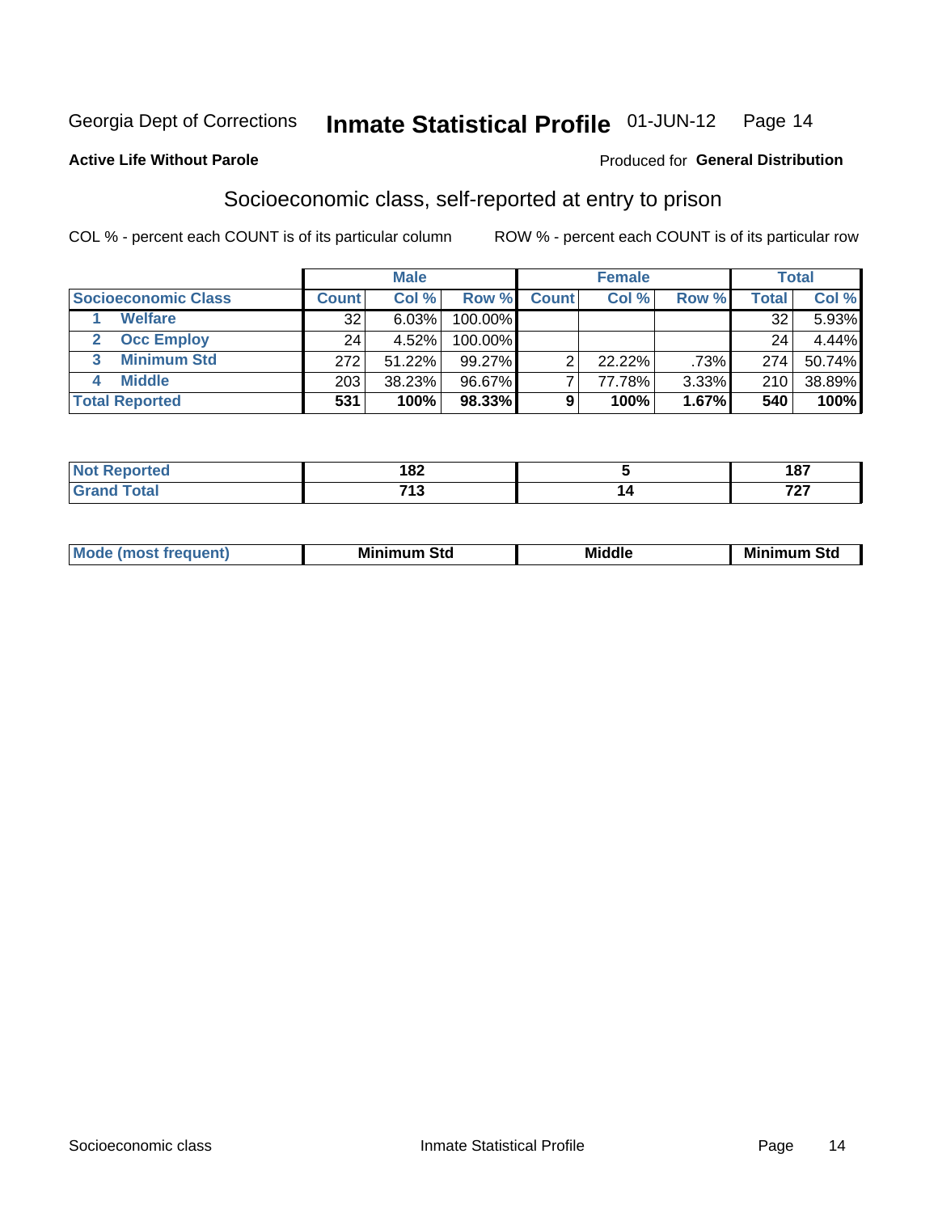Georgia Dept of Corrections **Inmate Statistical Profile** 01-JUN-12

**Active Life Without Parole**

Produced for **General Distribution**

## Socioeconomic class, self-reported at entry to prison

COL % - percent each COUNT is of its particular column

ROW % - percent each COUNT is of its particular row

| Socioeconomic Class | Male | | | Female | | | Total | |
|---|---|---|---|---|---|---|---|---|
| | Count | Col % | Row % | Count | Col % | Row % | Total | Col % |
| 1 Welfare | 32 | 6.03% | 100.00% | | | | 32 | 5.93% |
| 2 Occ Employ | 24 | 4.52% | 100.00% | | | | 24 | 4.44% |
| 3 Minimum Std | 272 | 51.22% | 99.27% | 2 | 22.22% | .73% | 274 | 50.74% |
| 4 Middle | 203 | 38.23% | 96.67% | 7 | 77.78% | 3.33% | 210 | 38.89% |
| **Total Reported** | **531** | **100%** | **98.33%** | **9** | **100%** | **1.67%** | **540** | **100%** |

| | Male | Female | Total |
|---|---|---|---|
| Not Reported | 182 | 5 | 187 |
| Grand Total | 713 | 14 | 727 |

| | Male | Female | Total |
|---|---|---|---|
| Mode (most frequent) | Minimum Std | Middle | Minimum Std |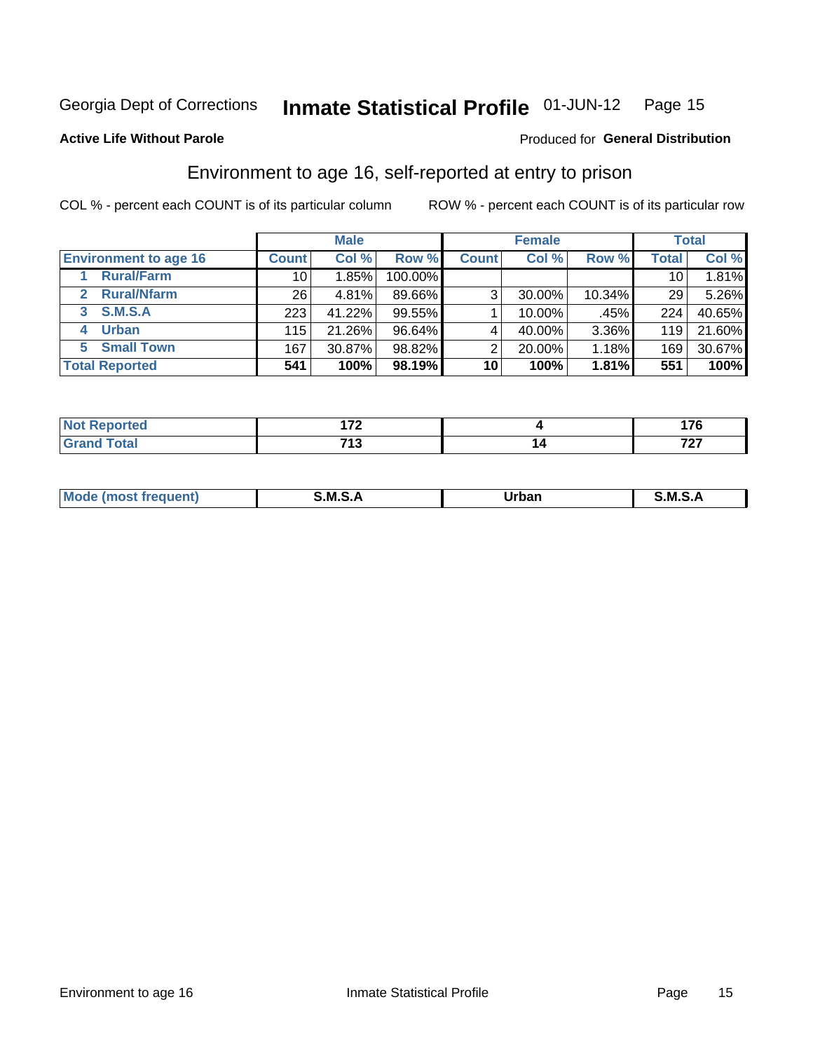Georgia Dept of Corrections **Inmate Statistical Profile** 01-JUN-12 Page 15

**Active Life Without Parole**

Produced for **General Distribution**

## Environment to age 16, self-reported at entry to prison

COL % - percent each COUNT is of its particular column ROW % - percent each COUNT is of its particular row

| | Male | | | Female | | | Total | |
|---|---|---|---|---|---|---|---|---|
| **Environment to age 16** | **Count** | **Col %** | **Row %** | **Count** | **Col %** | **Row %** | **Total** | **Col %** |
| 1 Rural/Farm | 10 | 1.85% | 100.00% | | | | 10 | 1.81% |
| 2 Rural/Nfarm | 26 | 4.81% | 89.66% | 3 | 30.00% | 10.34% | 29 | 5.26% |
| 3 S.M.S.A | 223 | 41.22% | 99.55% | 1 | 10.00% | .45% | 224 | 40.65% |
| 4 Urban | 115 | 21.26% | 96.64% | 4 | 40.00% | 3.36% | 119 | 21.60% |
| 5 Small Town | 167 | 30.87% | 98.82% | 2 | 20.00% | 1.18% | 169 | 30.67% |
| **Total Reported** | **541** | **100%** | **98.19%** | **10** | **100%** | **1.81%** | **551** | **100%** |

| | Male | Female | Total |
|---|---|---|---|
| **Not Reported** | **172** | **4** | **176** |
| **Grand Total** | **713** | **14** | **727** |

| | Male | Female | Total |
|---|---|---|---|
| **Mode (most frequent)** | **S.M.S.A** | **Urban** | **S.M.S.A** |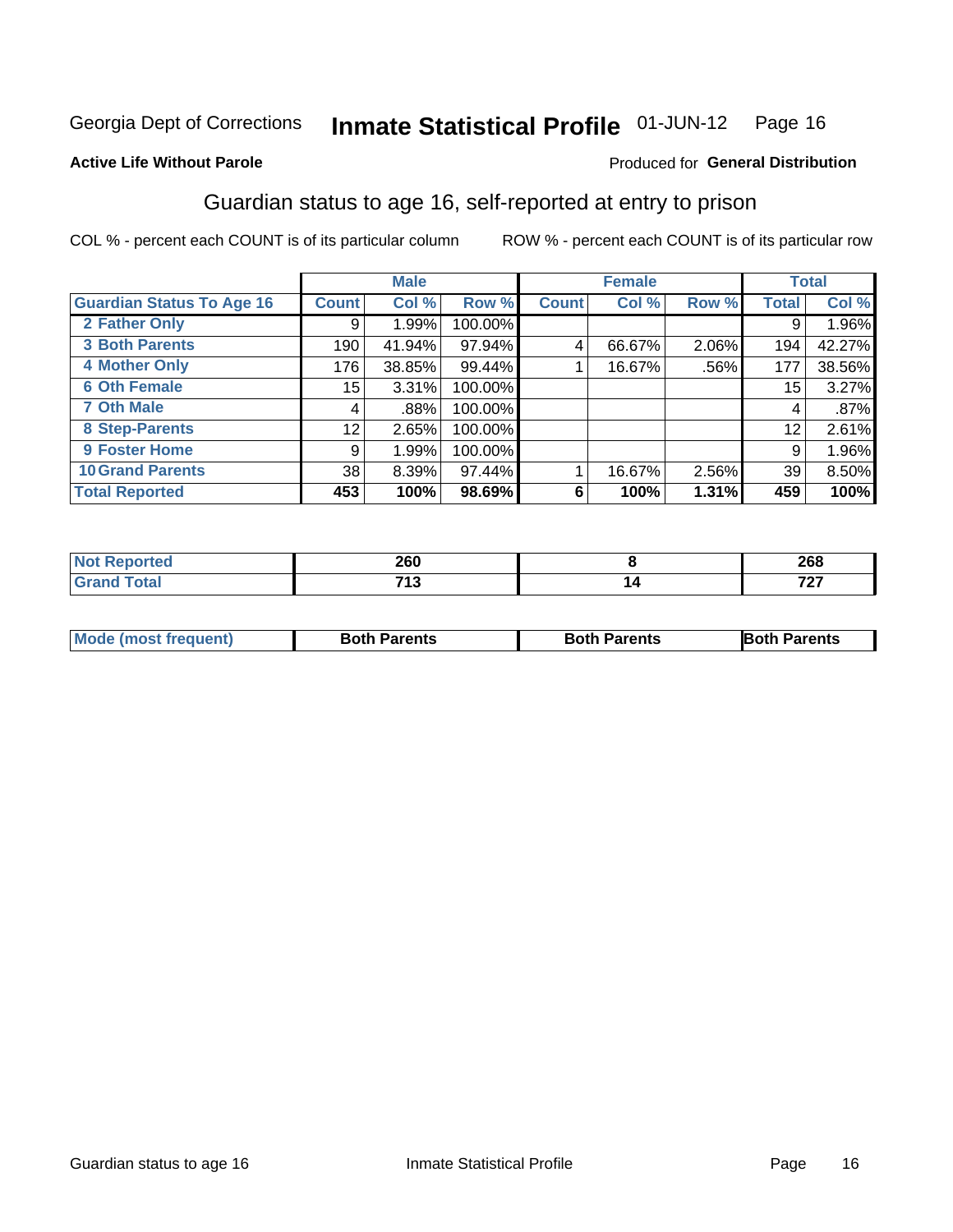Georgia Dept of Corrections **Inmate Statistical Profile** 01-JUN-12

**Active Life Without Parole**

Produced for **General Distribution**

## Guardian status to age 16, self-reported at entry to prison

COL % - percent each COUNT is of its particular column ROW % - percent each COUNT is of its particular row

| | Male | | | Female | | | Total | |
|---|---|---|---|---|---|---|---|---|
| **Guardian Status To Age 16** | **Count** | **Col %** | **Row %** | **Count** | **Col %** | **Row %** | **Total** | **Col %** |
| **2 Father Only** | 9 | 1.99% | 100.00% | | | | 9 | 1.96% |
| **3 Both Parents** | 190 | 41.94% | 97.94% | 4 | 66.67% | 2.06% | 194 | 42.27% |
| **4 Mother Only** | 176 | 38.85% | 99.44% | 1 | 16.67% | .56% | 177 | 38.56% |
| **6 Oth Female** | 15 | 3.31% | 100.00% | | | | 15 | 3.27% |
| **7 Oth Male** | 4 | .88% | 100.00% | | | | 4 | .87% |
| **8 Step-Parents** | 12 | 2.65% | 100.00% | | | | 12 | 2.61% |
| **9 Foster Home** | 9 | 1.99% | 100.00% | | | | 9 | 1.96% |
| **10 Grand Parents** | 38 | 8.39% | 97.44% | 1 | 16.67% | 2.56% | 39 | 8.50% |
| **Total Reported** | **453** | **100%** | **98.69%** | **6** | **100%** | **1.31%** | **459** | **100%** |

| | Male | Female | Total |
|---|---|---|---|
| **Not Reported** | **260** | **8** | **268** |
| **Grand Total** | **713** | **14** | **727** |

| | Male | Female | Total |
|---|---|---|---|
| **Mode (most frequent)** | **Both Parents** | **Both Parents** | **Both Parents** |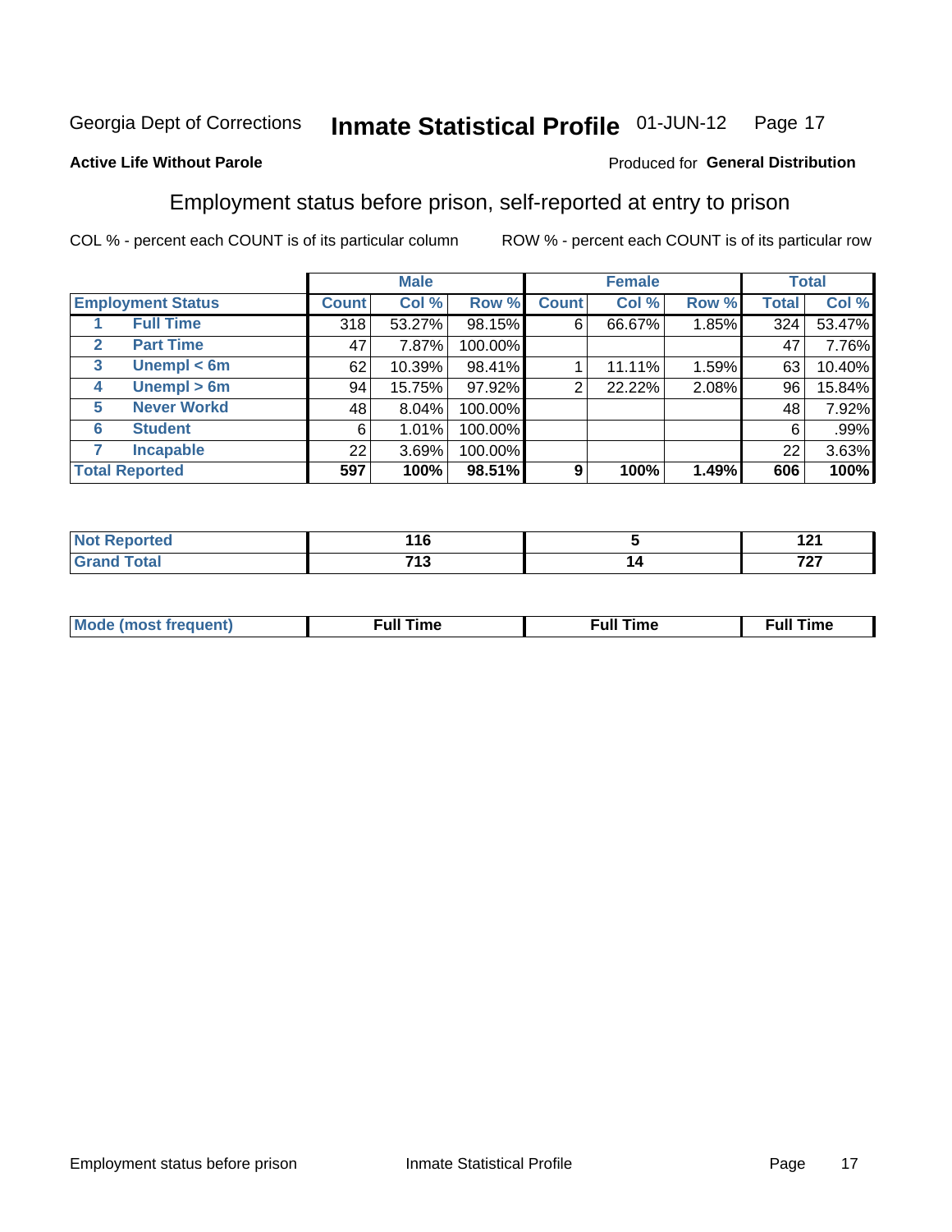Georgia Dept of Corrections **Inmate Statistical Profile** 01-JUN-12

**Active Life Without Parole**

Produced for **General Distribution**

## Employment status before prison, self-reported at entry to prison

COL % - percent each COUNT is of its particular column ROW % - percent each COUNT is of its particular row

| Employment Status | | Male | | | Female | | | Total | |
|---|---|---|---|---|---|---|---|---|---|
| | | Count | Col % | Row % | Count | Col % | Row % | Total | Col % |
| 1 | Full Time | 318 | 53.27% | 98.15% | 6 | 66.67% | 1.85% | 324 | 53.47% |
| 2 | Part Time | 47 | 7.87% | 100.00% | | | | 47 | 7.76% |
| 3 | Unempl < 6m | 62 | 10.39% | 98.41% | 1 | 11.11% | 1.59% | 63 | 10.40% |
| 4 | Unempl > 6m | 94 | 15.75% | 97.92% | 2 | 22.22% | 2.08% | 96 | 15.84% |
| 5 | Never Workd | 48 | 8.04% | 100.00% | | | | 48 | 7.92% |
| 6 | Student | 6 | 1.01% | 100.00% | | | | 6 | .99% |
| 7 | Incapable | 22 | 3.69% | 100.00% | | | | 22 | 3.63% |
| **Total Reported** | | **597** | **100%** | **98.51%** | **9** | **100%** | **1.49%** | **606** | **100%** |

| | Male | Female | Total |
|---|---|---|---|
| Not Reported | 116 | 5 | 121 |
| Grand Total | 713 | 14 | 727 |

| | Male | Female | Total |
|---|---|---|---|
| Mode (most frequent) | Full Time | Full Time | Full Time |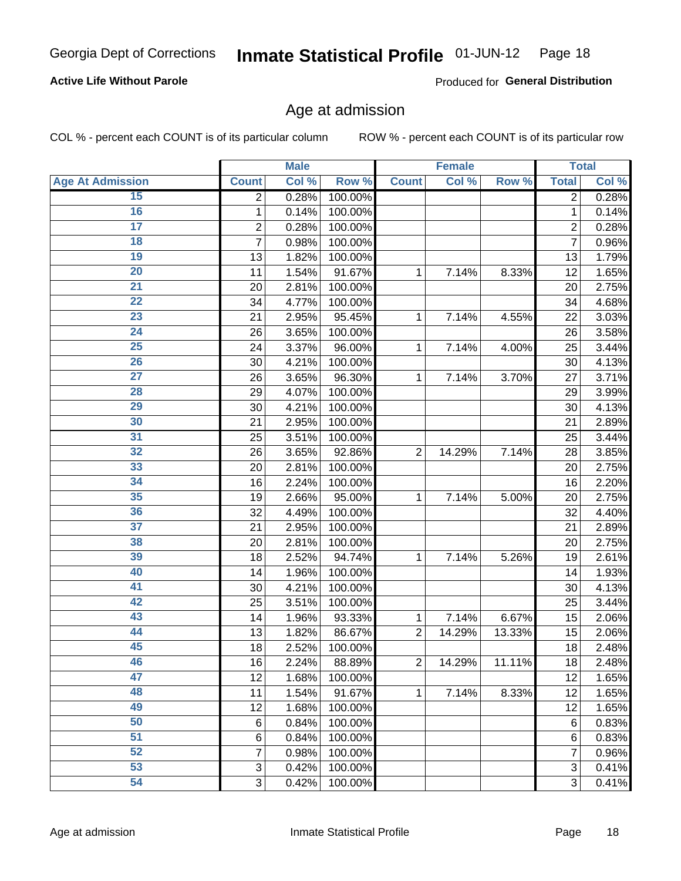Georgia Dept of Corrections **Inmate Statistical Profile** 01-JUN-12

**Active Life Without Parole**

Produced for **General Distribution**

## Age at admission

COL % - percent each COUNT is of its particular column ROW % - percent each COUNT is of its particular row

| | Male | | | Female | | | Total | |
|---|---|---|---|---|---|---|---|---|
| **Age At Admission** | **Count** | **Col %** | **Row %** | **Count** | **Col %** | **Row %** | **Total** | **Col %** |
| 15 | 2 | 0.28% | 100.00% | | | | 2 | 0.28% |
| 16 | 1 | 0.14% | 100.00% | | | | 1 | 0.14% |
| 17 | 2 | 0.28% | 100.00% | | | | 2 | 0.28% |
| 18 | 7 | 0.98% | 100.00% | | | | 7 | 0.96% |
| 19 | 13 | 1.82% | 100.00% | | | | 13 | 1.79% |
| 20 | 11 | 1.54% | 91.67% | 1 | 7.14% | 8.33% | 12 | 1.65% |
| 21 | 20 | 2.81% | 100.00% | | | | 20 | 2.75% |
| 22 | 34 | 4.77% | 100.00% | | | | 34 | 4.68% |
| 23 | 21 | 2.95% | 95.45% | 1 | 7.14% | 4.55% | 22 | 3.03% |
| 24 | 26 | 3.65% | 100.00% | | | | 26 | 3.58% |
| 25 | 24 | 3.37% | 96.00% | 1 | 7.14% | 4.00% | 25 | 3.44% |
| 26 | 30 | 4.21% | 100.00% | | | | 30 | 4.13% |
| 27 | 26 | 3.65% | 96.30% | 1 | 7.14% | 3.70% | 27 | 3.71% |
| 28 | 29 | 4.07% | 100.00% | | | | 29 | 3.99% |
| 29 | 30 | 4.21% | 100.00% | | | | 30 | 4.13% |
| 30 | 21 | 2.95% | 100.00% | | | | 21 | 2.89% |
| 31 | 25 | 3.51% | 100.00% | | | | 25 | 3.44% |
| 32 | 26 | 3.65% | 92.86% | 2 | 14.29% | 7.14% | 28 | 3.85% |
| 33 | 20 | 2.81% | 100.00% | | | | 20 | 2.75% |
| 34 | 16 | 2.24% | 100.00% | | | | 16 | 2.20% |
| 35 | 19 | 2.66% | 95.00% | 1 | 7.14% | 5.00% | 20 | 2.75% |
| 36 | 32 | 4.49% | 100.00% | | | | 32 | 4.40% |
| 37 | 21 | 2.95% | 100.00% | | | | 21 | 2.89% |
| 38 | 20 | 2.81% | 100.00% | | | | 20 | 2.75% |
| 39 | 18 | 2.52% | 94.74% | 1 | 7.14% | 5.26% | 19 | 2.61% |
| 40 | 14 | 1.96% | 100.00% | | | | 14 | 1.93% |
| 41 | 30 | 4.21% | 100.00% | | | | 30 | 4.13% |
| 42 | 25 | 3.51% | 100.00% | | | | 25 | 3.44% |
| 43 | 14 | 1.96% | 93.33% | 1 | 7.14% | 6.67% | 15 | 2.06% |
| 44 | 13 | 1.82% | 86.67% | 2 | 14.29% | 13.33% | 15 | 2.06% |
| 45 | 18 | 2.52% | 100.00% | | | | 18 | 2.48% |
| 46 | 16 | 2.24% | 88.89% | 2 | 14.29% | 11.11% | 18 | 2.48% |
| 47 | 12 | 1.68% | 100.00% | | | | 12 | 1.65% |
| 48 | 11 | 1.54% | 91.67% | 1 | 7.14% | 8.33% | 12 | 1.65% |
| 49 | 12 | 1.68% | 100.00% | | | | 12 | 1.65% |
| 50 | 6 | 0.84% | 100.00% | | | | 6 | 0.83% |
| 51 | 6 | 0.84% | 100.00% | | | | 6 | 0.83% |
| 52 | 7 | 0.98% | 100.00% | | | | 7 | 0.96% |
| 53 | 3 | 0.42% | 100.00% | | | | 3 | 0.41% |
| 54 | 3 | 0.42% | 100.00% | | | | 3 | 0.41% |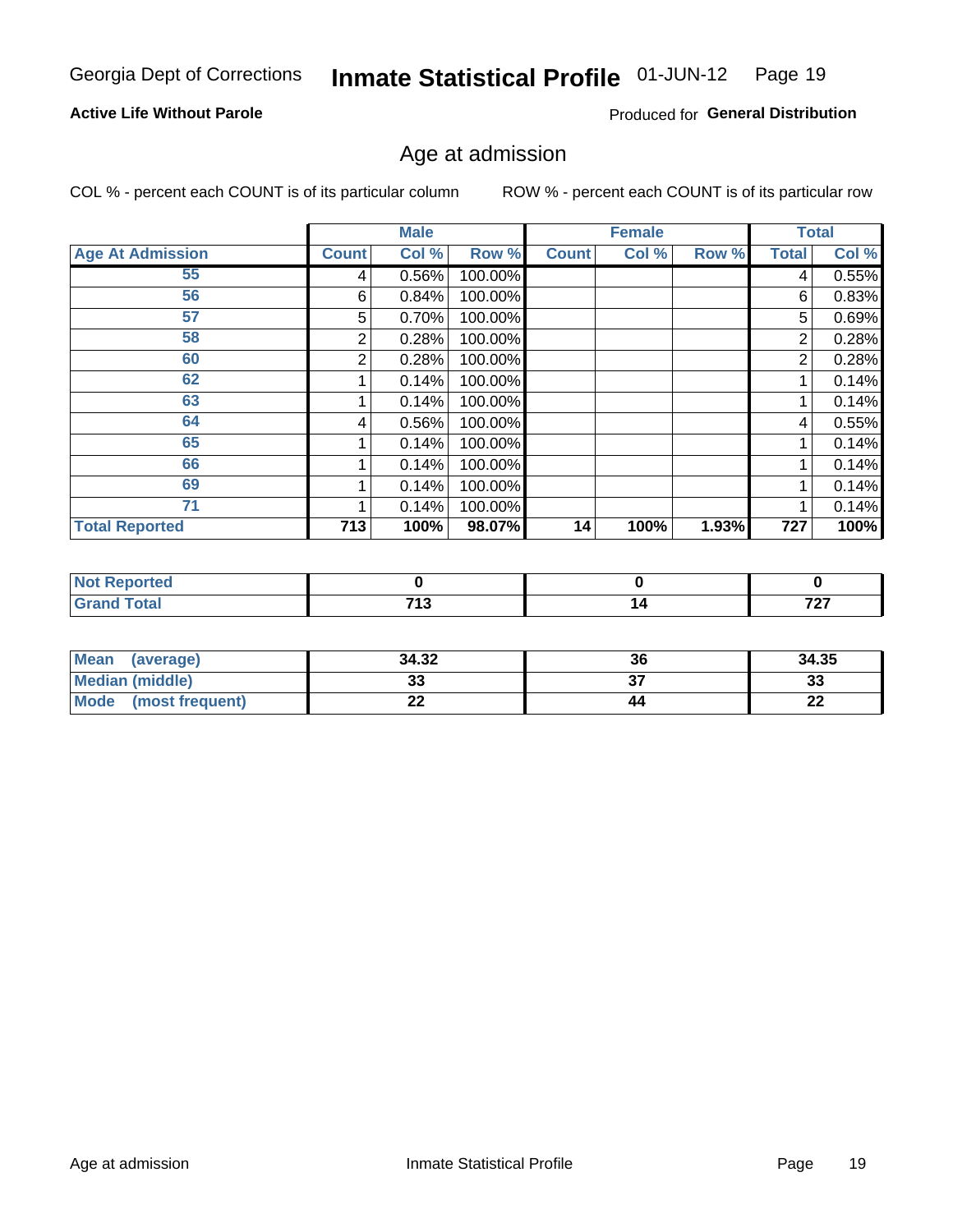Georgia Dept of Corrections **Inmate Statistical Profile** 01-JUN-12

**Active Life Without Parole**

Produced for **General Distribution**

## Age at admission

COL % - percent each COUNT is of its particular column

ROW % - percent each COUNT is of its particular row

| Age At Admission | Male | | | Female | | | Total | |
|---|---|---|---|---|---|---|---|---|
| | Count | Col % | Row % | Count | Col % | Row % | Total | Col % |
| 55 | 4 | 0.56% | 100.00% | | | | 4 | 0.55% |
| 56 | 6 | 0.84% | 100.00% | | | | 6 | 0.83% |
| 57 | 5 | 0.70% | 100.00% | | | | 5 | 0.69% |
| 58 | 2 | 0.28% | 100.00% | | | | 2 | 0.28% |
| 60 | 2 | 0.28% | 100.00% | | | | 2 | 0.28% |
| 62 | 1 | 0.14% | 100.00% | | | | 1 | 0.14% |
| 63 | 1 | 0.14% | 100.00% | | | | 1 | 0.14% |
| 64 | 4 | 0.56% | 100.00% | | | | 4 | 0.55% |
| 65 | 1 | 0.14% | 100.00% | | | | 1 | 0.14% |
| 66 | 1 | 0.14% | 100.00% | | | | 1 | 0.14% |
| 69 | 1 | 0.14% | 100.00% | | | | 1 | 0.14% |
| 71 | 1 | 0.14% | 100.00% | | | | 1 | 0.14% |
| **Total Reported** | **713** | **100%** | **98.07%** | **14** | **100%** | **1.93%** | **727** | **100%** |

| | Male | Female | Total |
|---|---|---|---|
| Not Reported | 0 | 0 | 0 |
| Grand Total | 713 | 14 | 727 |

| | Male | Female | Total |
|---|---|---|---|
| Mean (average) | 34.32 | 36 | 34.35 |
| Median (middle) | 33 | 37 | 33 |
| Mode (most frequent) | 22 | 44 | 22 |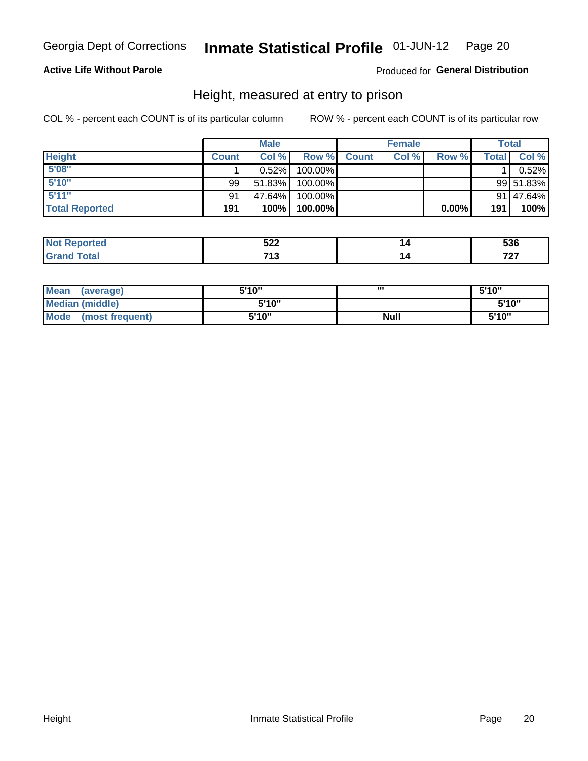Georgia Dept of Corrections **Inmate Statistical Profile** 01-JUN-12

**Active Life Without Parole**

Produced for **General Distribution**

## Height, measured at entry to prison

COL % - percent each COUNT is of its particular column

ROW % - percent each COUNT is of its particular row

| | Male | | | Female | | | Total | |
|---|---|---|---|---|---|---|---|---|
| **Height** | **Count** | **Col %** | **Row %** | **Count** | **Col %** | **Row %** | **Total** | **Col %** |
| **5'08"** | 1 | 0.52% | 100.00% | | | | 1 | 0.52% |
| **5'10"** | 99 | 51.83% | 100.00% | | | | 99 | 51.83% |
| **5'11"** | 91 | 47.64% | 100.00% | | | | 91 | 47.64% |
| **Total Reported** | **191** | **100%** | **100.00%** | | | **0.00%** | **191** | **100%** |

| | Male | Female | Total |
|---|---|---|---|
| **Not Reported** | 522 | 14 | 536 |
| **Grand Total** | 713 | 14 | 727 |

| | Male | Female | Total |
|---|---|---|---|
| **Mean (average)** | 5'10" | '" | 5'10" |
| **Median (middle)** | 5'10" | | 5'10" |
| **Mode (most frequent)** | 5'10" | Null | 5'10" |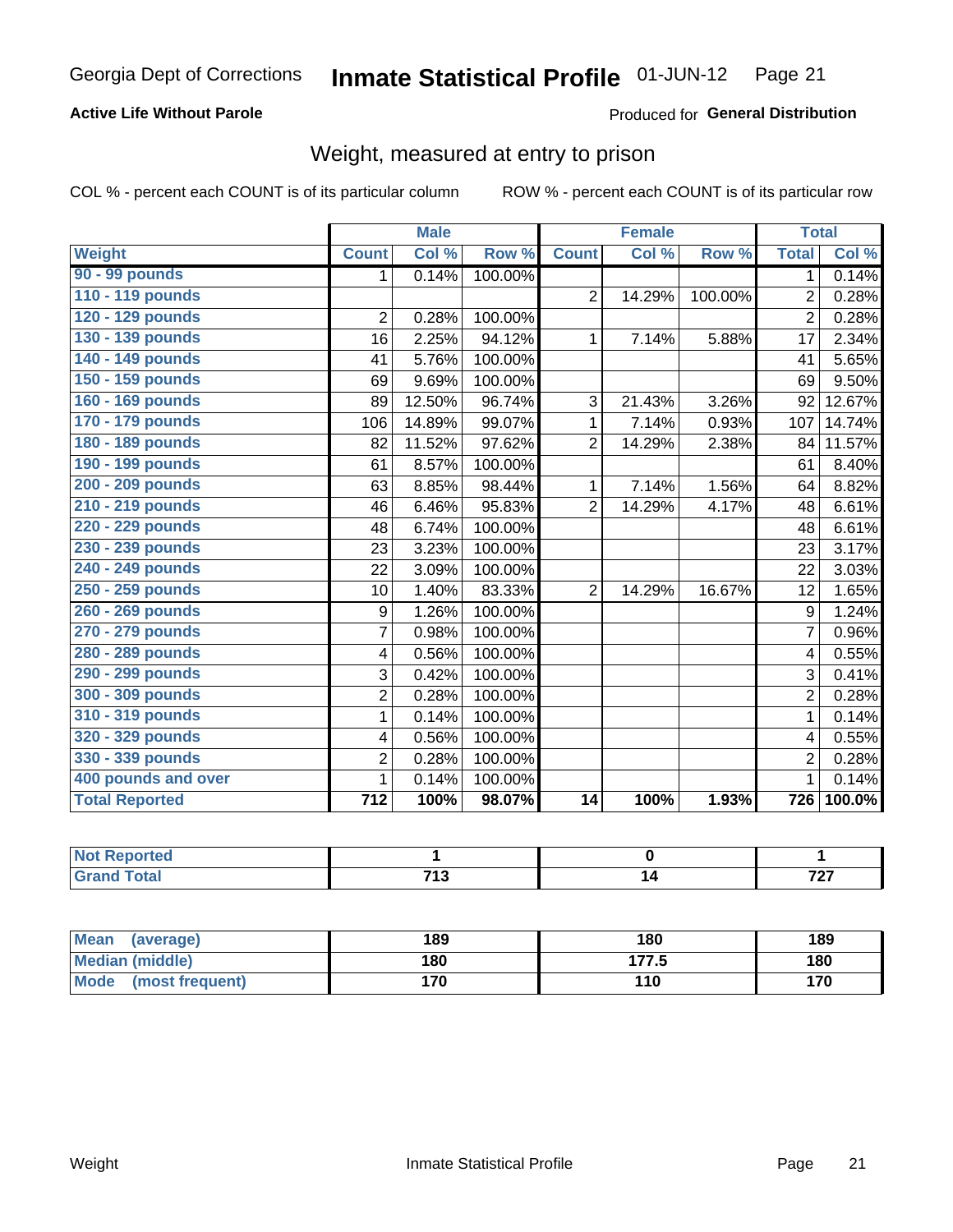Georgia Dept of Corrections **Inmate Statistical Profile** 01-JUN-12

**Active Life Without Parole**

Produced for **General Distribution**

## Weight, measured at entry to prison

COL % - percent each COUNT is of its particular column    ROW % - percent each COUNT is of its particular row

| | Male | | | Female | | | Total | |
|---|---|---|---|---|---|---|---|---|
| **Weight** | **Count** | **Col %** | **Row %** | **Count** | **Col %** | **Row %** | **Total** | **Col %** |
| 90 - 99 pounds | 1 | 0.14% | 100.00% | | | | 1 | 0.14% |
| 110 - 119 pounds | | | | 2 | 14.29% | 100.00% | 2 | 0.28% |
| 120 - 129 pounds | 2 | 0.28% | 100.00% | | | | 2 | 0.28% |
| 130 - 139 pounds | 16 | 2.25% | 94.12% | 1 | 7.14% | 5.88% | 17 | 2.34% |
| 140 - 149 pounds | 41 | 5.76% | 100.00% | | | | 41 | 5.65% |
| 150 - 159 pounds | 69 | 9.69% | 100.00% | | | | 69 | 9.50% |
| 160 - 169 pounds | 89 | 12.50% | 96.74% | 3 | 21.43% | 3.26% | 92 | 12.67% |
| 170 - 179 pounds | 106 | 14.89% | 99.07% | 1 | 7.14% | 0.93% | 107 | 14.74% |
| 180 - 189 pounds | 82 | 11.52% | 97.62% | 2 | 14.29% | 2.38% | 84 | 11.57% |
| 190 - 199 pounds | 61 | 8.57% | 100.00% | | | | 61 | 8.40% |
| 200 - 209 pounds | 63 | 8.85% | 98.44% | 1 | 7.14% | 1.56% | 64 | 8.82% |
| 210 - 219 pounds | 46 | 6.46% | 95.83% | 2 | 14.29% | 4.17% | 48 | 6.61% |
| 220 - 229 pounds | 48 | 6.74% | 100.00% | | | | 48 | 6.61% |
| 230 - 239 pounds | 23 | 3.23% | 100.00% | | | | 23 | 3.17% |
| 240 - 249 pounds | 22 | 3.09% | 100.00% | | | | 22 | 3.03% |
| 250 - 259 pounds | 10 | 1.40% | 83.33% | 2 | 14.29% | 16.67% | 12 | 1.65% |
| 260 - 269 pounds | 9 | 1.26% | 100.00% | | | | 9 | 1.24% |
| 270 - 279 pounds | 7 | 0.98% | 100.00% | | | | 7 | 0.96% |
| 280 - 289 pounds | 4 | 0.56% | 100.00% | | | | 4 | 0.55% |
| 290 - 299 pounds | 3 | 0.42% | 100.00% | | | | 3 | 0.41% |
| 300 - 309 pounds | 2 | 0.28% | 100.00% | | | | 2 | 0.28% |
| 310 - 319 pounds | 1 | 0.14% | 100.00% | | | | 1 | 0.14% |
| 320 - 329 pounds | 4 | 0.56% | 100.00% | | | | 4 | 0.55% |
| 330 - 339 pounds | 2 | 0.28% | 100.00% | | | | 2 | 0.28% |
| 400 pounds and over | 1 | 0.14% | 100.00% | | | | 1 | 0.14% |
| **Total Reported** | **712** | **100%** | **98.07%** | **14** | **100%** | **1.93%** | **726** | **100.0%** |

| | Male | Female | Total |
|---|---|---|---|
| **Not Reported** | **1** | **0** | **1** |
| **Grand Total** | **713** | **14** | **727** |

| | Male | Female | Total |
|---|---|---|---|
| **Mean (average)** | **189** | **180** | **189** |
| **Median (middle)** | **180** | **177.5** | **180** |
| **Mode (most frequent)** | **170** | **110** | **170** |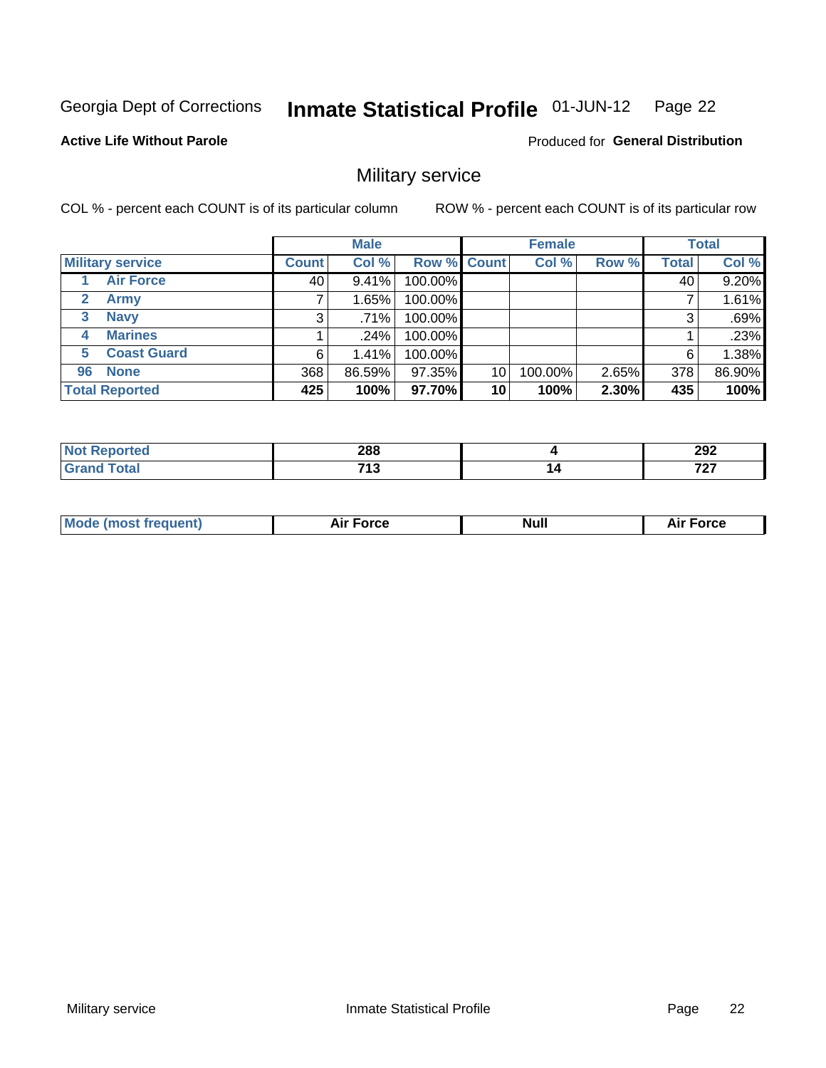Georgia Dept of Corrections **Inmate Statistical Profile** 01-JUN-12

**Active Life Without Parole**

Produced for **General Distribution**

## Military service

COL % - percent each COUNT is of its particular column ROW % - percent each COUNT is of its particular row

| Military service | Male | | | Female | | | Total | |
|---|---|---|---|---|---|---|---|---|
| | Count | Col % | Row % | Count | Col % | Row % | Total | Col % |
| 1 Air Force | 40 | 9.41% | 100.00% | | | | 40 | 9.20% |
| 2 Army | 7 | 1.65% | 100.00% | | | | 7 | 1.61% |
| 3 Navy | 3 | .71% | 100.00% | | | | 3 | .69% |
| 4 Marines | 1 | .24% | 100.00% | | | | 1 | .23% |
| 5 Coast Guard | 6 | 1.41% | 100.00% | | | | 6 | 1.38% |
| 96 None | 368 | 86.59% | 97.35% | 10 | 100.00% | 2.65% | 378 | 86.90% |
| **Total Reported** | **425** | **100%** | **97.70%** | **10** | **100%** | **2.30%** | **435** | **100%** |

| | Male | Female | Total |
|---|---|---|---|
| Not Reported | 288 | 4 | 292 |
| Grand Total | 713 | 14 | 727 |

| | Male | Female | Total |
|---|---|---|---|
| Mode (most frequent) | Air Force | Null | Air Force |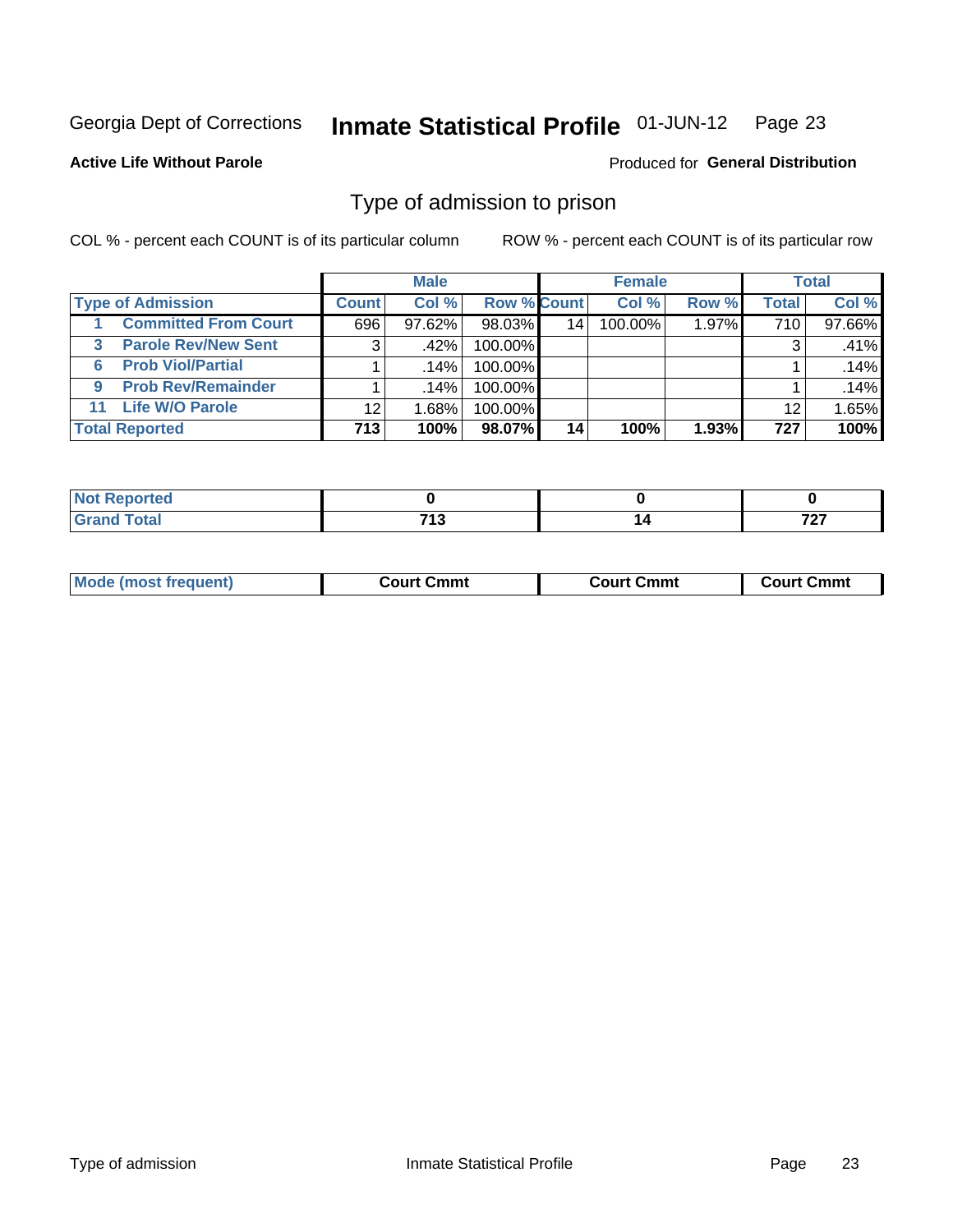Georgia Dept of Corrections **Inmate Statistical Profile** 01-JUN-12

**Active Life Without Parole**

Produced for **General Distribution**

## Type of admission to prison

COL % - percent each COUNT is of its particular column

ROW % - percent each COUNT is of its particular row

| | Male | | | Female | | | Total | |
|---|---|---|---|---|---|---|---|---|
| **Type of Admission** | **Count** | **Col %** | **Row %** | **Count** | **Col %** | **Row %** | **Total** | **Col %** |
| 1 **Committed From Court** | 696 | 97.62% | 98.03% | 14 | 100.00% | 1.97% | 710 | 97.66% |
| 3 **Parole Rev/New Sent** | 3 | .42% | 100.00% | | | | 3 | .41% |
| 6 **Prob Viol/Partial** | 1 | .14% | 100.00% | | | | 1 | .14% |
| 9 **Prob Rev/Remainder** | 1 | .14% | 100.00% | | | | 1 | .14% |
| 11 **Life W/O Parole** | 12 | 1.68% | 100.00% | | | | 12 | 1.65% |
| **Total Reported** | **713** | **100%** | **98.07%** | **14** | **100%** | **1.93%** | **727** | **100%** |

| | Male | Female | Total |
|---|---|---|---|
| **Not Reported** | **0** | **0** | **0** |
| **Grand Total** | **713** | **14** | **727** |

| | Male | Female | Total |
|---|---|---|---|
| **Mode (most frequent)** | **Court Cmmt** | **Court Cmmt** | **Court Cmmt** |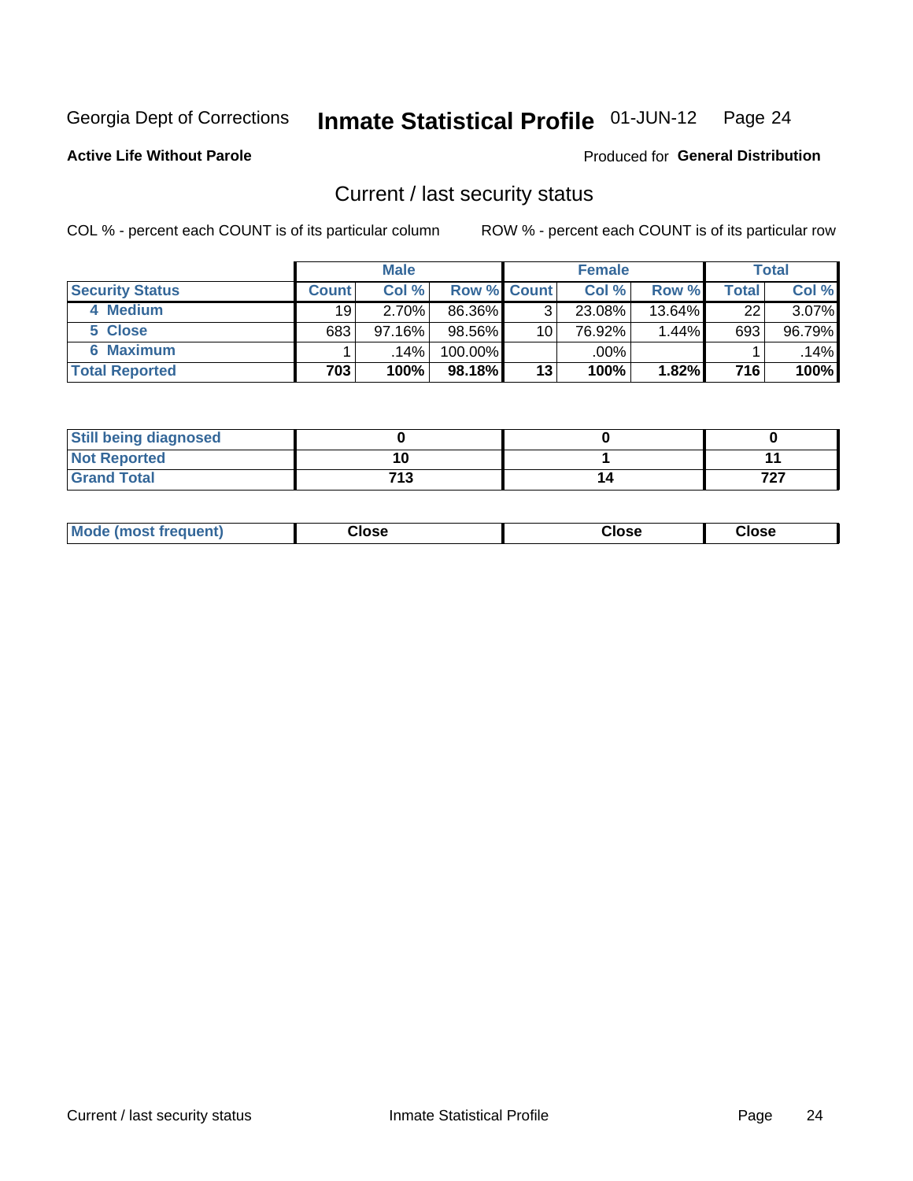Georgia Dept of Corrections **Inmate Statistical Profile** 01-JUN-12

**Active Life Without Parole**

Produced for **General Distribution**

## Current / last security status

COL % - percent each COUNT is of its particular column

ROW % - percent each COUNT is of its particular row

| | Male | | | Female | | | Total | |
|---|---|---|---|---|---|---|---|---|
| **Security Status** | **Count** | **Col %** | **Row %** | **Count** | **Col %** | **Row %** | **Total** | **Col %** |
| 4 Medium | 19 | 2.70% | 86.36% | 3 | 23.08% | 13.64% | 22 | 3.07% |
| 5 Close | 683 | 97.16% | 98.56% | 10 | 76.92% | 1.44% | 693 | 96.79% |
| 6 Maximum | 1 | .14% | 100.00% | | .00% | | 1 | .14% |
| **Total Reported** | **703** | **100%** | **98.18%** | **13** | **100%** | **1.82%** | **716** | **100%** |

| | Male | Female | Total |
|---|---|---|---|
| **Still being diagnosed** | **0** | **0** | **0** |
| **Not Reported** | **10** | **1** | **11** |
| **Grand Total** | **713** | **14** | **727** |

| | Male | Female | Total |
|---|---|---|---|
| **Mode (most frequent)** | **Close** | **Close** | **Close** |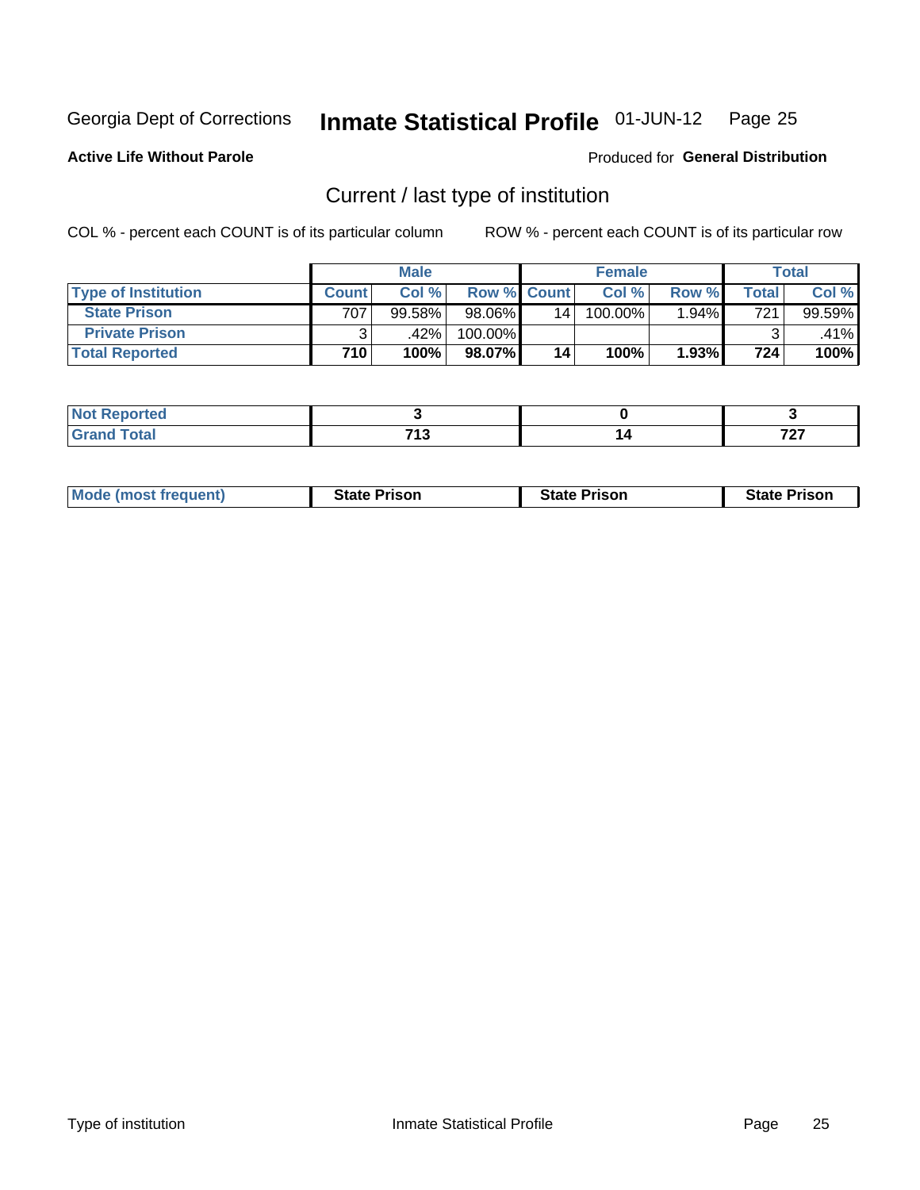Georgia Dept of Corrections **Inmate Statistical Profile** 01-JUN-12 Page 25

**Active Life Without Parole**

Produced for **General Distribution**

## Current / last type of institution

COL % - percent each COUNT is of its particular column ROW % - percent each COUNT is of its particular row

| | Male | | | Female | | | Total | |
|---|---|---|---|---|---|---|---|---|
| **Type of Institution** | **Count** | **Col %** | **Row %** | **Count** | **Col %** | **Row %** | **Total** | **Col %** |
| **State Prison** | 707 | 99.58% | 98.06% | 14 | 100.00% | 1.94% | 721 | 99.59% |
| **Private Prison** | 3 | .42% | 100.00% | | | | 3 | .41% |
| **Total Reported** | **710** | **100%** | **98.07%** | **14** | **100%** | **1.93%** | **724** | **100%** |

| | Male | Female | Total |
|---|---|---|---|
| **Not Reported** | **3** | **0** | **3** |
| **Grand Total** | **713** | **14** | **727** |

| | Male | Female | Total |
|---|---|---|---|
| **Mode (most frequent)** | **State Prison** | **State Prison** | **State Prison** |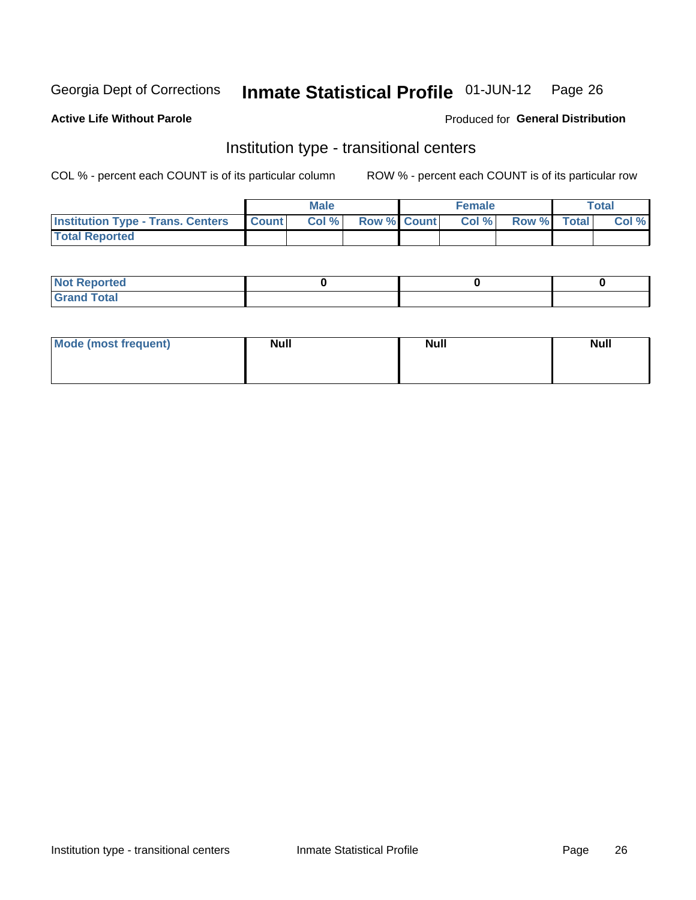Georgia Dept of Corrections **Inmate Statistical Profile** 01-JUN-12 Page 26

**Active Life Without Parole**

Produced for **General Distribution**

## Institution type - transitional centers

COL % - percent each COUNT is of its particular column ROW % - percent each COUNT is of its particular row

| | Male | | | Female | | | Total | |
|---|---|---|---|---|---|---|---|---|
| **Institution Type - Trans. Centers** | **Count** | **Col %** | **Row %** | **Count** | **Col %** | **Row %** | **Total** | **Col %** |
| **Total Reported** | | | | | | | | |

| | Male | Female | Total |
|---|---|---|---|
| **Not Reported** | 0 | 0 | 0 |
| **Grand Total** | | | |

| | Male | Female | Total |
|---|---|---|---|
| **Mode (most frequent)** | Null | Null | Null |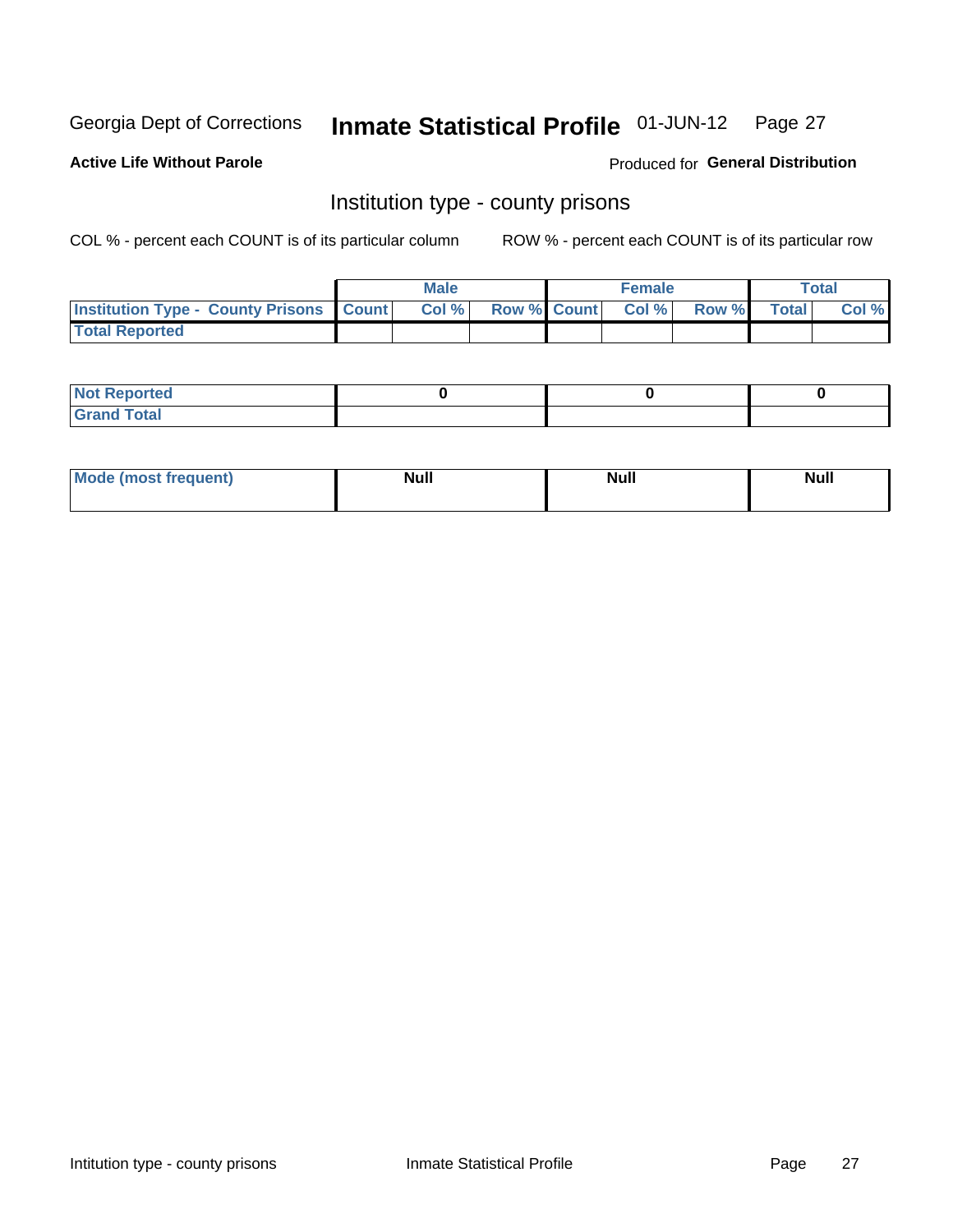Georgia Dept of Corrections **Inmate Statistical Profile** 01-JUN-12

**Active Life Without Parole**

Produced for **General Distribution**

## Institution type - county prisons

COL % - percent each COUNT is of its particular column

ROW % - percent each COUNT is of its particular row

| | Male | | | Female | | | Total | |
|---|---|---|---|---|---|---|---|---|
| **Institution Type - County Prisons** | **Count** | **Col %** | **Row %** | **Count** | **Col %** | **Row %** | **Total** | **Col %** |
| **Total Reported** | | | | | | | | |

| | Male | Female | Total |
|---|---|---|---|
| **Not Reported** | 0 | 0 | 0 |
| **Grand Total** | | | |

| | Male | Female | Total |
|---|---|---|---|
| **Mode (most frequent)** | Null | Null | Null |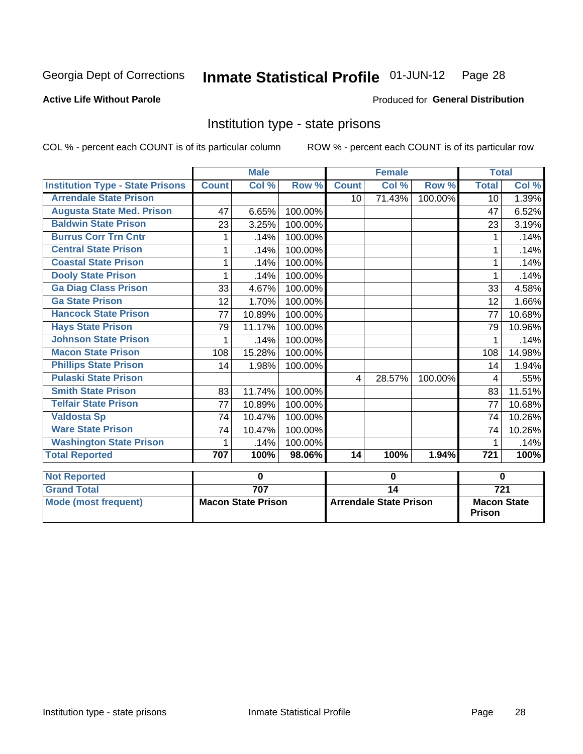Georgia Dept of Corrections **Inmate Statistical Profile** 01-JUN-12 Page 28

**Active Life Without Parole**

Produced for **General Distribution**

## Institution type - state prisons

COL % - percent each COUNT is of its particular column    ROW % - percent each COUNT is of its particular row

| | Male | | | Female | | | Total | |
|---|---|---|---|---|---|---|---|---|
| **Institution Type - State Prisons** | **Count** | **Col %** | **Row %** | **Count** | **Col %** | **Row %** | **Total** | **Col %** |
| Arrendale State Prison | | | | 10 | 71.43% | 100.00% | 10 | 1.39% |
| Augusta State Med. Prison | 47 | 6.65% | 100.00% | | | | 47 | 6.52% |
| Baldwin State Prison | 23 | 3.25% | 100.00% | | | | 23 | 3.19% |
| Burrus Corr Trn Cntr | 1 | .14% | 100.00% | | | | 1 | .14% |
| Central State Prison | 1 | .14% | 100.00% | | | | 1 | .14% |
| Coastal State Prison | 1 | .14% | 100.00% | | | | 1 | .14% |
| Dooly State Prison | 1 | .14% | 100.00% | | | | 1 | .14% |
| Ga Diag Class Prison | 33 | 4.67% | 100.00% | | | | 33 | 4.58% |
| Ga State Prison | 12 | 1.70% | 100.00% | | | | 12 | 1.66% |
| Hancock State Prison | 77 | 10.89% | 100.00% | | | | 77 | 10.68% |
| Hays State Prison | 79 | 11.17% | 100.00% | | | | 79 | 10.96% |
| Johnson State Prison | 1 | .14% | 100.00% | | | | 1 | .14% |
| Macon State Prison | 108 | 15.28% | 100.00% | | | | 108 | 14.98% |
| Phillips State Prison | 14 | 1.98% | 100.00% | | | | 14 | 1.94% |
| Pulaski State Prison | | | | 4 | 28.57% | 100.00% | 4 | .55% |
| Smith State Prison | 83 | 11.74% | 100.00% | | | | 83 | 11.51% |
| Telfair State Prison | 77 | 10.89% | 100.00% | | | | 77 | 10.68% |
| Valdosta Sp | 74 | 10.47% | 100.00% | | | | 74 | 10.26% |
| Ware State Prison | 74 | 10.47% | 100.00% | | | | 74 | 10.26% |
| Washington State Prison | 1 | .14% | 100.00% | | | | 1 | .14% |
| **Total Reported** | **707** | **100%** | **98.06%** | **14** | **100%** | **1.94%** | **721** | **100%** |

| | Male | Female | Total |
|---|---|---|---|
| **Not Reported** | 0 | 0 | 0 |
| **Grand Total** | 707 | 14 | 721 |
| **Mode (most frequent)** | Macon State Prison | Arrendale State Prison | Macon State Prison |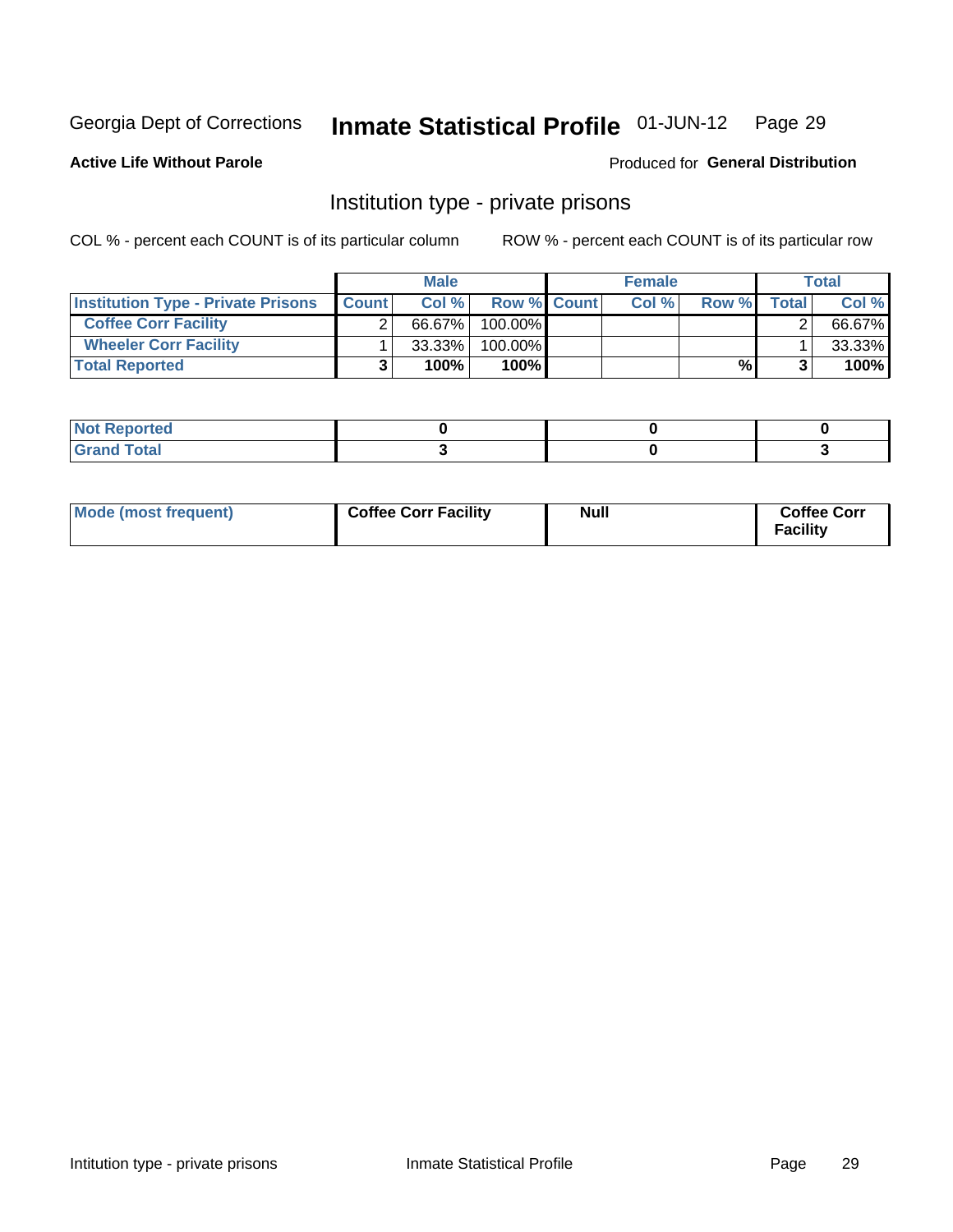Georgia Dept of Corrections **Inmate Statistical Profile** 01-JUN-12 Page 29

**Active Life Without Parole**

Produced for **General Distribution**

## Institution type - private prisons

COL % - percent each COUNT is of its particular column ROW % - percent each COUNT is of its particular row

| | Male | | | Female | | | Total | |
|---|---|---|---|---|---|---|---|---|
| **Institution Type - Private Prisons** | **Count** | **Col %** | **Row %** | **Count** | **Col %** | **Row %** | **Total** | **Col %** |
| **Coffee Corr Facility** | 2 | 66.67% | 100.00% | | | | 2 | 66.67% |
| **Wheeler Corr Facility** | 1 | 33.33% | 100.00% | | | | 1 | 33.33% |
| **Total Reported** | **3** | **100%** | **100%** | | | **%** | **3** | **100%** |

| | Male | Female | Total |
|---|---|---|---|
| **Not Reported** | **0** | **0** | **0** |
| **Grand Total** | **3** | **0** | **3** |

| | Male | Female | Total |
|---|---|---|---|
| **Mode (most frequent)** | **Coffee Corr Facility** | **Null** | **Coffee Corr Facility** |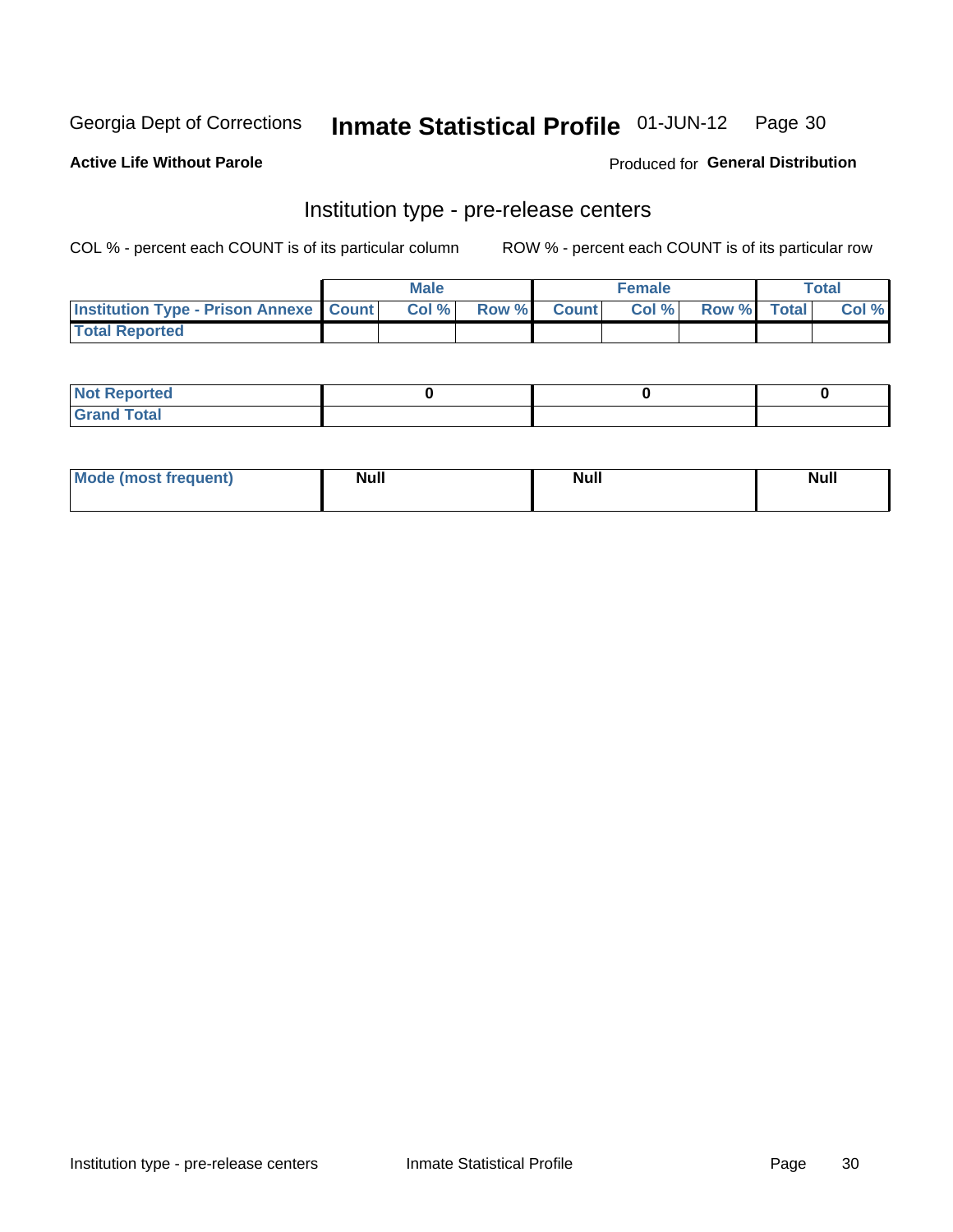Georgia Dept of Corrections **Inmate Statistical Profile** 01-JUN-12

**Active Life Without Parole**

Produced for **General Distribution**

## Institution type - pre-release centers

COL % - percent each COUNT is of its particular column ROW % - percent each COUNT is of its particular row

| | Male | | | Female | | | Total | |
|---|---|---|---|---|---|---|---|---|
| **Institution Type - Prison Annexe** | **Count** | **Col %** | **Row %** | **Count** | **Col %** | **Row %** | **Total** | **Col %** |
| **Total Reported** | | | | | | | | |

| | Male | Female | Total |
|---|---|---|---|
| **Not Reported** | 0 | 0 | 0 |
| **Grand Total** | | | |

| | Male | Female | Total |
|---|---|---|---|
| **Mode (most frequent)** | Null | Null | Null |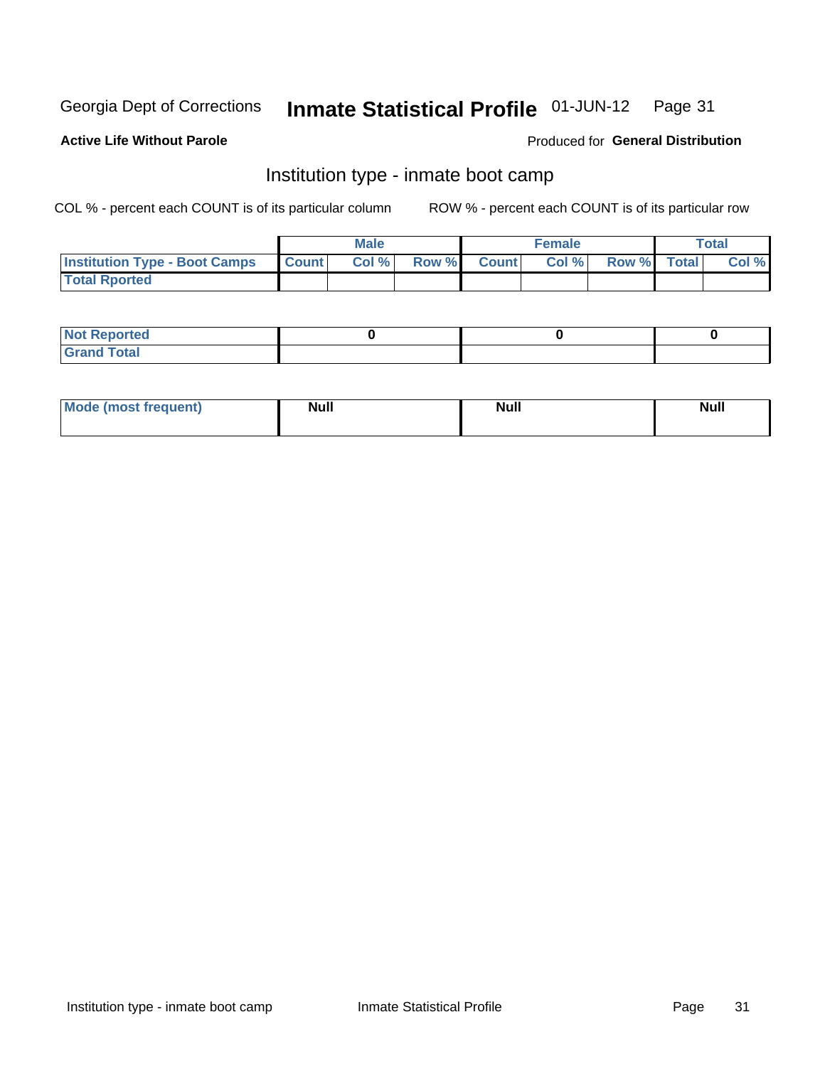Georgia Dept of Corrections **Inmate Statistical Profile** 01-JUN-12

**Active Life Without Parole**

Produced for **General Distribution**

## Institution type - inmate boot camp

COL % - percent each COUNT is of its particular column

ROW % - percent each COUNT is of its particular row

| | Male | | | Female | | | Total | |
|---|---|---|---|---|---|---|---|---|
| Institution Type - Boot Camps | Count | Col % | Row % | Count | Col % | Row % | Total | Col % |
| Total Rported | | | | | | | | |

| | Male | Female | Total |
|---|---|---|---|
| Not Reported | 0 | 0 | 0 |
| Grand Total | | | |

| | Male | Female | Total |
|---|---|---|---|
| Mode (most frequent) | Null | Null | Null |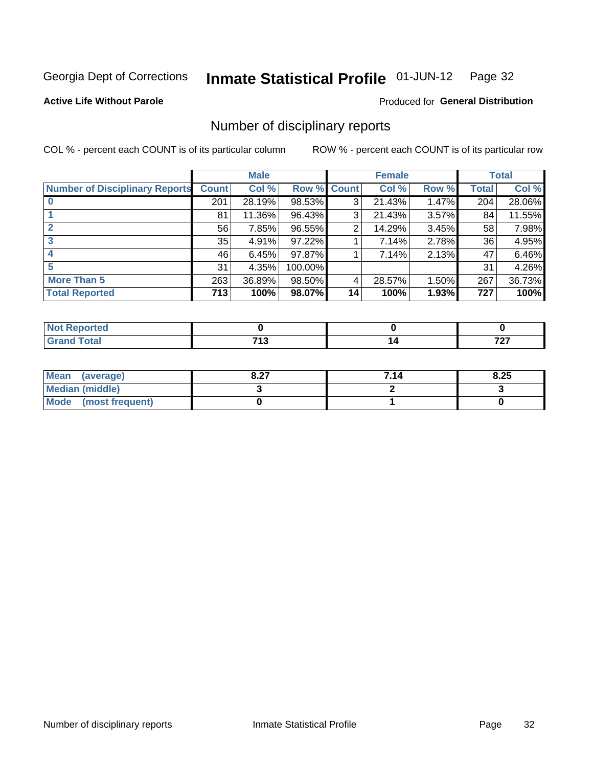Georgia Dept of Corrections **Inmate Statistical Profile** 01-JUN-12

**Active Life Without Parole**

Produced for **General Distribution**

## Number of disciplinary reports

COL % - percent each COUNT is of its particular column ROW % - percent each COUNT is of its particular row

| | Male | | | Female | | | Total | |
|---|---|---|---|---|---|---|---|---|
| **Number of Disciplinary Reports** | **Count** | **Col %** | **Row %** | **Count** | **Col %** | **Row %** | **Total** | **Col %** |
| **0** | 201 | 28.19% | 98.53% | 3 | 21.43% | 1.47% | 204 | 28.06% |
| **1** | 81 | 11.36% | 96.43% | 3 | 21.43% | 3.57% | 84 | 11.55% |
| **2** | 56 | 7.85% | 96.55% | 2 | 14.29% | 3.45% | 58 | 7.98% |
| **3** | 35 | 4.91% | 97.22% | 1 | 7.14% | 2.78% | 36 | 4.95% |
| **4** | 46 | 6.45% | 97.87% | 1 | 7.14% | 2.13% | 47 | 6.46% |
| **5** | 31 | 4.35% | 100.00% | | | | 31 | 4.26% |
| **More Than 5** | 263 | 36.89% | 98.50% | 4 | 28.57% | 1.50% | 267 | 36.73% |
| **Total Reported** | **713** | **100%** | **98.07%** | **14** | **100%** | **1.93%** | **727** | **100%** |

| | Male | Female | Total |
|---|---|---|---|
| **Not Reported** | **0** | **0** | **0** |
| **Grand Total** | **713** | **14** | **727** |

| | Male | Female | Total |
|---|---|---|---|
| **Mean (average)** | **8.27** | **7.14** | **8.25** |
| **Median (middle)** | **3** | **2** | **3** |
| **Mode (most frequent)** | **0** | **1** | **0** |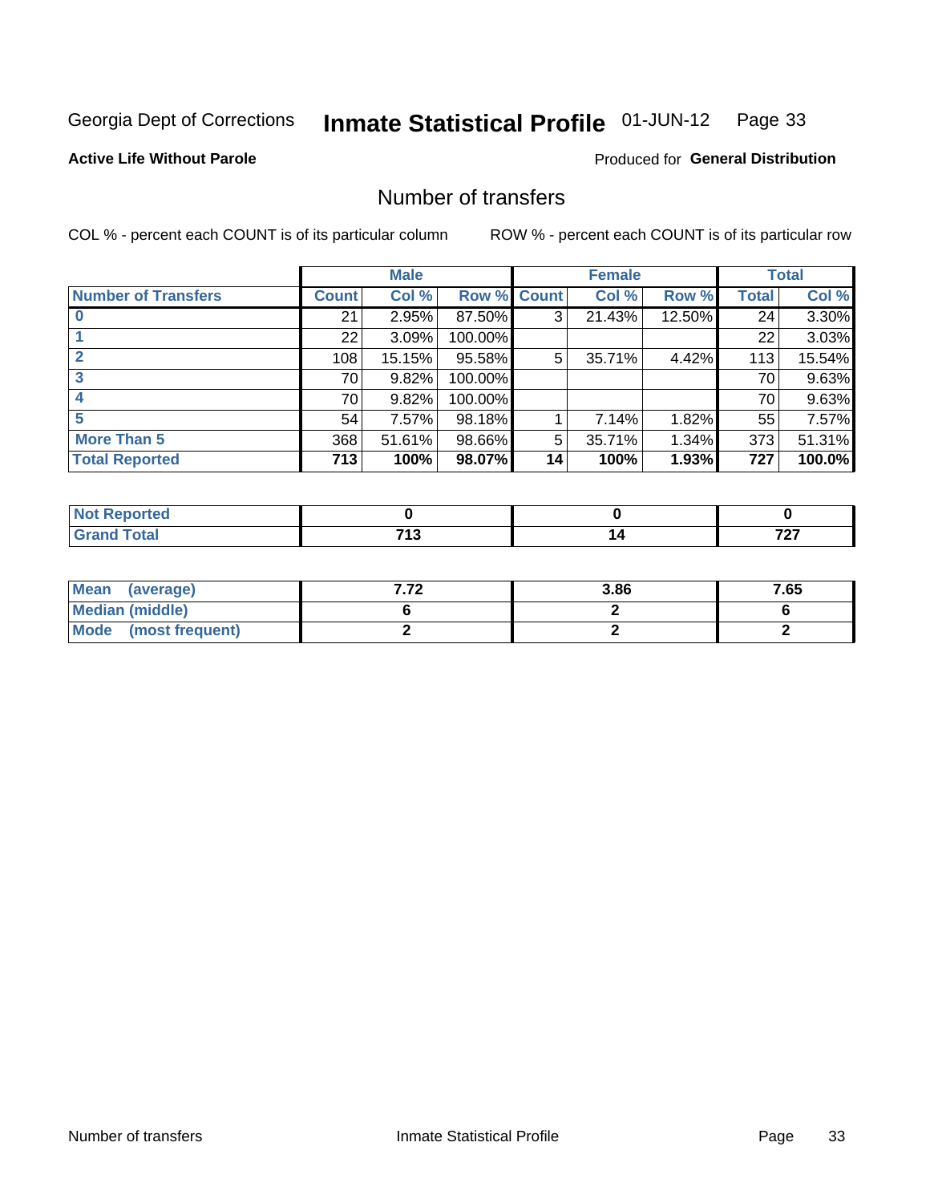Georgia Dept of Corrections **Inmate Statistical Profile** 01-JUN-12

**Active Life Without Parole**

Produced for **General Distribution**

## Number of transfers

COL % - percent each COUNT is of its particular column ROW % - percent each COUNT is of its particular row

| | Male | | | Female | | | Total | |
|---|---|---|---|---|---|---|---|---|
| **Number of Transfers** | **Count** | **Col %** | **Row %** | **Count** | **Col %** | **Row %** | **Total** | **Col %** |
| **0** | 21 | 2.95% | 87.50% | 3 | 21.43% | 12.50% | 24 | 3.30% |
| **1** | 22 | 3.09% | 100.00% | | | | 22 | 3.03% |
| **2** | 108 | 15.15% | 95.58% | 5 | 35.71% | 4.42% | 113 | 15.54% |
| **3** | 70 | 9.82% | 100.00% | | | | 70 | 9.63% |
| **4** | 70 | 9.82% | 100.00% | | | | 70 | 9.63% |
| **5** | 54 | 7.57% | 98.18% | 1 | 7.14% | 1.82% | 55 | 7.57% |
| **More Than 5** | 368 | 51.61% | 98.66% | 5 | 35.71% | 1.34% | 373 | 51.31% |
| **Total Reported** | **713** | **100%** | **98.07%** | **14** | **100%** | **1.93%** | **727** | **100.0%** |

| | Male | Female | Total |
|---|---|---|---|
| **Not Reported** | **0** | **0** | **0** |
| **Grand Total** | **713** | **14** | **727** |

| | Male | Female | Total |
|---|---|---|---|
| **Mean (average)** | **7.72** | **3.86** | **7.65** |
| **Median (middle)** | **6** | **2** | **6** |
| **Mode (most frequent)** | **2** | **2** | **2** |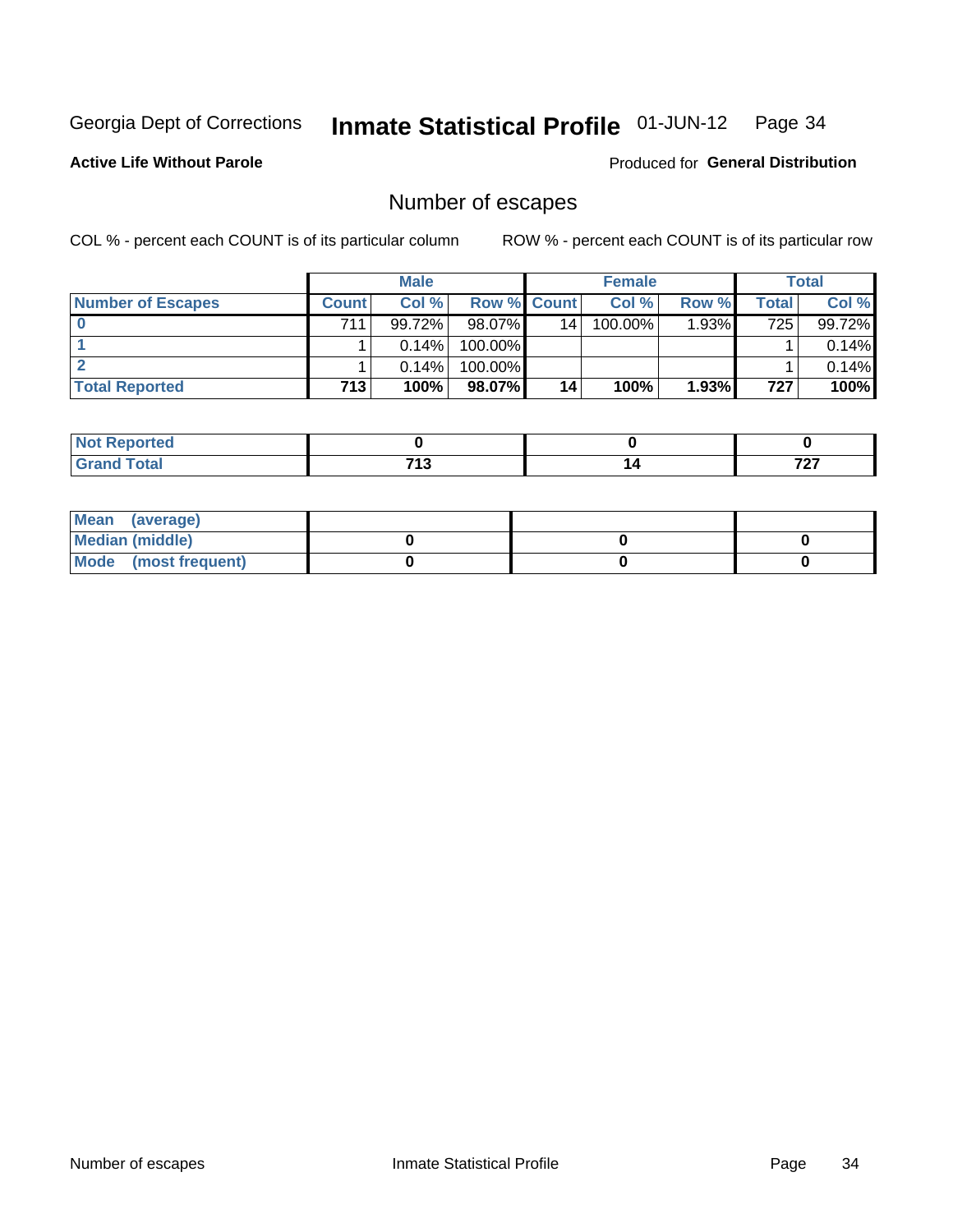Georgia Dept of Corrections **Inmate Statistical Profile** 01-JUN-12

**Active Life Without Parole**

Produced for **General Distribution**

## Number of escapes

COL % - percent each COUNT is of its particular column

ROW % - percent each COUNT is of its particular row

| | Male | | | Female | | | Total | |
|---|---|---|---|---|---|---|---|---|
| **Number of Escapes** | **Count** | **Col %** | **Row %** | **Count** | **Col %** | **Row %** | **Total** | **Col %** |
| **0** | 711 | 99.72% | 98.07% | 14 | 100.00% | 1.93% | 725 | 99.72% |
| **1** | 1 | 0.14% | 100.00% | | | | 1 | 0.14% |
| **2** | 1 | 0.14% | 100.00% | | | | 1 | 0.14% |
| **Total Reported** | **713** | **100%** | **98.07%** | **14** | **100%** | **1.93%** | **727** | **100%** |

| | Male | Female | Total |
|---|---|---|---|
| **Not Reported** | **0** | **0** | **0** |
| **Grand Total** | **713** | **14** | **727** |

| | Male | Female | Total |
|---|---|---|---|
| **Mean (average)** | | | |
| **Median (middle)** | **0** | **0** | **0** |
| **Mode (most frequent)** | **0** | **0** | **0** |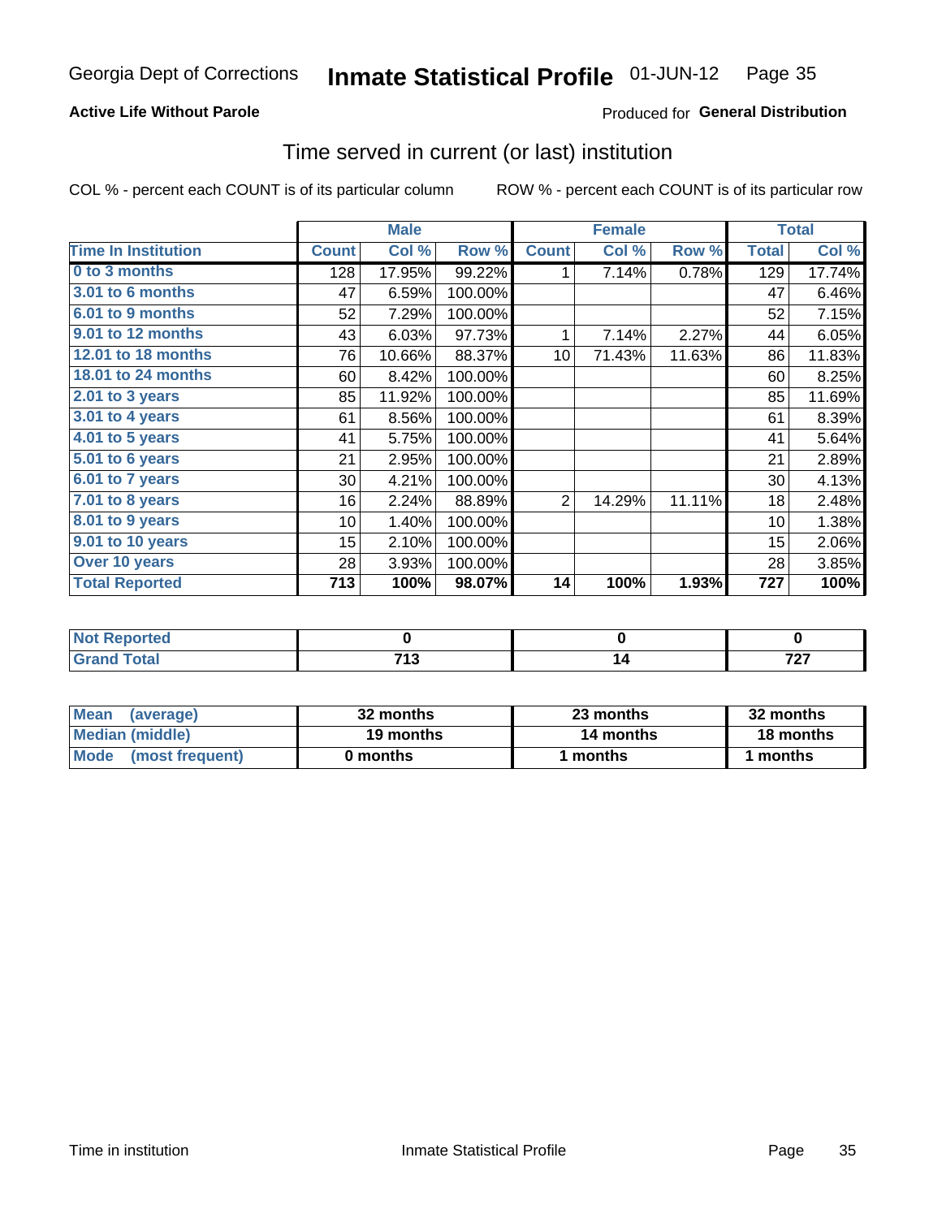Georgia Dept of Corrections **Inmate Statistical Profile** 01-JUN-12

**Active Life Without Parole**

Produced for **General Distribution**

## Time served in current (or last) institution

COL % - percent each COUNT is of its particular column

ROW % - percent each COUNT is of its particular row

| | Male | | | Female | | | Total | |
|---|---|---|---|---|---|---|---|---|
| **Time In Institution** | **Count** | **Col %** | **Row %** | **Count** | **Col %** | **Row %** | **Total** | **Col %** |
| **0 to 3 months** | 128 | 17.95% | 99.22% | 1 | 7.14% | 0.78% | 129 | 17.74% |
| **3.01 to 6 months** | 47 | 6.59% | 100.00% | | | | 47 | 6.46% |
| **6.01 to 9 months** | 52 | 7.29% | 100.00% | | | | 52 | 7.15% |
| **9.01 to 12 months** | 43 | 6.03% | 97.73% | 1 | 7.14% | 2.27% | 44 | 6.05% |
| **12.01 to 18 months** | 76 | 10.66% | 88.37% | 10 | 71.43% | 11.63% | 86 | 11.83% |
| **18.01 to 24 months** | 60 | 8.42% | 100.00% | | | | 60 | 8.25% |
| **2.01 to 3 years** | 85 | 11.92% | 100.00% | | | | 85 | 11.69% |
| **3.01 to 4 years** | 61 | 8.56% | 100.00% | | | | 61 | 8.39% |
| **4.01 to 5 years** | 41 | 5.75% | 100.00% | | | | 41 | 5.64% |
| **5.01 to 6 years** | 21 | 2.95% | 100.00% | | | | 21 | 2.89% |
| **6.01 to 7 years** | 30 | 4.21% | 100.00% | | | | 30 | 4.13% |
| **7.01 to 8 years** | 16 | 2.24% | 88.89% | 2 | 14.29% | 11.11% | 18 | 2.48% |
| **8.01 to 9 years** | 10 | 1.40% | 100.00% | | | | 10 | 1.38% |
| **9.01 to 10 years** | 15 | 2.10% | 100.00% | | | | 15 | 2.06% |
| **Over 10 years** | 28 | 3.93% | 100.00% | | | | 28 | 3.85% |
| **Total Reported** | **713** | **100%** | **98.07%** | **14** | **100%** | **1.93%** | **727** | **100%** |

| | Male | Female | Total |
|---|---|---|---|
| **Not Reported** | **0** | **0** | **0** |
| **Grand Total** | **713** | **14** | **727** |

| | Male | Female | Total |
|---|---|---|---|
| **Mean (average)** | **32 months** | **23 months** | **32 months** |
| **Median (middle)** | **19 months** | **14 months** | **18 months** |
| **Mode (most frequent)** | **0 months** | **1 months** | **1 months** |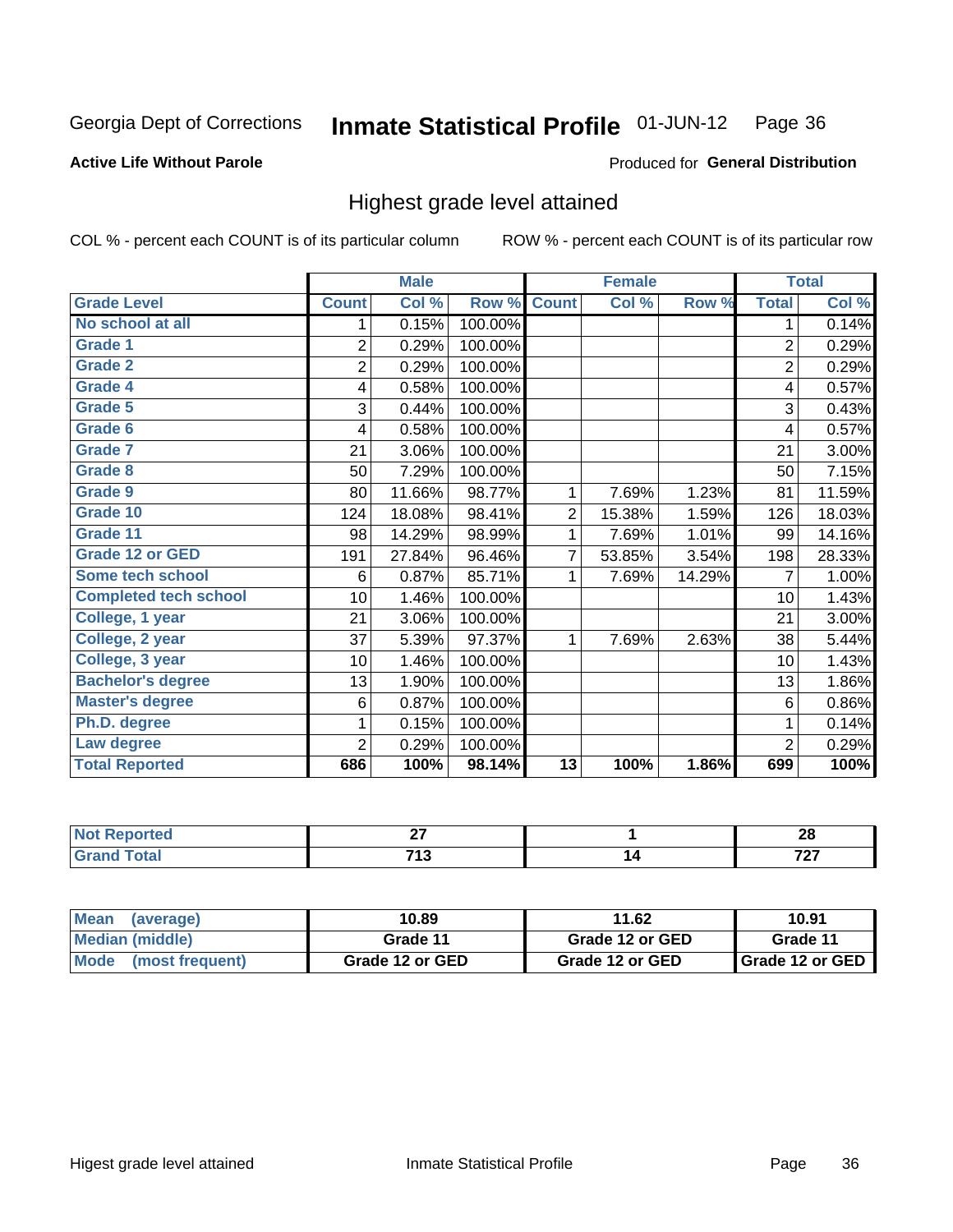Georgia Dept of Corrections **Inmate Statistical Profile** 01-JUN-12

**Active Life Without Parole**

Produced for **General Distribution**

## Highest grade level attained

COL % - percent each COUNT is of its particular column ROW % - percent each COUNT is of its particular row

| | Male | | | Female | | | Total | |
|---|---|---|---|---|---|---|---|---|
| **Grade Level** | **Count** | **Col %** | **Row %** | **Count** | **Col %** | **Row %** | **Total** | **Col %** |
| No school at all | 1 | 0.15% | 100.00% | | | | 1 | 0.14% |
| Grade 1 | 2 | 0.29% | 100.00% | | | | 2 | 0.29% |
| Grade 2 | 2 | 0.29% | 100.00% | | | | 2 | 0.29% |
| Grade 4 | 4 | 0.58% | 100.00% | | | | 4 | 0.57% |
| Grade 5 | 3 | 0.44% | 100.00% | | | | 3 | 0.43% |
| Grade 6 | 4 | 0.58% | 100.00% | | | | 4 | 0.57% |
| Grade 7 | 21 | 3.06% | 100.00% | | | | 21 | 3.00% |
| Grade 8 | 50 | 7.29% | 100.00% | | | | 50 | 7.15% |
| Grade 9 | 80 | 11.66% | 98.77% | 1 | 7.69% | 1.23% | 81 | 11.59% |
| Grade 10 | 124 | 18.08% | 98.41% | 2 | 15.38% | 1.59% | 126 | 18.03% |
| Grade 11 | 98 | 14.29% | 98.99% | 1 | 7.69% | 1.01% | 99 | 14.16% |
| Grade 12 or GED | 191 | 27.84% | 96.46% | 7 | 53.85% | 3.54% | 198 | 28.33% |
| Some tech school | 6 | 0.87% | 85.71% | 1 | 7.69% | 14.29% | 7 | 1.00% |
| Completed tech school | 10 | 1.46% | 100.00% | | | | 10 | 1.43% |
| College, 1 year | 21 | 3.06% | 100.00% | | | | 21 | 3.00% |
| College, 2 year | 37 | 5.39% | 97.37% | 1 | 7.69% | 2.63% | 38 | 5.44% |
| College, 3 year | 10 | 1.46% | 100.00% | | | | 10 | 1.43% |
| Bachelor's degree | 13 | 1.90% | 100.00% | | | | 13 | 1.86% |
| Master's degree | 6 | 0.87% | 100.00% | | | | 6 | 0.86% |
| Ph.D. degree | 1 | 0.15% | 100.00% | | | | 1 | 0.14% |
| Law degree | 2 | 0.29% | 100.00% | | | | 2 | 0.29% |
| **Total Reported** | **686** | **100%** | **98.14%** | **13** | **100%** | **1.86%** | **699** | **100%** |

| | Male | Female | Total |
|---|---|---|---|
| Not Reported | 27 | 1 | 28 |
| Grand Total | 713 | 14 | 727 |

| | Male | Female | Total |
|---|---|---|---|
| Mean (average) | 10.89 | 11.62 | 10.91 |
| Median (middle) | Grade 11 | Grade 12 or GED | Grade 11 |
| Mode (most frequent) | Grade 12 or GED | Grade 12 or GED | Grade 12 or GED |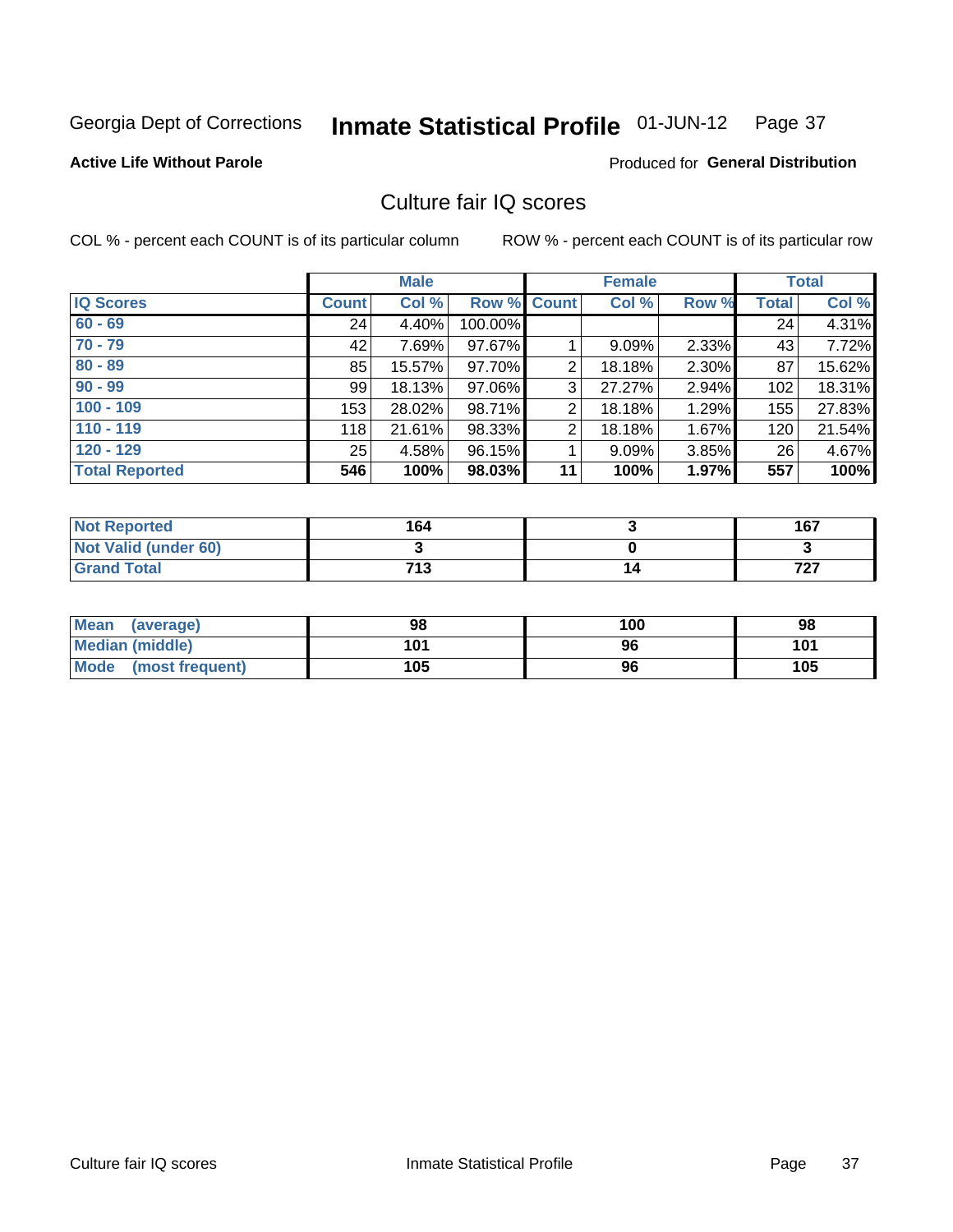Georgia Dept of Corrections **Inmate Statistical Profile** 01-JUN-12

**Active Life Without Parole**

Produced for **General Distribution**

## Culture fair IQ scores

COL % - percent each COUNT is of its particular column

ROW % - percent each COUNT is of its particular row

| | Male | | | Female | | | Total | |
|---|---|---|---|---|---|---|---|---|
| **IQ Scores** | **Count** | **Col %** | **Row %** | **Count** | **Col %** | **Row %** | **Total** | **Col %** |
| **60 - 69** | 24 | 4.40% | 100.00% | | | | 24 | 4.31% |
| **70 - 79** | 42 | 7.69% | 97.67% | 1 | 9.09% | 2.33% | 43 | 7.72% |
| **80 - 89** | 85 | 15.57% | 97.70% | 2 | 18.18% | 2.30% | 87 | 15.62% |
| **90 - 99** | 99 | 18.13% | 97.06% | 3 | 27.27% | 2.94% | 102 | 18.31% |
| **100 - 109** | 153 | 28.02% | 98.71% | 2 | 18.18% | 1.29% | 155 | 27.83% |
| **110 - 119** | 118 | 21.61% | 98.33% | 2 | 18.18% | 1.67% | 120 | 21.54% |
| **120 - 129** | 25 | 4.58% | 96.15% | 1 | 9.09% | 3.85% | 26 | 4.67% |
| **Total Reported** | **546** | **100%** | **98.03%** | **11** | **100%** | **1.97%** | **557** | **100%** |

| | Male | Female | Total |
|---|---|---|---|
| **Not Reported** | **164** | **3** | **167** |
| **Not Valid (under 60)** | **3** | **0** | **3** |
| **Grand Total** | **713** | **14** | **727** |

| | Male | Female | Total |
|---|---|---|---|
| **Mean (average)** | **98** | **100** | **98** |
| **Median (middle)** | **101** | **96** | **101** |
| **Mode (most frequent)** | **105** | **96** | **105** |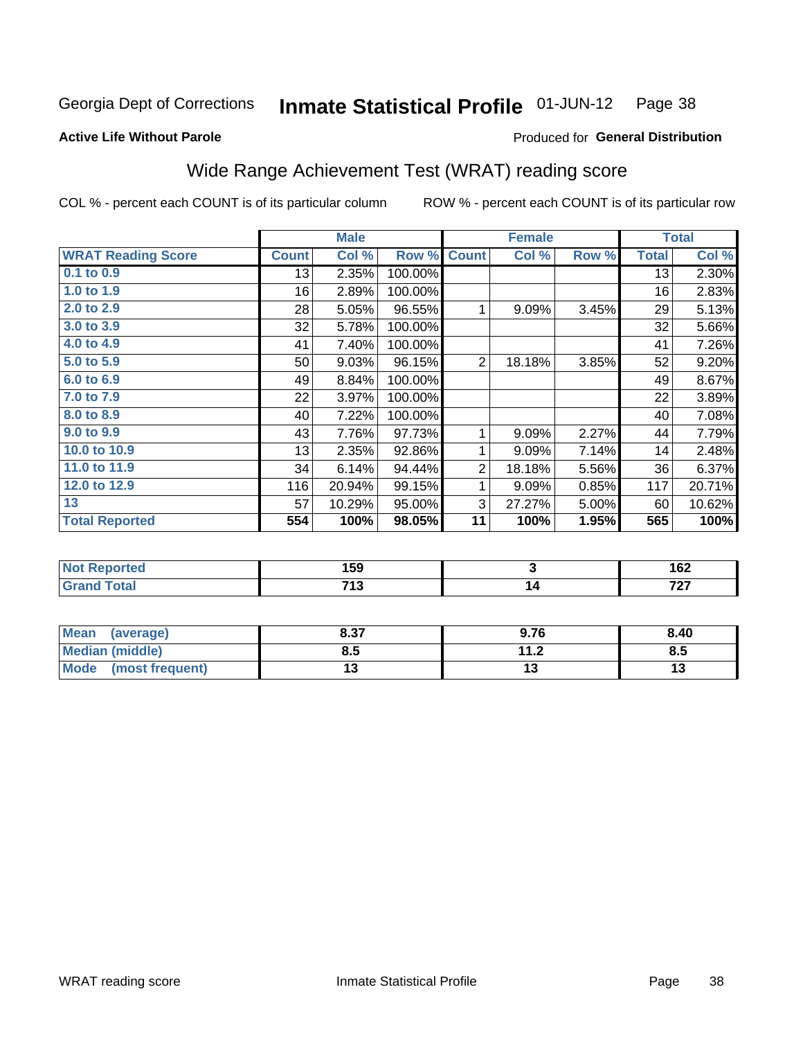Georgia Dept of Corrections **Inmate Statistical Profile** 01-JUN-12

**Active Life Without Parole**

Produced for **General Distribution**

## Wide Range Achievement Test (WRAT) reading score

COL % - percent each COUNT is of its particular column

ROW % - percent each COUNT is of its particular row

| | Male | | | Female | | | Total | |
|---|---|---|---|---|---|---|---|---|
| **WRAT Reading Score** | **Count** | **Col %** | **Row %** | **Count** | **Col %** | **Row %** | **Total** | **Col %** |
| **0.1 to 0.9** | 13 | 2.35% | 100.00% | | | | 13 | 2.30% |
| **1.0 to 1.9** | 16 | 2.89% | 100.00% | | | | 16 | 2.83% |
| **2.0 to 2.9** | 28 | 5.05% | 96.55% | 1 | 9.09% | 3.45% | 29 | 5.13% |
| **3.0 to 3.9** | 32 | 5.78% | 100.00% | | | | 32 | 5.66% |
| **4.0 to 4.9** | 41 | 7.40% | 100.00% | | | | 41 | 7.26% |
| **5.0 to 5.9** | 50 | 9.03% | 96.15% | 2 | 18.18% | 3.85% | 52 | 9.20% |
| **6.0 to 6.9** | 49 | 8.84% | 100.00% | | | | 49 | 8.67% |
| **7.0 to 7.9** | 22 | 3.97% | 100.00% | | | | 22 | 3.89% |
| **8.0 to 8.9** | 40 | 7.22% | 100.00% | | | | 40 | 7.08% |
| **9.0 to 9.9** | 43 | 7.76% | 97.73% | 1 | 9.09% | 2.27% | 44 | 7.79% |
| **10.0 to 10.9** | 13 | 2.35% | 92.86% | 1 | 9.09% | 7.14% | 14 | 2.48% |
| **11.0 to 11.9** | 34 | 6.14% | 94.44% | 2 | 18.18% | 5.56% | 36 | 6.37% |
| **12.0 to 12.9** | 116 | 20.94% | 99.15% | 1 | 9.09% | 0.85% | 117 | 20.71% |
| **13** | 57 | 10.29% | 95.00% | 3 | 27.27% | 5.00% | 60 | 10.62% |
| **Total Reported** | **554** | **100%** | **98.05%** | **11** | **100%** | **1.95%** | **565** | **100%** |

| | Male | Female | Total |
|---|---|---|---|
| **Not Reported** | **159** | **3** | **162** |
| **Grand Total** | **713** | **14** | **727** |

| | Male | Female | Total |
|---|---|---|---|
| **Mean (average)** | **8.37** | **9.76** | **8.40** |
| **Median (middle)** | **8.5** | **11.2** | **8.5** |
| **Mode (most frequent)** | **13** | **13** | **13** |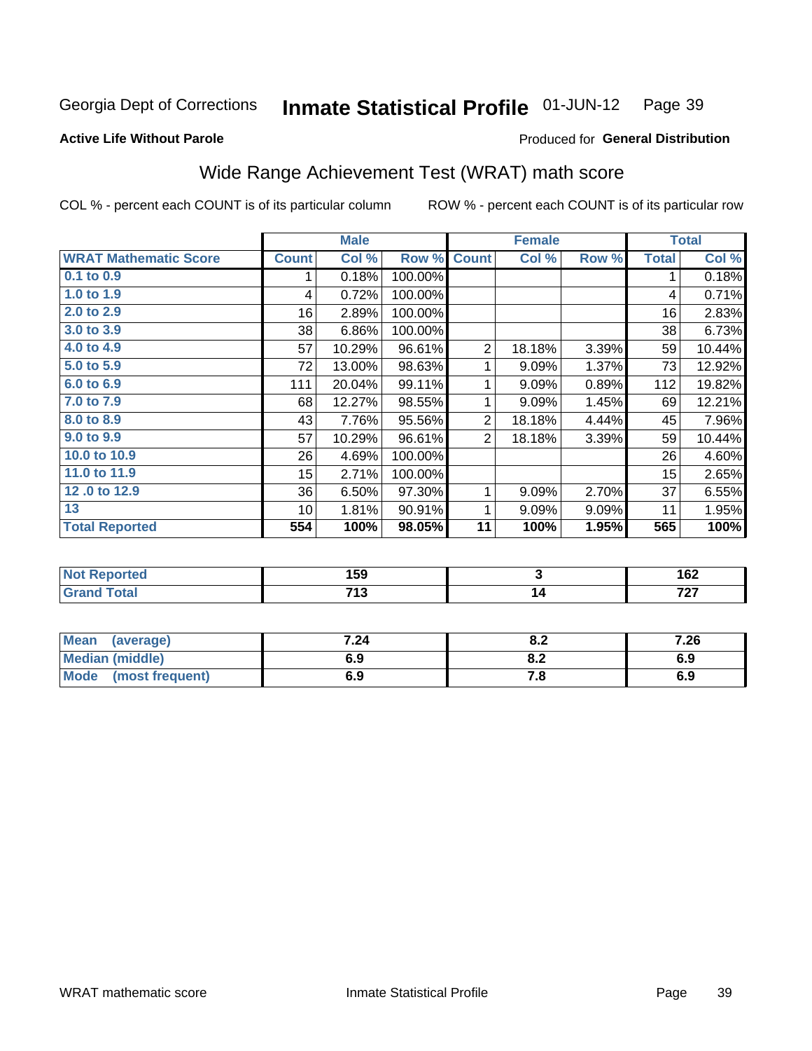Georgia Dept of Corrections **Inmate Statistical Profile** 01-JUN-12 Page 39

**Active Life Without Parole**

Produced for **General Distribution**

## Wide Range Achievement Test (WRAT) math score

COL % - percent each COUNT is of its particular column ROW % - percent each COUNT is of its particular row

| | Male | | | Female | | | Total | |
|---|---|---|---|---|---|---|---|---|
| **WRAT Mathematic Score** | **Count** | **Col %** | **Row %** | **Count** | **Col %** | **Row %** | **Total** | **Col %** |
| 0.1 to 0.9 | 1 | 0.18% | 100.00% | | | | 1 | 0.18% |
| 1.0 to 1.9 | 4 | 0.72% | 100.00% | | | | 4 | 0.71% |
| 2.0 to 2.9 | 16 | 2.89% | 100.00% | | | | 16 | 2.83% |
| 3.0 to 3.9 | 38 | 6.86% | 100.00% | | | | 38 | 6.73% |
| 4.0 to 4.9 | 57 | 10.29% | 96.61% | 2 | 18.18% | 3.39% | 59 | 10.44% |
| 5.0 to 5.9 | 72 | 13.00% | 98.63% | 1 | 9.09% | 1.37% | 73 | 12.92% |
| 6.0 to 6.9 | 111 | 20.04% | 99.11% | 1 | 9.09% | 0.89% | 112 | 19.82% |
| 7.0 to 7.9 | 68 | 12.27% | 98.55% | 1 | 9.09% | 1.45% | 69 | 12.21% |
| 8.0 to 8.9 | 43 | 7.76% | 95.56% | 2 | 18.18% | 4.44% | 45 | 7.96% |
| 9.0 to 9.9 | 57 | 10.29% | 96.61% | 2 | 18.18% | 3.39% | 59 | 10.44% |
| 10.0 to 10.9 | 26 | 4.69% | 100.00% | | | | 26 | 4.60% |
| 11.0 to 11.9 | 15 | 2.71% | 100.00% | | | | 15 | 2.65% |
| 12 .0 to 12.9 | 36 | 6.50% | 97.30% | 1 | 9.09% | 2.70% | 37 | 6.55% |
| 13 | 10 | 1.81% | 90.91% | 1 | 9.09% | 9.09% | 11 | 1.95% |
| **Total Reported** | **554** | **100%** | **98.05%** | **11** | **100%** | **1.95%** | **565** | **100%** |

| | Male | Female | Total |
|---|---|---|---|
| Not Reported | 159 | 3 | 162 |
| Grand Total | 713 | 14 | 727 |

| | Male | Female | Total |
|---|---|---|---|
| Mean (average) | 7.24 | 8.2 | 7.26 |
| Median (middle) | 6.9 | 8.2 | 6.9 |
| Mode (most frequent) | 6.9 | 7.8 | 6.9 |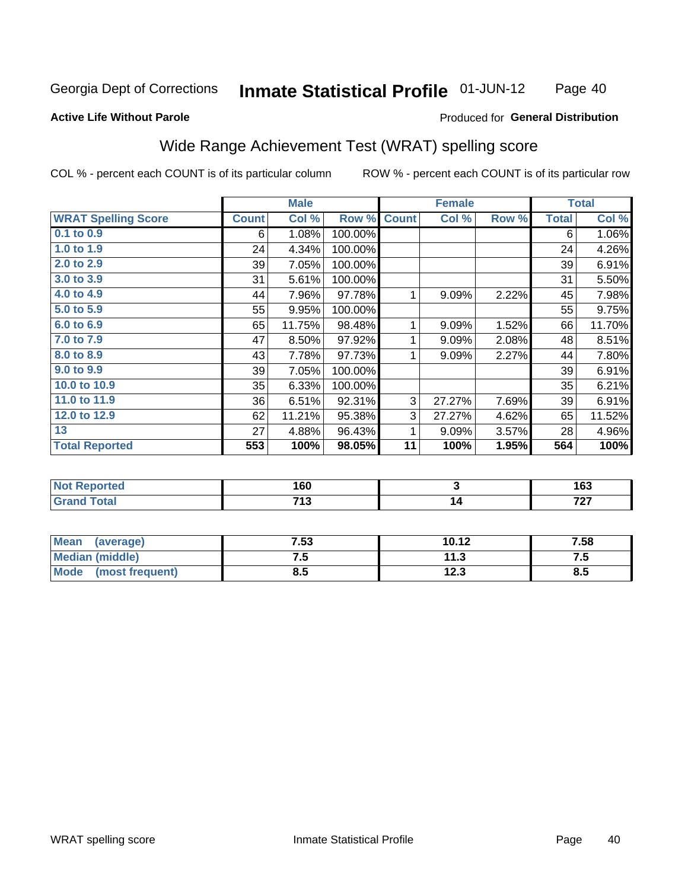Georgia Dept of Corrections **Inmate Statistical Profile** 01-JUN-12

**Active Life Without Parole**

Produced for **General Distribution**

## Wide Range Achievement Test (WRAT) spelling score

COL % - percent each COUNT is of its particular column     ROW % - percent each COUNT is of its particular row

| | Male | | | Female | | | Total | |
|---|---|---|---|---|---|---|---|---|
| **WRAT Spelling Score** | **Count** | **Col %** | **Row %** | **Count** | **Col %** | **Row %** | **Total** | **Col %** |
| 0.1 to 0.9 | 6 | 1.08% | 100.00% | | | | 6 | 1.06% |
| 1.0 to 1.9 | 24 | 4.34% | 100.00% | | | | 24 | 4.26% |
| 2.0 to 2.9 | 39 | 7.05% | 100.00% | | | | 39 | 6.91% |
| 3.0 to 3.9 | 31 | 5.61% | 100.00% | | | | 31 | 5.50% |
| 4.0 to 4.9 | 44 | 7.96% | 97.78% | 1 | 9.09% | 2.22% | 45 | 7.98% |
| 5.0 to 5.9 | 55 | 9.95% | 100.00% | | | | 55 | 9.75% |
| 6.0 to 6.9 | 65 | 11.75% | 98.48% | 1 | 9.09% | 1.52% | 66 | 11.70% |
| 7.0 to 7.9 | 47 | 8.50% | 97.92% | 1 | 9.09% | 2.08% | 48 | 8.51% |
| 8.0 to 8.9 | 43 | 7.78% | 97.73% | 1 | 9.09% | 2.27% | 44 | 7.80% |
| 9.0 to 9.9 | 39 | 7.05% | 100.00% | | | | 39 | 6.91% |
| 10.0 to 10.9 | 35 | 6.33% | 100.00% | | | | 35 | 6.21% |
| 11.0 to 11.9 | 36 | 6.51% | 92.31% | 3 | 27.27% | 7.69% | 39 | 6.91% |
| 12.0 to 12.9 | 62 | 11.21% | 95.38% | 3 | 27.27% | 4.62% | 65 | 11.52% |
| 13 | 27 | 4.88% | 96.43% | 1 | 9.09% | 3.57% | 28 | 4.96% |
| **Total Reported** | **553** | **100%** | **98.05%** | **11** | **100%** | **1.95%** | **564** | **100%** |

| | Male | Female | Total |
|---|---|---|---|
| Not Reported | 160 | 3 | 163 |
| Grand Total | 713 | 14 | 727 |

| | Male | Female | Total |
|---|---|---|---|
| Mean (average) | 7.53 | 10.12 | 7.58 |
| Median (middle) | 7.5 | 11.3 | 7.5 |
| Mode (most frequent) | 8.5 | 12.3 | 8.5 |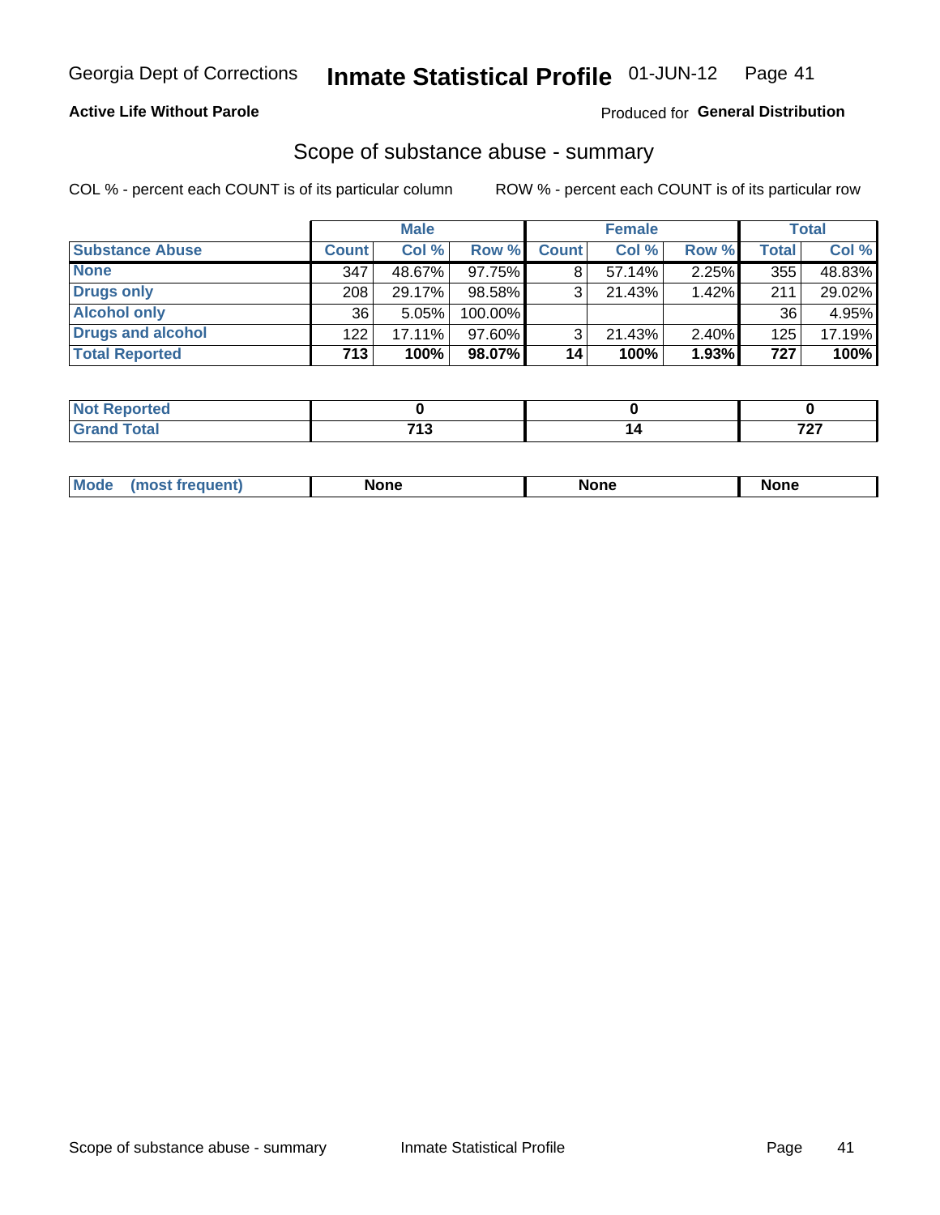Georgia Dept of Corrections **Inmate Statistical Profile** 01-JUN-12

**Active Life Without Parole**

Produced for **General Distribution**

## Scope of substance abuse - summary

COL % - percent each COUNT is of its particular column

ROW % - percent each COUNT is of its particular row

| | Male | | | Female | | | Total | |
|---|---|---|---|---|---|---|---|---|
| **Substance Abuse** | **Count** | **Col %** | **Row %** | **Count** | **Col %** | **Row %** | **Total** | **Col %** |
| **None** | 347 | 48.67% | 97.75% | 8 | 57.14% | 2.25% | 355 | 48.83% |
| **Drugs only** | 208 | 29.17% | 98.58% | 3 | 21.43% | 1.42% | 211 | 29.02% |
| **Alcohol only** | 36 | 5.05% | 100.00% | | | | 36 | 4.95% |
| **Drugs and alcohol** | 122 | 17.11% | 97.60% | 3 | 21.43% | 2.40% | 125 | 17.19% |
| **Total Reported** | **713** | **100%** | **98.07%** | **14** | **100%** | **1.93%** | **727** | **100%** |

| | Male | Female | Total |
|---|---|---|---|
| **Not Reported** | **0** | **0** | **0** |
| **Grand Total** | **713** | **14** | **727** |

| | Male | Female | Total |
|---|---|---|---|
| **Mode (most frequent)** | **None** | **None** | **None** |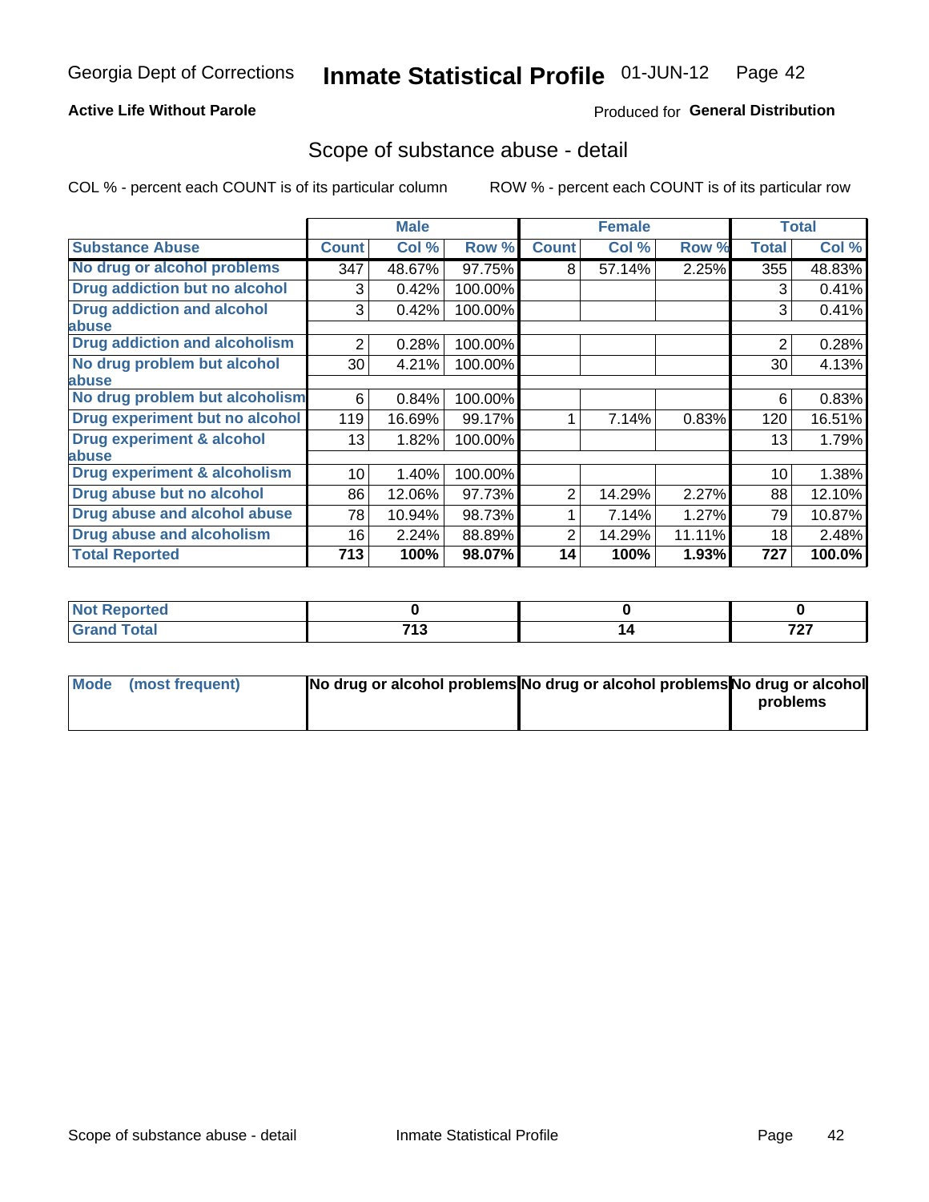Georgia Dept of Corrections **Inmate Statistical Profile** 01-JUN-12

**Active Life Without Parole**

Produced for **General Distribution**

## Scope of substance abuse - detail

COL % - percent each COUNT is of its particular column ROW % - percent each COUNT is of its particular row

| Substance Abuse | Male | | | Female | | | Total | |
|---|---|---|---|---|---|---|---|---|
| | Count | Col % | Row % | Count | Col % | Row % | Total | Col % |
| No drug or alcohol problems | 347 | 48.67% | 97.75% | 8 | 57.14% | 2.25% | 355 | 48.83% |
| Drug addiction but no alcohol | 3 | 0.42% | 100.00% | | | | 3 | 0.41% |
| Drug addiction and alcohol abuse | 3 | 0.42% | 100.00% | | | | 3 | 0.41% |
| Drug addiction and alcoholism | 2 | 0.28% | 100.00% | | | | 2 | 0.28% |
| No drug problem but alcohol abuse | 30 | 4.21% | 100.00% | | | | 30 | 4.13% |
| No drug problem but alcoholism | 6 | 0.84% | 100.00% | | | | 6 | 0.83% |
| Drug experiment but no alcohol | 119 | 16.69% | 99.17% | 1 | 7.14% | 0.83% | 120 | 16.51% |
| Drug experiment & alcohol abuse | 13 | 1.82% | 100.00% | | | | 13 | 1.79% |
| Drug experiment & alcoholism | 10 | 1.40% | 100.00% | | | | 10 | 1.38% |
| Drug abuse but no alcohol | 86 | 12.06% | 97.73% | 2 | 14.29% | 2.27% | 88 | 12.10% |
| Drug abuse and alcohol abuse | 78 | 10.94% | 98.73% | 1 | 7.14% | 1.27% | 79 | 10.87% |
| Drug abuse and alcoholism | 16 | 2.24% | 88.89% | 2 | 14.29% | 11.11% | 18 | 2.48% |
| **Total Reported** | **713** | **100%** | **98.07%** | **14** | **100%** | **1.93%** | **727** | **100.0%** |

| | Male | Female | Total |
|---|---|---|---|
| Not Reported | 0 | 0 | 0 |
| Grand Total | 713 | 14 | 727 |

| | Male | Female | Total |
|---|---|---|---|
| Mode (most frequent) | No drug or alcohol problems | No drug or alcohol problems | No drug or alcohol problems |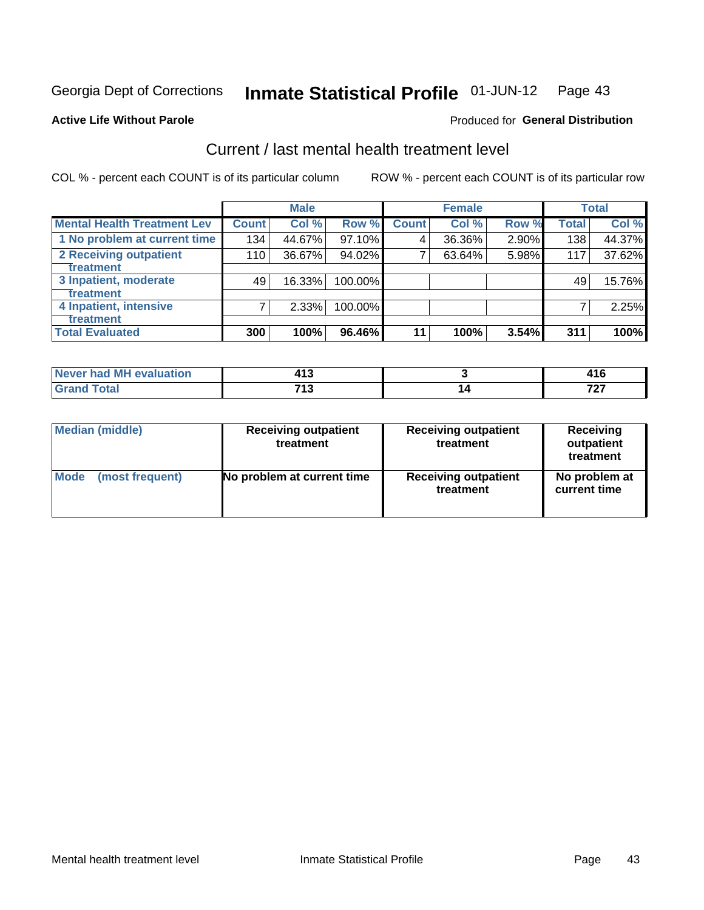Georgia Dept of Corrections **Inmate Statistical Profile** 01-JUN-12

**Active Life Without Parole**

Produced for **General Distribution**

## Current / last mental health treatment level

COL % - percent each COUNT is of its particular column

ROW % - percent each COUNT is of its particular row

| | Male | | | Female | | | Total | |
|---|---|---|---|---|---|---|---|---|
| **Mental Health Treatment Lev** | **Count** | **Col %** | **Row %** | **Count** | **Col %** | **Row %** | **Total** | **Col %** |
| 1 No problem at current time | 134 | 44.67% | 97.10% | 4 | 36.36% | 2.90% | 138 | 44.37% |
| 2 Receiving outpatient treatment | 110 | 36.67% | 94.02% | 7 | 63.64% | 5.98% | 117 | 37.62% |
| 3 Inpatient, moderate treatment | 49 | 16.33% | 100.00% | | | | 49 | 15.76% |
| 4 Inpatient, intensive treatment | 7 | 2.33% | 100.00% | | | | 7 | 2.25% |
| **Total Evaluated** | **300** | **100%** | **96.46%** | **11** | **100%** | **3.54%** | **311** | **100%** |

| | Male | Female | Total |
|---|---|---|---|
| **Never had MH evaluation** | **413** | **3** | **416** |
| **Grand Total** | **713** | **14** | **727** |

| | Male | Female | Total |
|---|---|---|---|
| **Median (middle)** | **Receiving outpatient treatment** | **Receiving outpatient treatment** | **Receiving outpatient treatment** |
| **Mode (most frequent)** | **No problem at current time** | **Receiving outpatient treatment** | **No problem at current time** |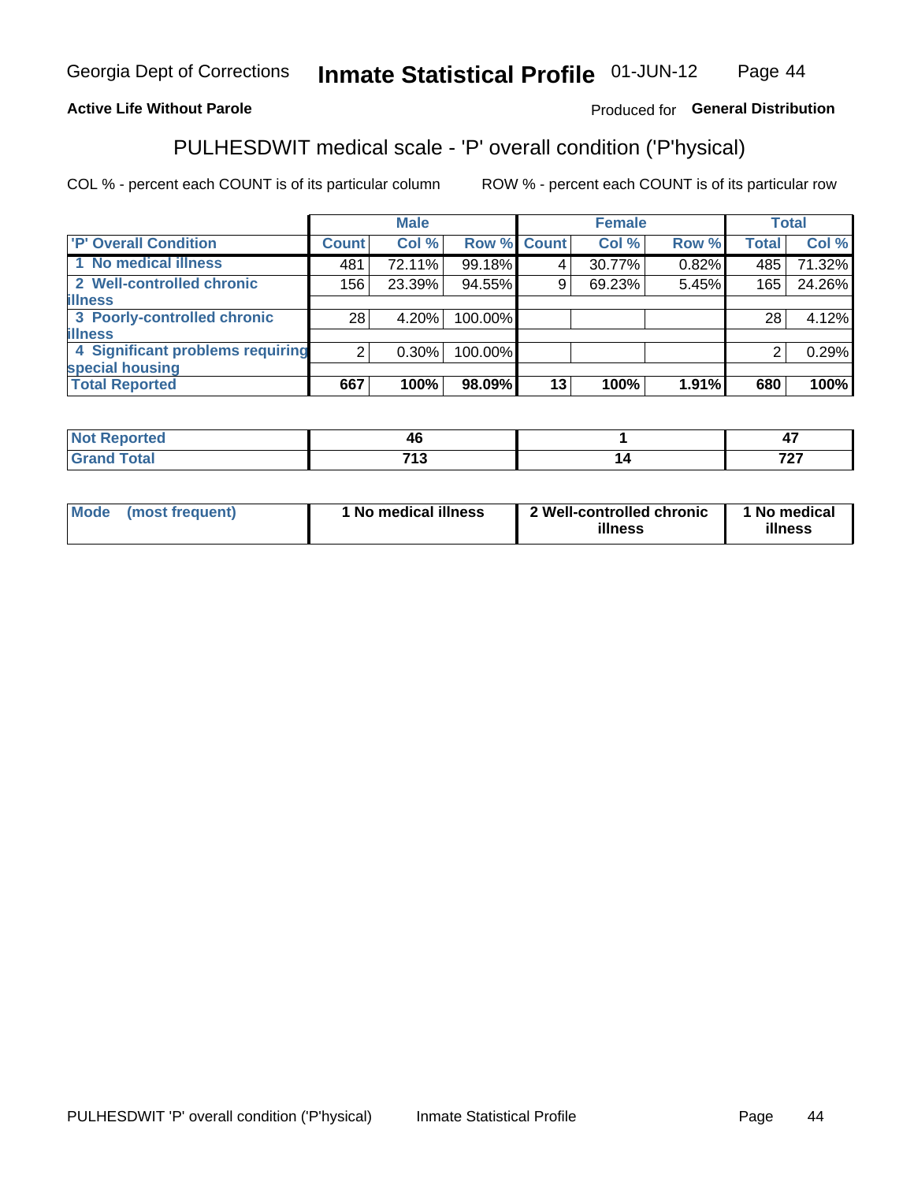Georgia Dept of Corrections **Inmate Statistical Profile** 01-JUN-12

**Active Life Without Parole**

Produced for **General Distribution**

## PULHESDWIT medical scale - 'P' overall condition ('P'hysical)

COL % - percent each COUNT is of its particular column

ROW % - percent each COUNT is of its particular row

| | Male | | | Female | | | Total | |
|---|---|---|---|---|---|---|---|---|
| 'P' Overall Condition | Count | Col % | Row % | Count | Col % | Row % | Total | Col % |
| 1 No medical illness | 481 | 72.11% | 99.18% | 4 | 30.77% | 0.82% | 485 | 71.32% |
| 2 Well-controlled chronic illness | 156 | 23.39% | 94.55% | 9 | 69.23% | 5.45% | 165 | 24.26% |
| 3 Poorly-controlled chronic illness | 28 | 4.20% | 100.00% | | | | 28 | 4.12% |
| 4 Significant problems requiring special housing | 2 | 0.30% | 100.00% | | | | 2 | 0.29% |
| **Total Reported** | **667** | **100%** | **98.09%** | **13** | **100%** | **1.91%** | **680** | **100%** |

| | Male | Female | Total |
|---|---|---|---|
| Not Reported | 46 | 1 | 47 |
| Grand Total | 713 | 14 | 727 |

| | Male | Female | Total |
|---|---|---|---|
| Mode (most frequent) | 1 No medical illness | 2 Well-controlled chronic illness | 1 No medical illness |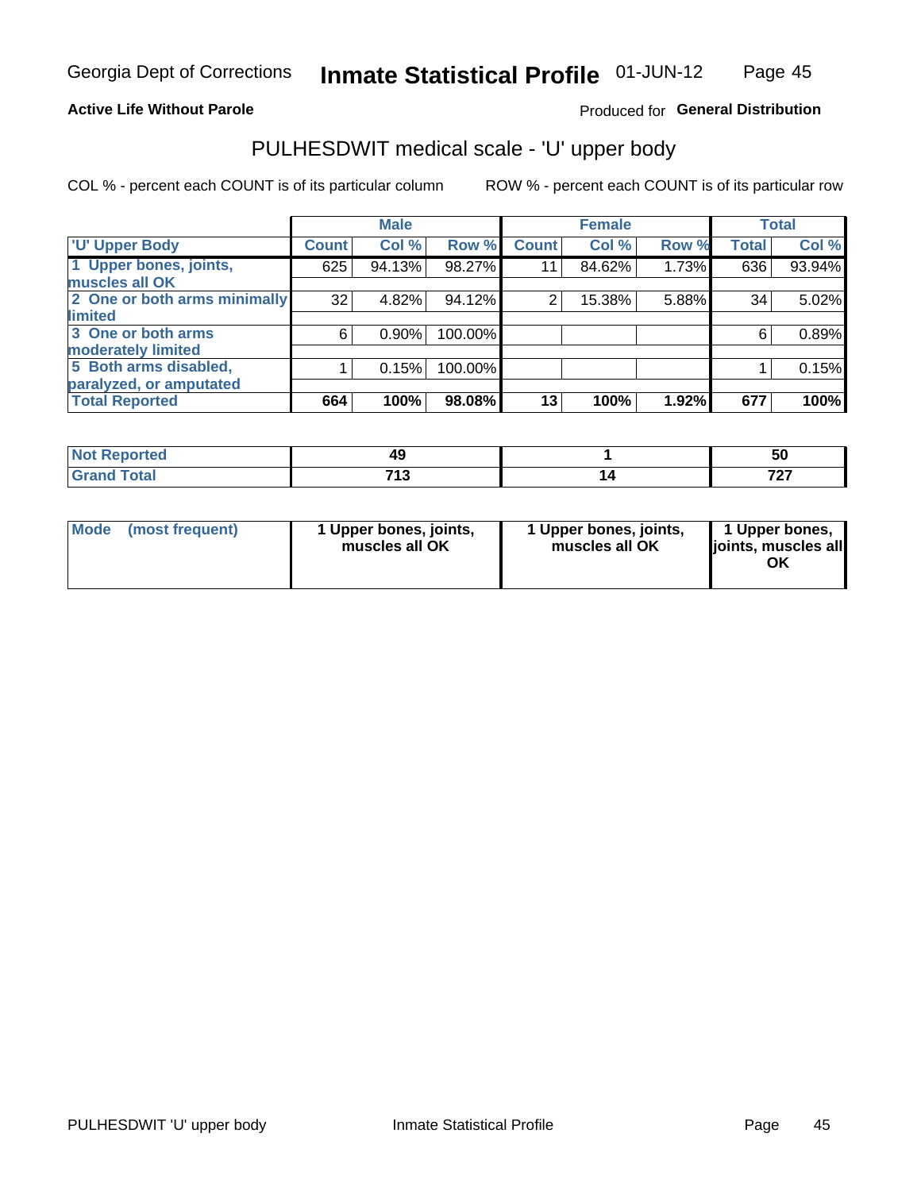Georgia Dept of Corrections **Inmate Statistical Profile** 01-JUN-12

**Active Life Without Parole**

Produced for **General Distribution**

## PULHESDWIT medical scale - 'U' upper body

COL % - percent each COUNT is of its particular column

ROW % - percent each COUNT is of its particular row

| | Male | | | Female | | | Total | |
|---|---|---|---|---|---|---|---|---|
| 'U' Upper Body | Count | Col % | Row % | Count | Col % | Row % | Total | Col % |
| 1 Upper bones, joints, muscles all OK | 625 | 94.13% | 98.27% | 11 | 84.62% | 1.73% | 636 | 93.94% |
| 2 One or both arms minimally limited | 32 | 4.82% | 94.12% | 2 | 15.38% | 5.88% | 34 | 5.02% |
| 3 One or both arms moderately limited | 6 | 0.90% | 100.00% | | | | 6 | 0.89% |
| 5 Both arms disabled, paralyzed, or amputated | 1 | 0.15% | 100.00% | | | | 1 | 0.15% |
| **Total Reported** | **664** | **100%** | **98.08%** | **13** | **100%** | **1.92%** | **677** | **100%** |

| | Male | Female | Total |
|---|---|---|---|
| Not Reported | 49 | 1 | 50 |
| Grand Total | 713 | 14 | 727 |

| | Male | Female | Total |
|---|---|---|---|
| Mode (most frequent) | 1 Upper bones, joints, muscles all OK | 1 Upper bones, joints, muscles all OK | 1 Upper bones, joints, muscles all OK |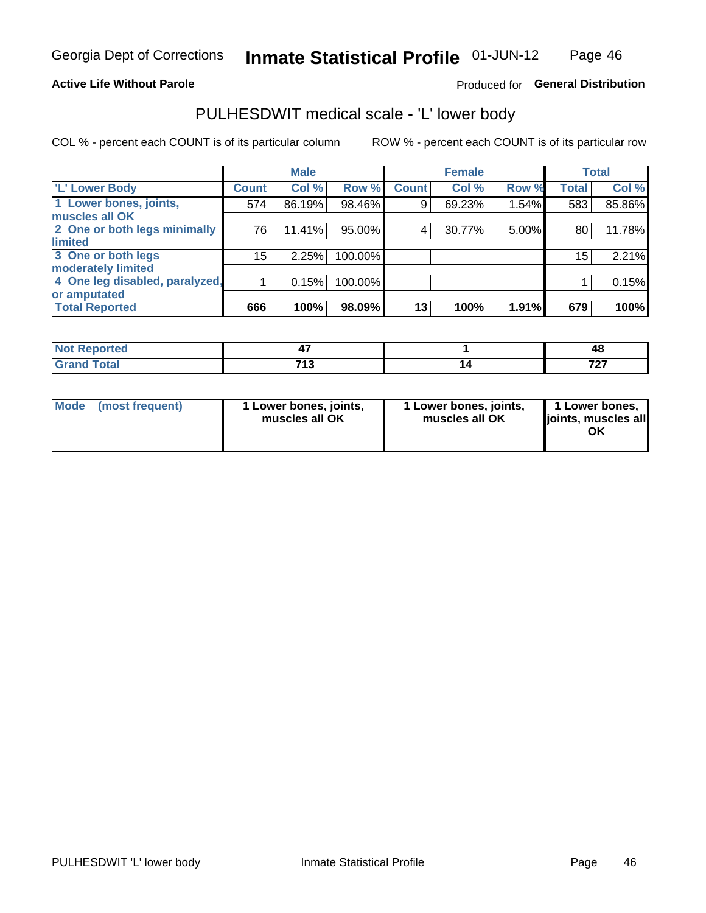**Georgia Dept of Corrections** **Inmate Statistical Profile** 01-JUN-12

**Active Life Without Parole** Produced for **General Distribution**

# PULHESDWIT medical scale - 'L' lower body

COL % - percent each COUNT is of its particular column ROW % - percent each COUNT is of its particular row

| | Male | | | Female | | | Total | |
|---|---|---|---|---|---|---|---|---|
| 'L' Lower Body | Count | Col % | Row % | Count | Col % | Row % | Total | Col % |
| 1 Lower bones, joints, muscles all OK | 574 | 86.19% | 98.46% | 9 | 69.23% | 1.54% | 583 | 85.86% |
| 2 One or both legs minimally limited | 76 | 11.41% | 95.00% | 4 | 30.77% | 5.00% | 80 | 11.78% |
| 3 One or both legs moderately limited | 15 | 2.25% | 100.00% | | | | 15 | 2.21% |
| 4 One leg disabled, paralyzed, or amputated | 1 | 0.15% | 100.00% | | | | 1 | 0.15% |
| **Total Reported** | **666** | **100%** | **98.09%** | **13** | **100%** | **1.91%** | **679** | **100%** |

| | Male | Female | Total |
|---|---|---|---|
| Not Reported | 47 | 1 | 48 |
| Grand Total | 713 | 14 | 727 |

| | Male | Female | Total |
|---|---|---|---|
| Mode (most frequent) | 1 Lower bones, joints, muscles all OK | 1 Lower bones, joints, muscles all OK | 1 Lower bones, joints, muscles all OK |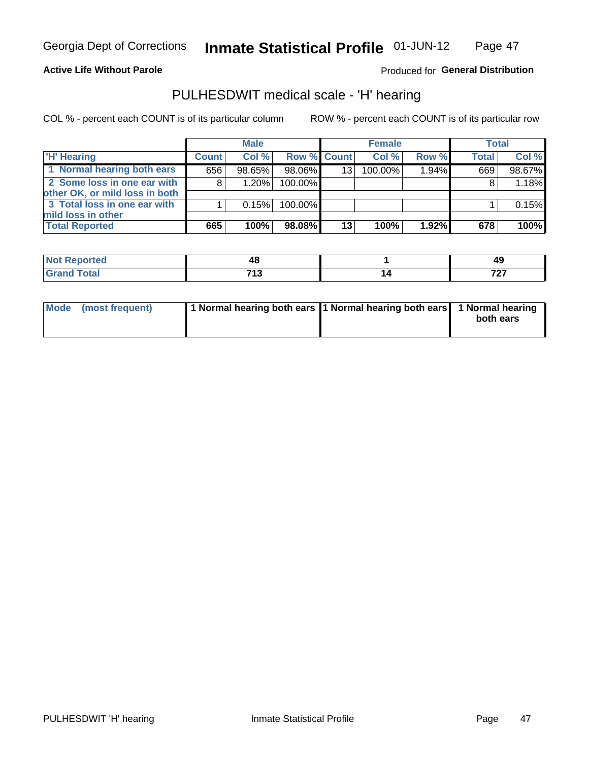Georgia Dept of Corrections **Inmate Statistical Profile** 01-JUN-12

**Active Life Without Parole**

Produced for **General Distribution**

## PULHESDWIT medical scale - 'H' hearing

COL % - percent each COUNT is of its particular column

ROW % - percent each COUNT is of its particular row

| | Male | | | Female | | | Total | |
|---|---|---|---|---|---|---|---|---|
| 'H' Hearing | Count | Col % | Row % | Count | Col % | Row % | Total | Col % |
| 1 Normal hearing both ears | 656 | 98.65% | 98.06% | 13 | 100.00% | 1.94% | 669 | 98.67% |
| 2 Some loss in one ear with other OK, or mild loss in both | 8 | 1.20% | 100.00% | | | | 8 | 1.18% |
| 3 Total loss in one ear with mild loss in other | 1 | 0.15% | 100.00% | | | | 1 | 0.15% |
| **Total Reported** | **665** | **100%** | **98.08%** | **13** | **100%** | **1.92%** | **678** | **100%** |

| | Male | Female | Total |
|---|---|---|---|
| Not Reported | 48 | 1 | 49 |
| Grand Total | 713 | 14 | 727 |

| | Male | Female | Total |
|---|---|---|---|
| Mode (most frequent) | 1 Normal hearing both ears | 1 Normal hearing both ears | 1 Normal hearing both ears |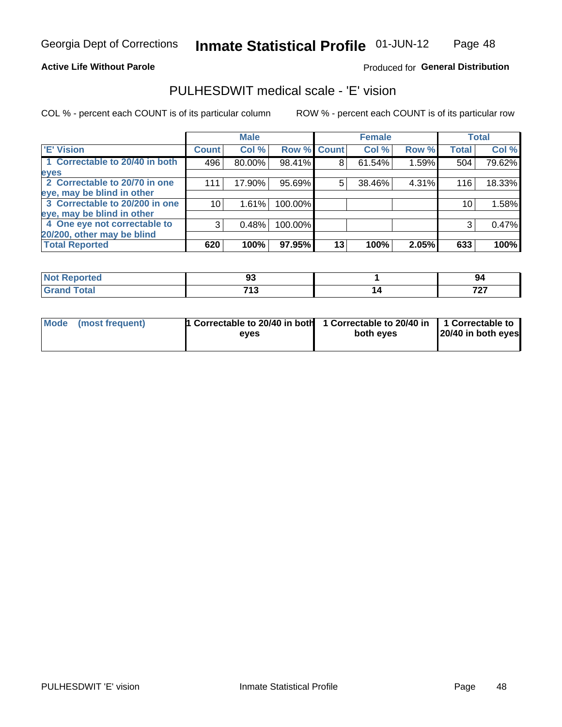Georgia Dept of Corrections **Inmate Statistical Profile** 01-JUN-12

**Active Life Without Parole**

Produced for **General Distribution**

## PULHESDWIT medical scale - 'E' vision

COL % - percent each COUNT is of its particular column    ROW % - percent each COUNT is of its particular row

| 'E' Vision | Male | | | Female | | | Total | |
|---|---|---|---|---|---|---|---|---|
| | Count | Col % | Row % | Count | Col % | Row % | Total | Col % |
| 1 Correctable to 20/40 in both eyes | 496 | 80.00% | 98.41% | 8 | 61.54% | 1.59% | 504 | 79.62% |
| 2 Correctable to 20/70 in one eye, may be blind in other | 111 | 17.90% | 95.69% | 5 | 38.46% | 4.31% | 116 | 18.33% |
| 3 Correctable to 20/200 in one eye, may be blind in other | 10 | 1.61% | 100.00% | | | | 10 | 1.58% |
| 4 One eye not correctable to 20/200, other may be blind | 3 | 0.48% | 100.00% | | | | 3 | 0.47% |
| **Total Reported** | **620** | **100%** | **97.95%** | **13** | **100%** | **2.05%** | **633** | **100%** |

| | Male | Female | Total |
|---|---|---|---|
| Not Reported | 93 | 1 | 94 |
| Grand Total | 713 | 14 | 727 |

| | Male | Female | Total |
|---|---|---|---|
| Mode (most frequent) | 1 Correctable to 20/40 in both eyes | 1 Correctable to 20/40 in both eyes | 1 Correctable to 20/40 in both eyes |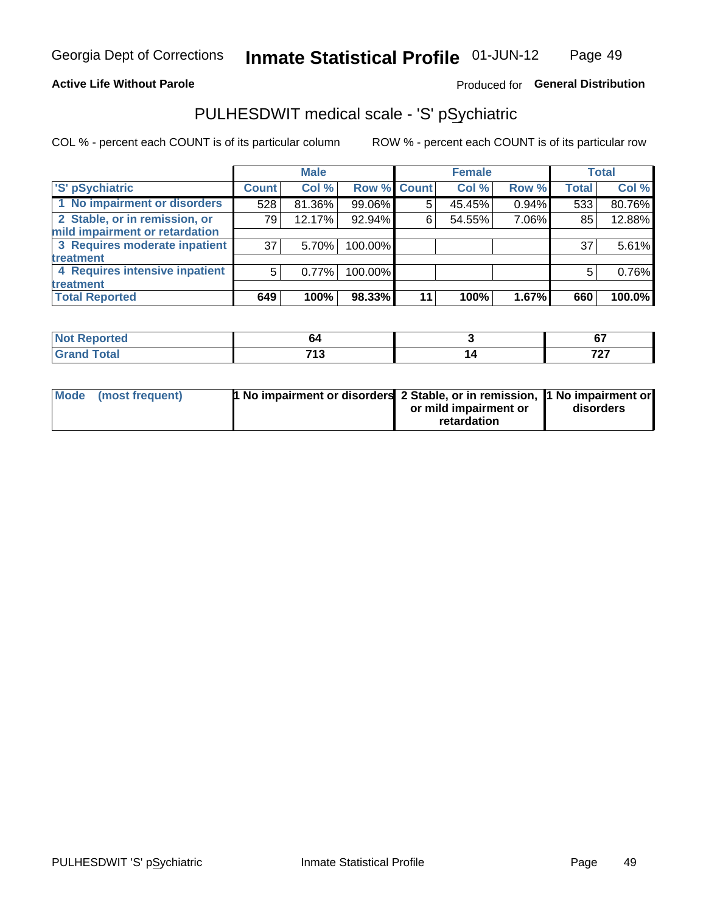Georgia Dept of Corrections **Inmate Statistical Profile** 01-JUN-12

**Active Life Without Parole**

Produced for **General Distribution**

## PULHESDWIT medical scale - 'S' pSychiatric

COL % - percent each COUNT is of its particular column

ROW % - percent each COUNT is of its particular row

| 'S' pSychiatric | Male | | | Female | | | Total | |
|---|---|---|---|---|---|---|---|---|
| | Count | Col % | Row % | Count | Col % | Row % | Total | Col % |
| 1 No impairment or disorders | 528 | 81.36% | 99.06% | 5 | 45.45% | 0.94% | 533 | 80.76% |
| 2 Stable, or in remission, or mild impairment or retardation | 79 | 12.17% | 92.94% | 6 | 54.55% | 7.06% | 85 | 12.88% |
| 3 Requires moderate inpatient treatment | 37 | 5.70% | 100.00% | | | | 37 | 5.61% |
| 4 Requires intensive inpatient treatment | 5 | 0.77% | 100.00% | | | | 5 | 0.76% |
| **Total Reported** | **649** | **100%** | **98.33%** | **11** | **100%** | **1.67%** | **660** | **100.0%** |

| | Male | Female | Total |
|---|---|---|---|
| Not Reported | 64 | 3 | 67 |
| Grand Total | 713 | 14 | 727 |

| | Male | Female | Total |
|---|---|---|---|
| Mode (most frequent) | 1 No impairment or disorders | 2 Stable, or in remission, or mild impairment or retardation | 1 No impairment or disorders |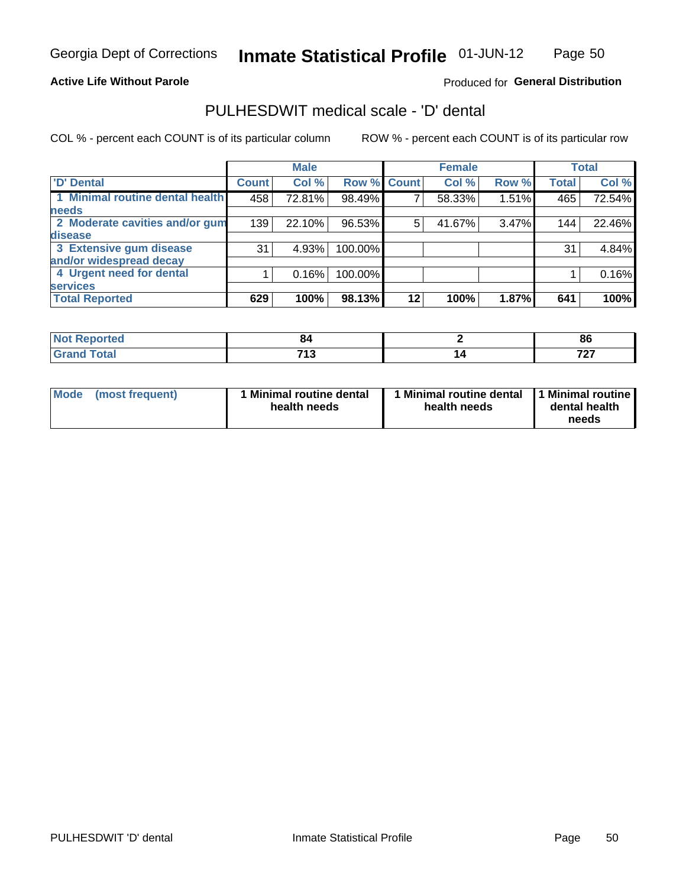Georgia Dept of Corrections **Inmate Statistical Profile** 01-JUN-12

**Active Life Without Parole**

Produced for **General Distribution**

## PULHESDWIT medical scale - 'D' dental

COL % - percent each COUNT is of its particular column

ROW % - percent each COUNT is of its particular row

| | Male | | | Female | | | Total | |
|---|---|---|---|---|---|---|---|---|
| 'D' Dental | Count | Col % | Row % | Count | Col % | Row % | Total | Col % |
| 1 Minimal routine dental health needs | 458 | 72.81% | 98.49% | 7 | 58.33% | 1.51% | 465 | 72.54% |
| 2 Moderate cavities and/or gum disease | 139 | 22.10% | 96.53% | 5 | 41.67% | 3.47% | 144 | 22.46% |
| 3 Extensive gum disease and/or widespread decay | 31 | 4.93% | 100.00% | | | | 31 | 4.84% |
| 4 Urgent need for dental services | 1 | 0.16% | 100.00% | | | | 1 | 0.16% |
| **Total Reported** | **629** | **100%** | **98.13%** | **12** | **100%** | **1.87%** | **641** | **100%** |

| | Male | Female | Total |
|---|---|---|---|
| Not Reported | 84 | 2 | 86 |
| Grand Total | 713 | 14 | 727 |

| | Male | Female | Total |
|---|---|---|---|
| Mode (most frequent) | 1 Minimal routine dental health needs | 1 Minimal routine dental health needs | 1 Minimal routine dental health needs |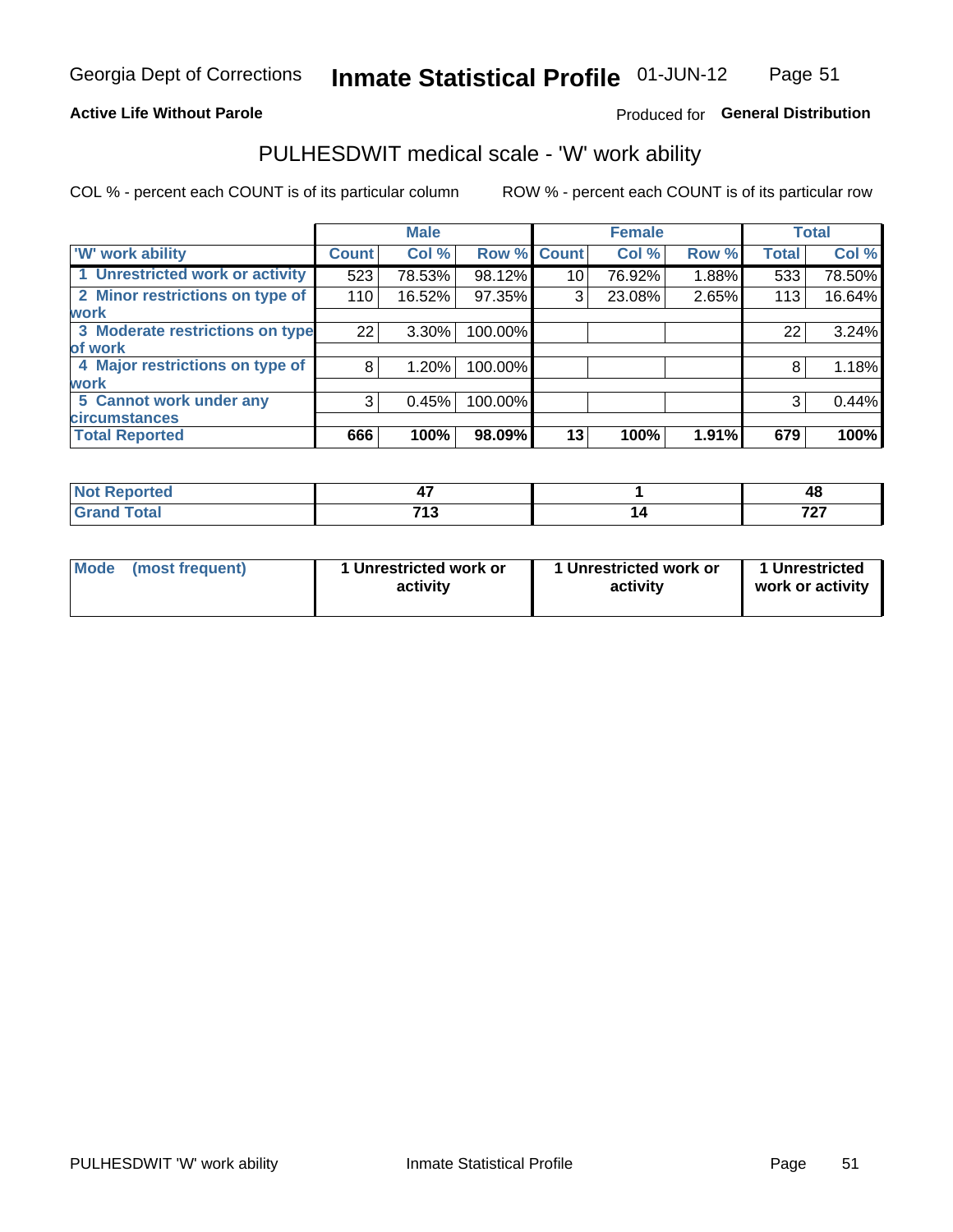Georgia Dept of Corrections **Inmate Statistical Profile** 01-JUN-12

**Active Life Without Parole**

Produced for **General Distribution**

## PULHESDWIT medical scale - 'W' work ability

COL % - percent each COUNT is of its particular column ROW % - percent each COUNT is of its particular row

| | Male | | | Female | | | Total | |
|---|---|---|---|---|---|---|---|---|
| 'W' work ability | Count | Col % | Row % | Count | Col % | Row % | Total | Col % |
| 1 Unrestricted work or activity | 523 | 78.53% | 98.12% | 10 | 76.92% | 1.88% | 533 | 78.50% |
| 2 Minor restrictions on type of work | 110 | 16.52% | 97.35% | 3 | 23.08% | 2.65% | 113 | 16.64% |
| 3 Moderate restrictions on type of work | 22 | 3.30% | 100.00% | | | | 22 | 3.24% |
| 4 Major restrictions on type of work | 8 | 1.20% | 100.00% | | | | 8 | 1.18% |
| 5 Cannot work under any circumstances | 3 | 0.45% | 100.00% | | | | 3 | 0.44% |
| **Total Reported** | **666** | **100%** | **98.09%** | **13** | **100%** | **1.91%** | **679** | **100%** |

| | Male | Female | Total |
|---|---|---|---|
| Not Reported | 47 | 1 | 48 |
| Grand Total | 713 | 14 | 727 |

| | Male | Female | Total |
|---|---|---|---|
| Mode (most frequent) | 1 Unrestricted work or activity | 1 Unrestricted work or activity | 1 Unrestricted work or activity |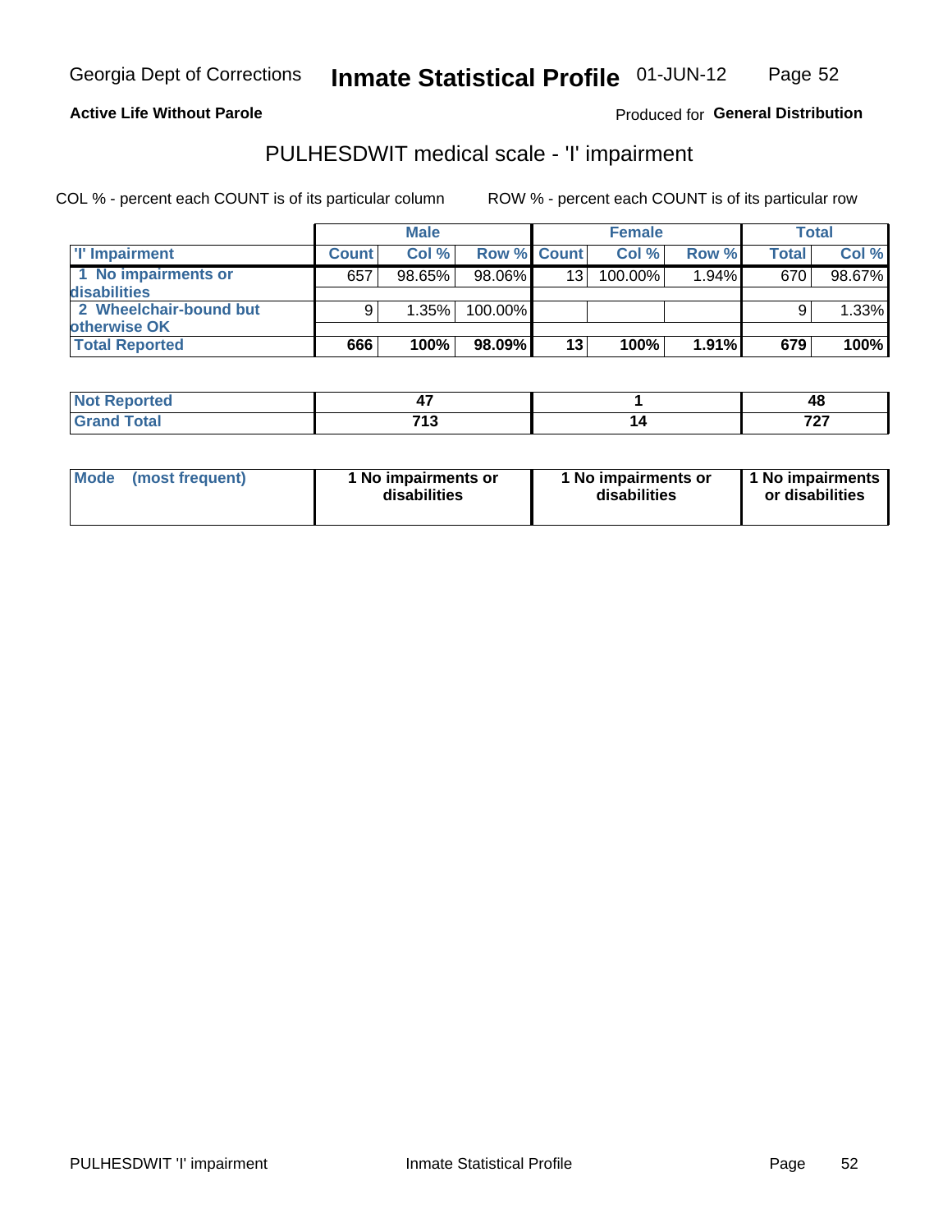Georgia Dept of Corrections **Inmate Statistical Profile** 01-JUN-12

**Active Life Without Parole**

Produced for **General Distribution**

## PULHESDWIT medical scale - 'I' impairment

COL % - percent each COUNT is of its particular column

ROW % - percent each COUNT is of its particular row

| | Male | | | Female | | | Total | |
|---|---|---|---|---|---|---|---|---|
| 'I' Impairment | Count | Col % | Row % | Count | Col % | Row % | Total | Col % |
| 1 No impairments or disabilities | 657 | 98.65% | 98.06% | 13 | 100.00% | 1.94% | 670 | 98.67% |
| 2 Wheelchair-bound but otherwise OK | 9 | 1.35% | 100.00% | | | | 9 | 1.33% |
| **Total Reported** | **666** | **100%** | **98.09%** | **13** | **100%** | **1.91%** | **679** | **100%** |

| | Male | Female | Total |
|---|---|---|---|
| Not Reported | 47 | 1 | 48 |
| Grand Total | 713 | 14 | 727 |

| | Male | Female | Total |
|---|---|---|---|
| Mode (most frequent) | 1 No impairments or disabilities | 1 No impairments or disabilities | 1 No impairments or disabilities |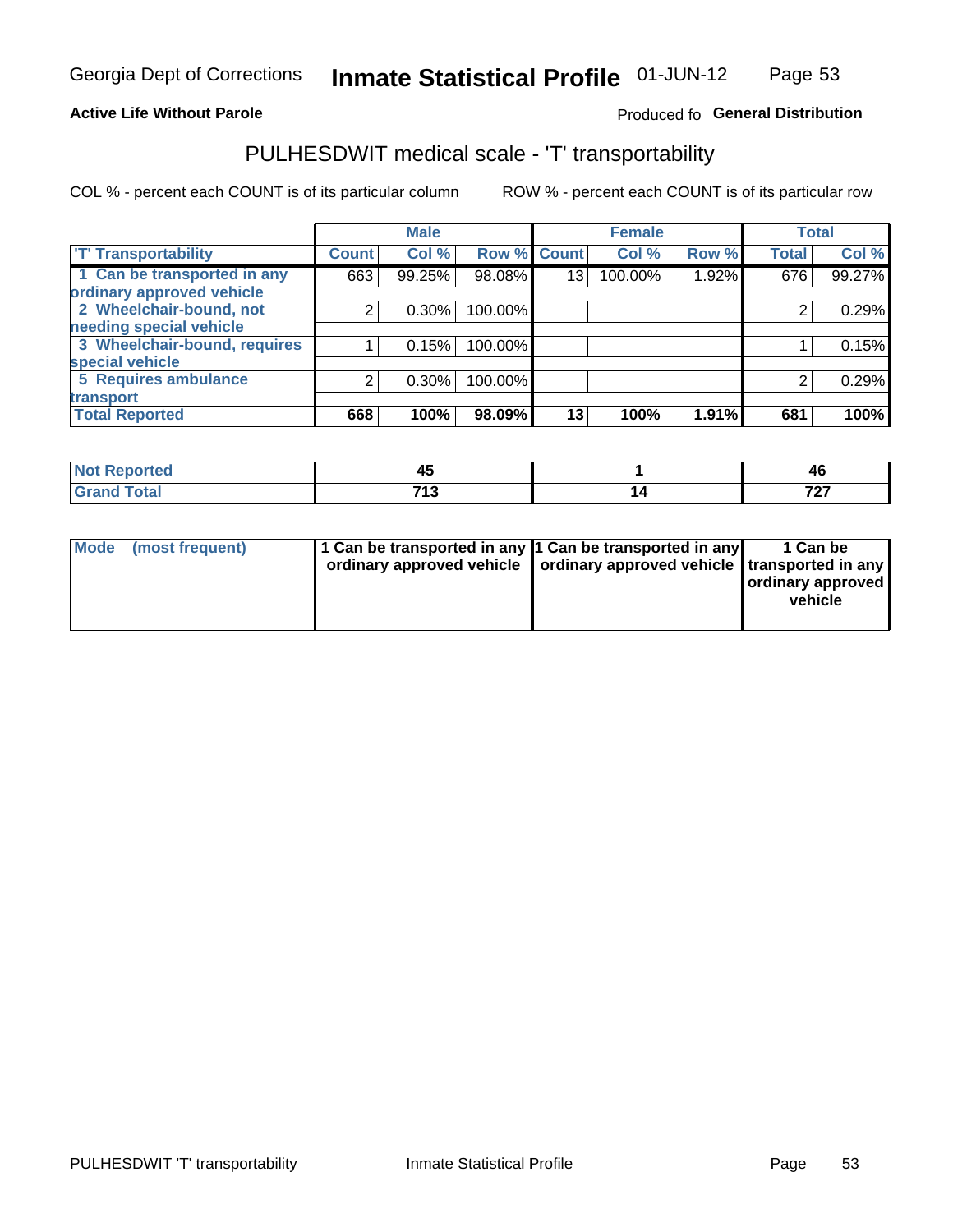Georgia Dept of Corrections **Inmate Statistical Profile** 01-JUN-12

**Active Life Without Parole**

Produced fo **General Distribution**

## PULHESDWIT medical scale - 'T' transportability

COL % - percent each COUNT is of its particular column

ROW % - percent each COUNT is of its particular row

| | Male | | | Female | | | Total | |
|---|---|---|---|---|---|---|---|---|
| 'T' Transportability | Count | Col % | Row % | Count | Col % | Row % | Total | Col % |
| 1 Can be transported in any ordinary approved vehicle | 663 | 99.25% | 98.08% | 13 | 100.00% | 1.92% | 676 | 99.27% |
| 2 Wheelchair-bound, not needing special vehicle | 2 | 0.30% | 100.00% | | | | 2 | 0.29% |
| 3 Wheelchair-bound, requires special vehicle | 1 | 0.15% | 100.00% | | | | 1 | 0.15% |
| 5 Requires ambulance transport | 2 | 0.30% | 100.00% | | | | 2 | 0.29% |
| **Total Reported** | **668** | **100%** | **98.09%** | **13** | **100%** | **1.91%** | **681** | **100%** |

| | Male | Female | Total |
|---|---|---|---|
| Not Reported | 45 | 1 | 46 |
| Grand Total | 713 | 14 | 727 |

| | Male | Female | Total |
|---|---|---|---|
| Mode (most frequent) | 1 Can be transported in any ordinary approved vehicle | 1 Can be transported in any ordinary approved vehicle | 1 Can be transported in any ordinary approved vehicle |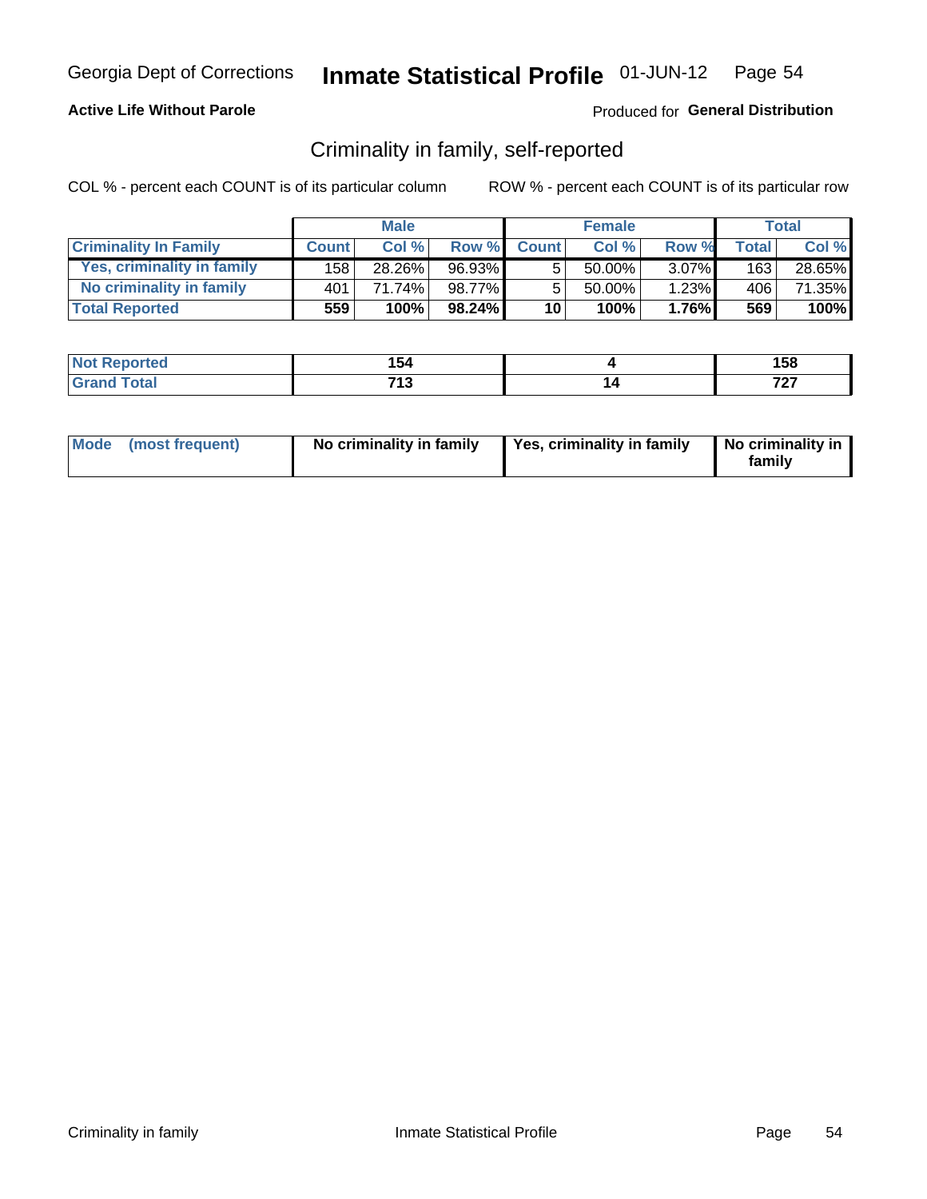Georgia Dept of Corrections **Inmate Statistical Profile** 01-JUN-12

**Active Life Without Parole**

Produced for **General Distribution**

## Criminality in family, self-reported

COL % - percent each COUNT is of its particular column

ROW % - percent each COUNT is of its particular row

| | Male | | | Female | | | Total | |
|---|---|---|---|---|---|---|---|---|
| **Criminality In Family** | **Count** | **Col %** | **Row %** | **Count** | **Col %** | **Row %** | **Total** | **Col %** |
| Yes, criminality in family | 158 | 28.26% | 96.93% | 5 | 50.00% | 3.07% | 163 | 28.65% |
| No criminality in family | 401 | 71.74% | 98.77% | 5 | 50.00% | 1.23% | 406 | 71.35% |
| **Total Reported** | **559** | **100%** | **98.24%** | **10** | **100%** | **1.76%** | **569** | **100%** |

| | Male | Female | Total |
|---|---|---|---|
| **Not Reported** | **154** | **4** | **158** |
| **Grand Total** | **713** | **14** | **727** |

| | Male | Female | Total |
|---|---|---|---|
| **Mode (most frequent)** | **No criminality in family** | **Yes, criminality in family** | **No criminality in family** |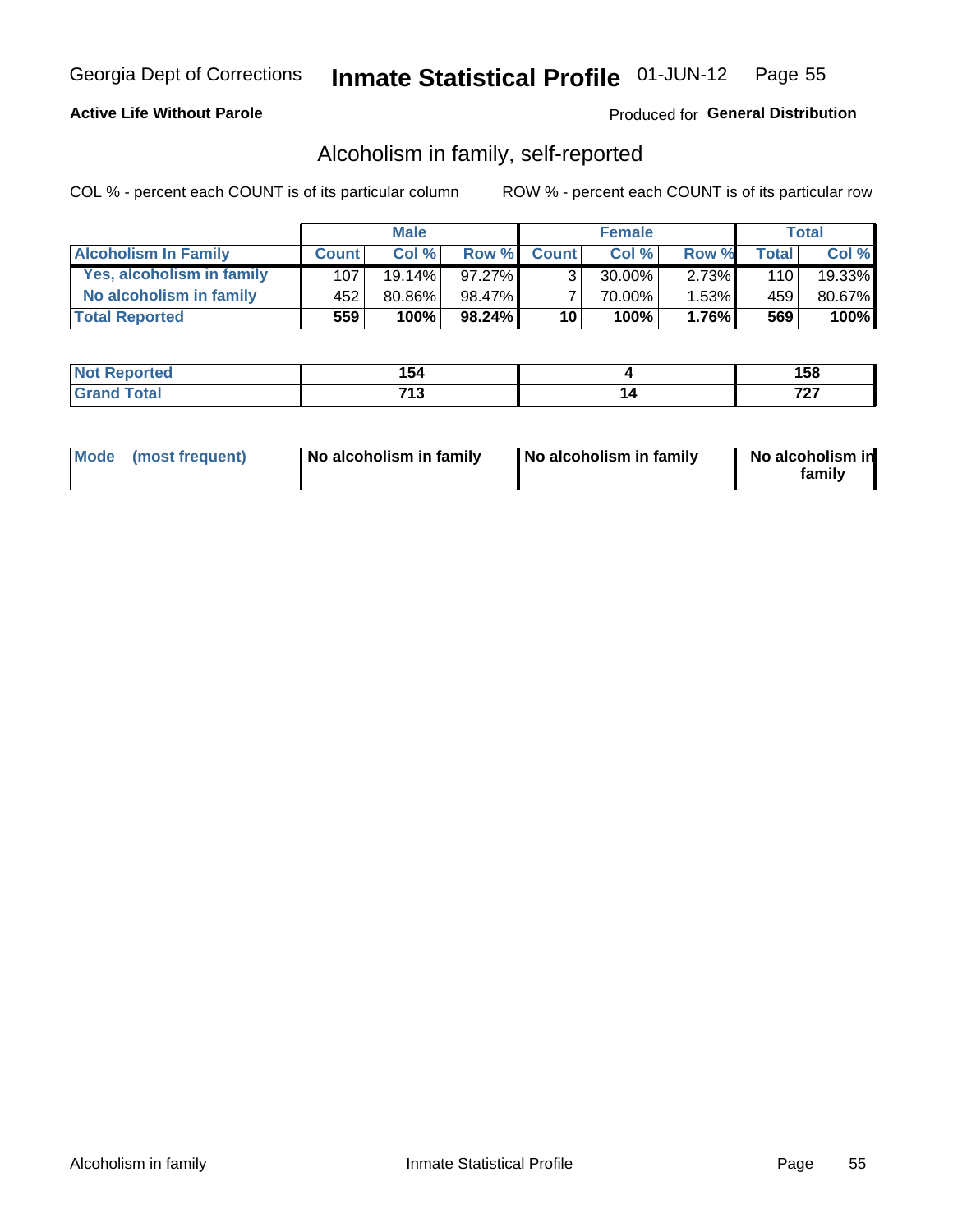Georgia Dept of Corrections **Inmate Statistical Profile** 01-JUN-12

**Active Life Without Parole**

Produced for **General Distribution**

## Alcoholism in family, self-reported

COL % - percent each COUNT is of its particular column

ROW % - percent each COUNT is of its particular row

| | Male | | | Female | | | Total | |
|---|---|---|---|---|---|---|---|---|
| **Alcoholism In Family** | **Count** | **Col %** | **Row %** | **Count** | **Col %** | **Row %** | **Total** | **Col %** |
| Yes, alcoholism in family | 107 | 19.14% | 97.27% | 3 | 30.00% | 2.73% | 110 | 19.33% |
| No alcoholism in family | 452 | 80.86% | 98.47% | 7 | 70.00% | 1.53% | 459 | 80.67% |
| **Total Reported** | **559** | **100%** | **98.24%** | **10** | **100%** | **1.76%** | **569** | **100%** |

| | Male | Female | Total |
|---|---|---|---|
| **Not Reported** | **154** | **4** | **158** |
| **Grand Total** | **713** | **14** | **727** |

| | Male | Female | Total |
|---|---|---|---|
| **Mode (most frequent)** | **No alcoholism in family** | **No alcoholism in family** | **No alcoholism in family** |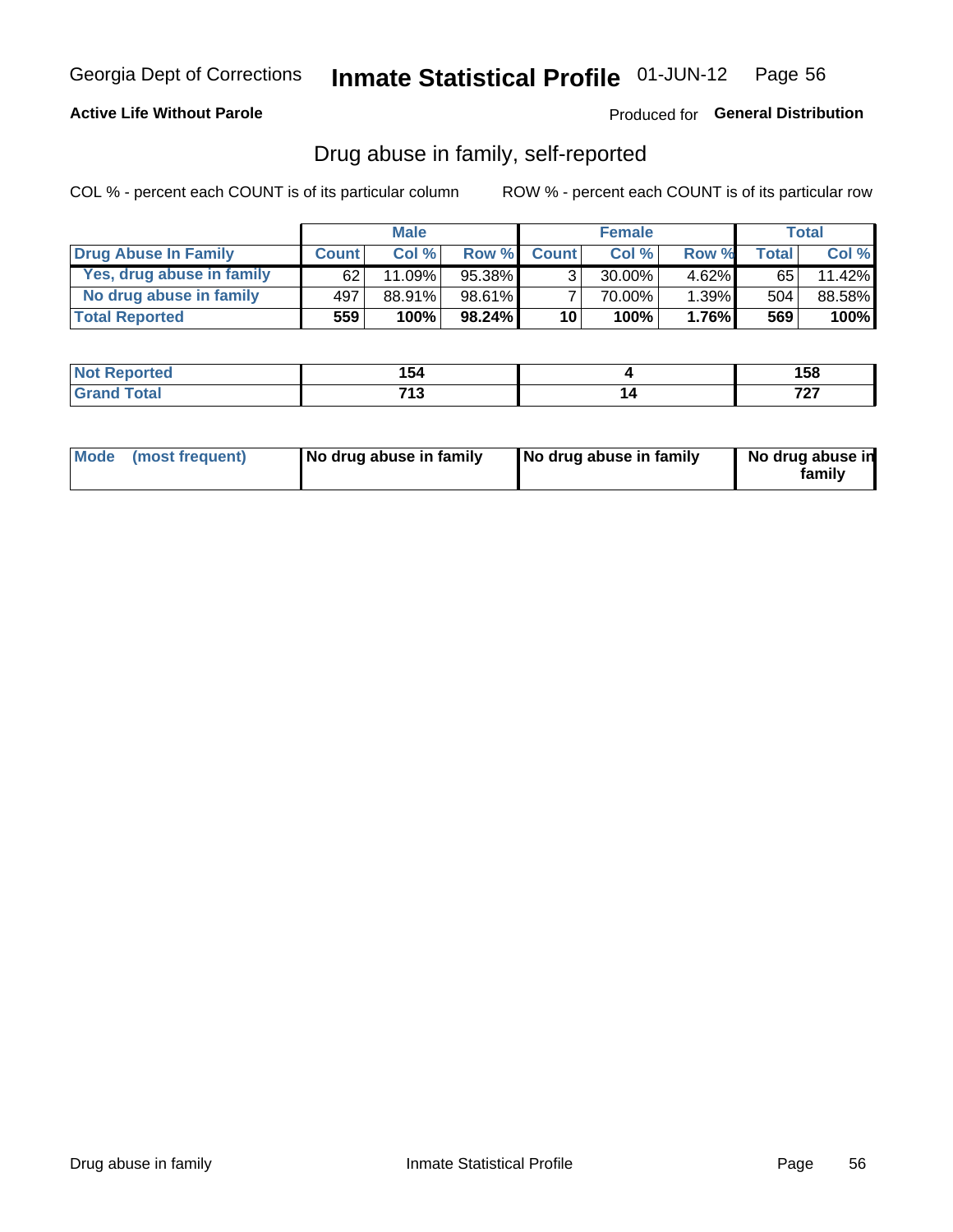Georgia Dept of Corrections **Inmate Statistical Profile** 01-JUN-12

**Active Life Without Parole**

Produced for **General Distribution**

## Drug abuse in family, self-reported

COL % - percent each COUNT is of its particular column

ROW % - percent each COUNT is of its particular row

| | Male | | | Female | | | Total | |
|---|---|---|---|---|---|---|---|---|
| **Drug Abuse In Family** | **Count** | **Col %** | **Row %** | **Count** | **Col %** | **Row %** | **Total** | **Col %** |
| **Yes, drug abuse in family** | 62 | 11.09% | 95.38% | 3 | 30.00% | 4.62% | 65 | 11.42% |
| **No drug abuse in family** | 497 | 88.91% | 98.61% | 7 | 70.00% | 1.39% | 504 | 88.58% |
| **Total Reported** | **559** | **100%** | **98.24%** | **10** | **100%** | **1.76%** | **569** | **100%** |

| | Male | Female | Total |
|---|---|---|---|
| **Not Reported** | **154** | **4** | **158** |
| **Grand Total** | **713** | **14** | **727** |

| | Male | Female | Total |
|---|---|---|---|
| **Mode (most frequent)** | **No drug abuse in family** | **No drug abuse in family** | **No drug abuse in family** |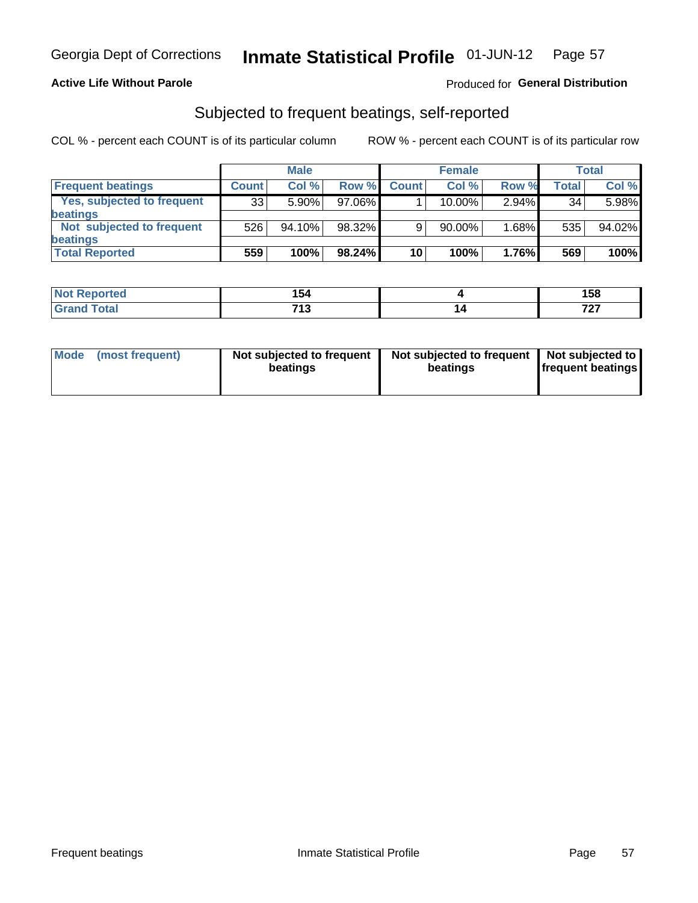Georgia Dept of Corrections **Inmate Statistical Profile** 01-JUN-12

**Active Life Without Parole**

Produced for **General Distribution**

## Subjected to frequent beatings, self-reported

COL % - percent each COUNT is of its particular column

ROW % - percent each COUNT is of its particular row

| | Male | | | Female | | | Total | |
|---|---|---|---|---|---|---|---|---|
| **Frequent beatings** | **Count** | **Col %** | **Row %** | **Count** | **Col %** | **Row %** | **Total** | **Col %** |
| **Yes, subjected to frequent beatings** | 33 | 5.90% | 97.06% | 1 | 10.00% | 2.94% | 34 | 5.98% |
| **Not subjected to frequent beatings** | 526 | 94.10% | 98.32% | 9 | 90.00% | 1.68% | 535 | 94.02% |
| **Total Reported** | **559** | **100%** | **98.24%** | **10** | **100%** | **1.76%** | **569** | **100%** |

| | Male | Female | Total |
|---|---|---|---|
| **Not Reported** | **154** | **4** | **158** |
| **Grand Total** | **713** | **14** | **727** |

| **Mode (most frequent)** | **Not subjected to frequent beatings** | **Not subjected to frequent beatings** | **Not subjected to frequent beatings** |
|---|---|---|---|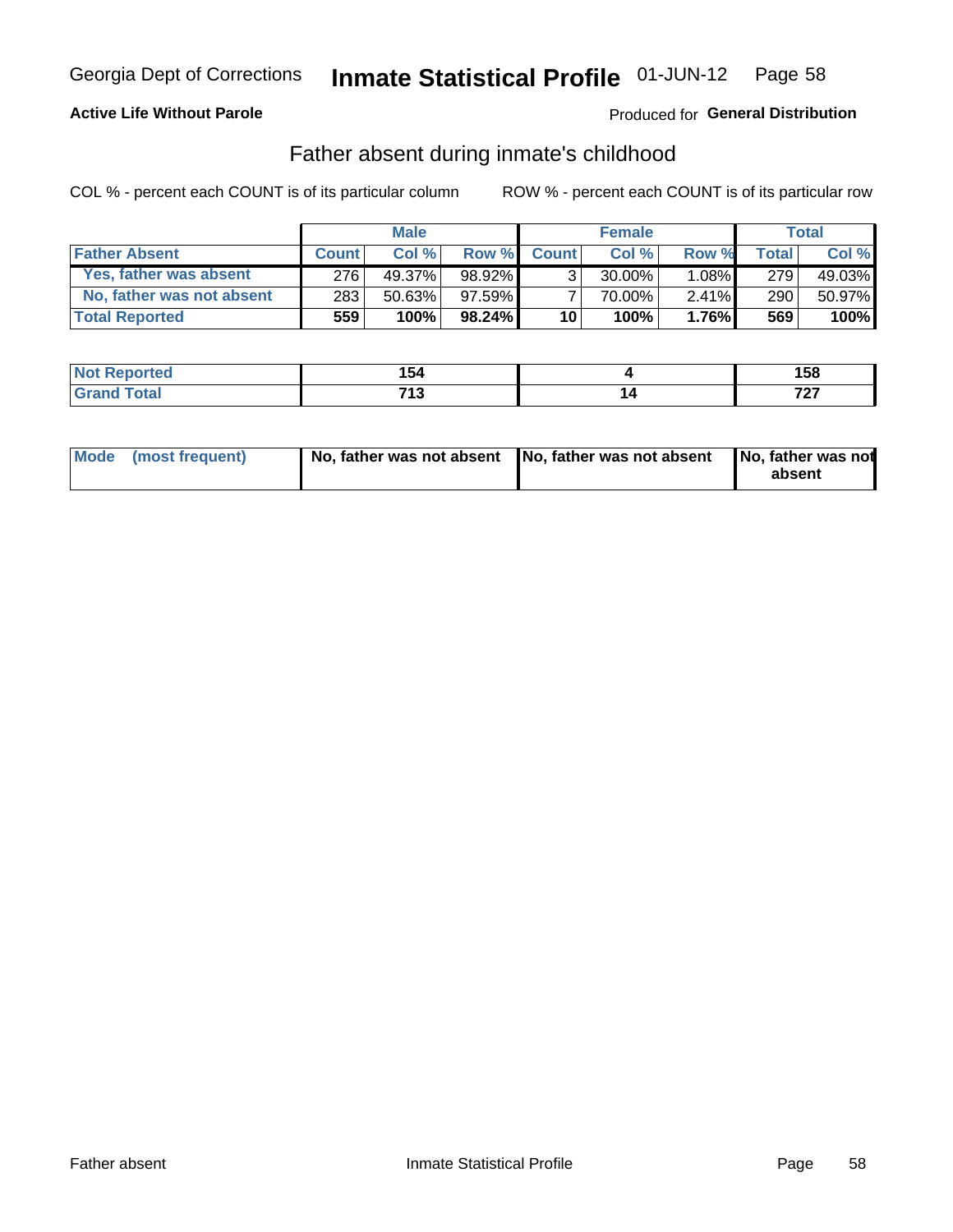Georgia Dept of Corrections **Inmate Statistical Profile** 01-JUN-12

**Active Life Without Parole**

Produced for **General Distribution**

## Father absent during inmate's childhood

COL % - percent each COUNT is of its particular column ROW % - percent each COUNT is of its particular row

| | Male | | | Female | | | Total | |
|---|---|---|---|---|---|---|---|---|
| **Father Absent** | **Count** | **Col %** | **Row %** | **Count** | **Col %** | **Row %** | **Total** | **Col %** |
| Yes, father was absent | 276 | 49.37% | 98.92% | 3 | 30.00% | 1.08% | 279 | 49.03% |
| No, father was not absent | 283 | 50.63% | 97.59% | 7 | 70.00% | 2.41% | 290 | 50.97% |
| **Total Reported** | **559** | **100%** | **98.24%** | **10** | **100%** | **1.76%** | **569** | **100%** |

| | Male | Female | Total |
|---|---|---|---|
| **Not Reported** | **154** | **4** | **158** |
| **Grand Total** | **713** | **14** | **727** |

| | Male | Female | Total |
|---|---|---|---|
| **Mode (most frequent)** | **No, father was not absent** | **No, father was not absent** | **No, father was not absent** |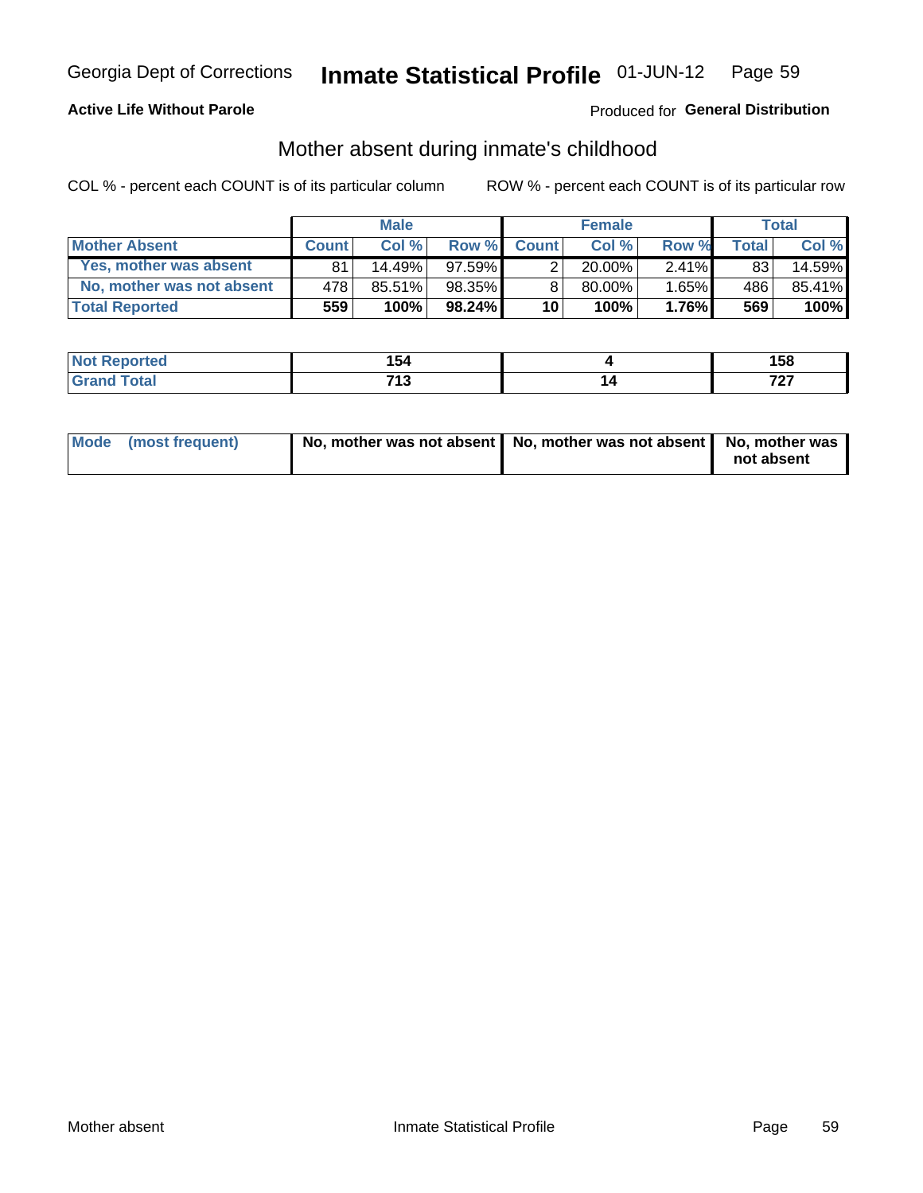Georgia Dept of Corrections **Inmate Statistical Profile** 01-JUN-12

**Active Life Without Parole**

Produced for **General Distribution**

## Mother absent during inmate's childhood

COL % - percent each COUNT is of its particular column

ROW % - percent each COUNT is of its particular row

| | Male | | | Female | | | Total | |
|---|---|---|---|---|---|---|---|---|
| **Mother Absent** | **Count** | **Col %** | **Row %** | **Count** | **Col %** | **Row %** | **Total** | **Col %** |
| **Yes, mother was absent** | 81 | 14.49% | 97.59% | 2 | 20.00% | 2.41% | 83 | 14.59% |
| **No, mother was not absent** | 478 | 85.51% | 98.35% | 8 | 80.00% | 1.65% | 486 | 85.41% |
| **Total Reported** | **559** | **100%** | **98.24%** | **10** | **100%** | **1.76%** | **569** | **100%** |

| | Male | Female | Total |
|---|---|---|---|
| **Not Reported** | **154** | **4** | **158** |
| **Grand Total** | **713** | **14** | **727** |

| | Male | Female | Total |
|---|---|---|---|
| **Mode (most frequent)** | **No, mother was not absent** | **No, mother was not absent** | **No, mother was not absent** |

Mother absent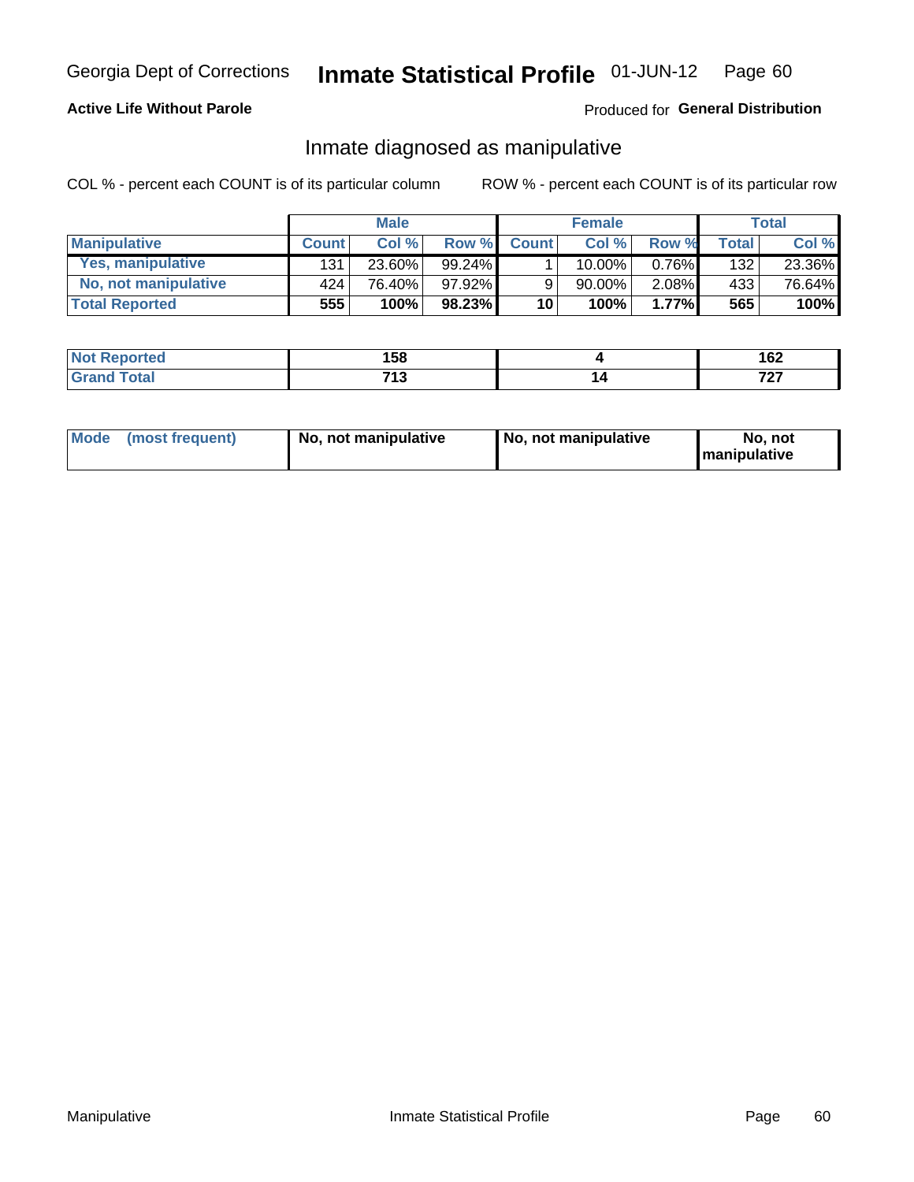Georgia Dept of Corrections **Inmate Statistical Profile** 01-JUN-12

**Active Life Without Parole**

Produced for **General Distribution**

## Inmate diagnosed as manipulative

COL % - percent each COUNT is of its particular column

ROW % - percent each COUNT is of its particular row

| | Male | | | Female | | | Total | |
|---|---|---|---|---|---|---|---|---|
| **Manipulative** | **Count** | **Col %** | **Row %** | **Count** | **Col %** | **Row %** | **Total** | **Col %** |
| **Yes, manipulative** | 131 | 23.60% | 99.24% | 1 | 10.00% | 0.76% | 132 | 23.36% |
| **No, not manipulative** | 424 | 76.40% | 97.92% | 9 | 90.00% | 2.08% | 433 | 76.64% |
| **Total Reported** | **555** | **100%** | **98.23%** | **10** | **100%** | **1.77%** | **565** | **100%** |

| | Male | Female | Total |
|---|---|---|---|
| **Not Reported** | **158** | **4** | **162** |
| **Grand Total** | **713** | **14** | **727** |

| | Male | Female | Total |
|---|---|---|---|
| **Mode (most frequent)** | **No, not manipulative** | **No, not manipulative** | **No, not manipulative** |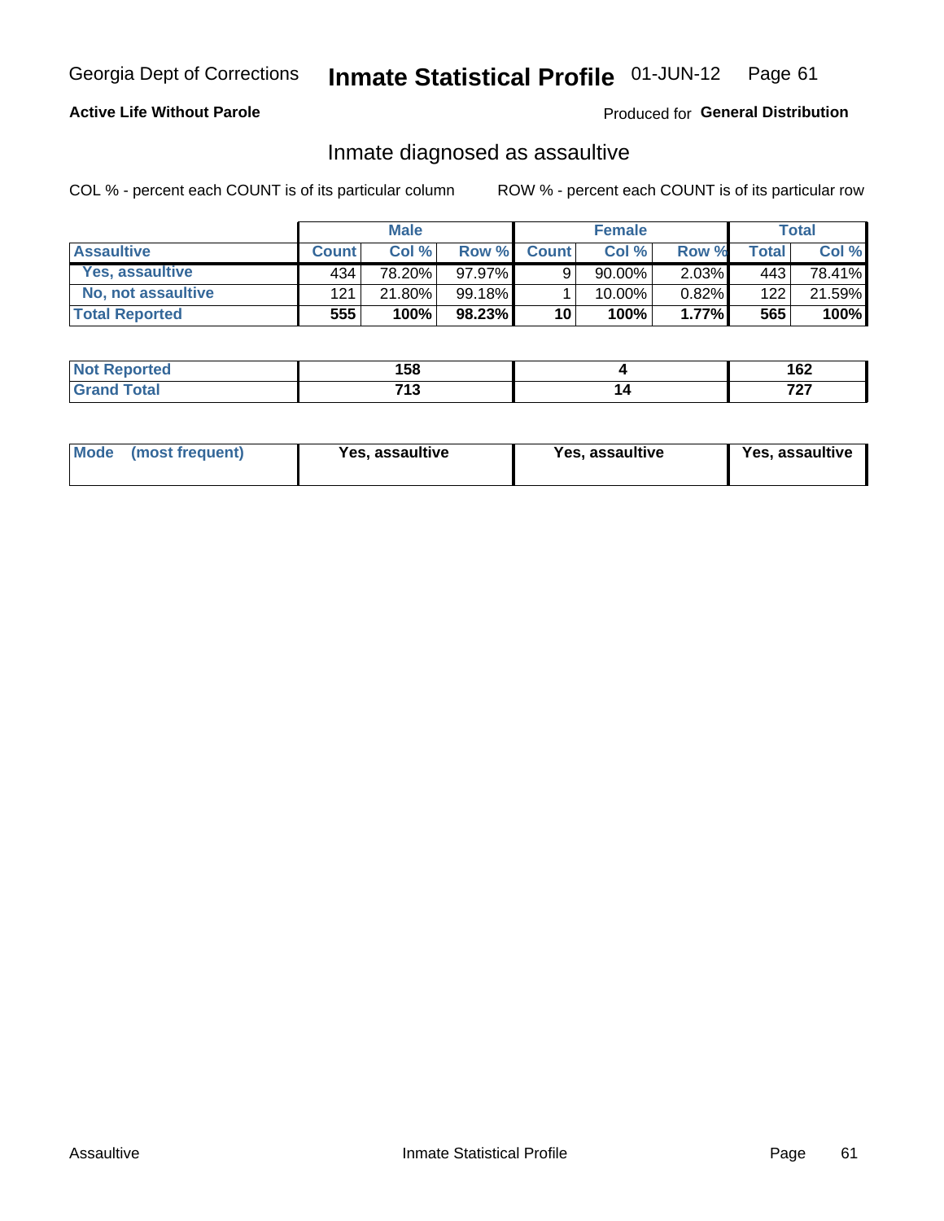Georgia Dept of Corrections **Inmate Statistical Profile** 01-JUN-12

**Active Life Without Parole**

Produced for **General Distribution**

## Inmate diagnosed as assaultive

COL % - percent each COUNT is of its particular column ROW % - percent each COUNT is of its particular row

| | Male | | | Female | | | Total | |
|---|---|---|---|---|---|---|---|---|
| **Assaultive** | **Count** | **Col %** | **Row %** | **Count** | **Col %** | **Row %** | **Total** | **Col %** |
| **Yes, assaultive** | 434 | 78.20% | 97.97% | 9 | 90.00% | 2.03% | 443 | 78.41% |
| **No, not assaultive** | 121 | 21.80% | 99.18% | 1 | 10.00% | 0.82% | 122 | 21.59% |
| **Total Reported** | **555** | **100%** | **98.23%** | **10** | **100%** | **1.77%** | **565** | **100%** |

| | Male | Female | Total |
|---|---|---|---|
| **Not Reported** | **158** | **4** | **162** |
| **Grand Total** | **713** | **14** | **727** |

| | Male | Female | Total |
|---|---|---|---|
| **Mode (most frequent)** | **Yes, assaultive** | **Yes, assaultive** | **Yes, assaultive** |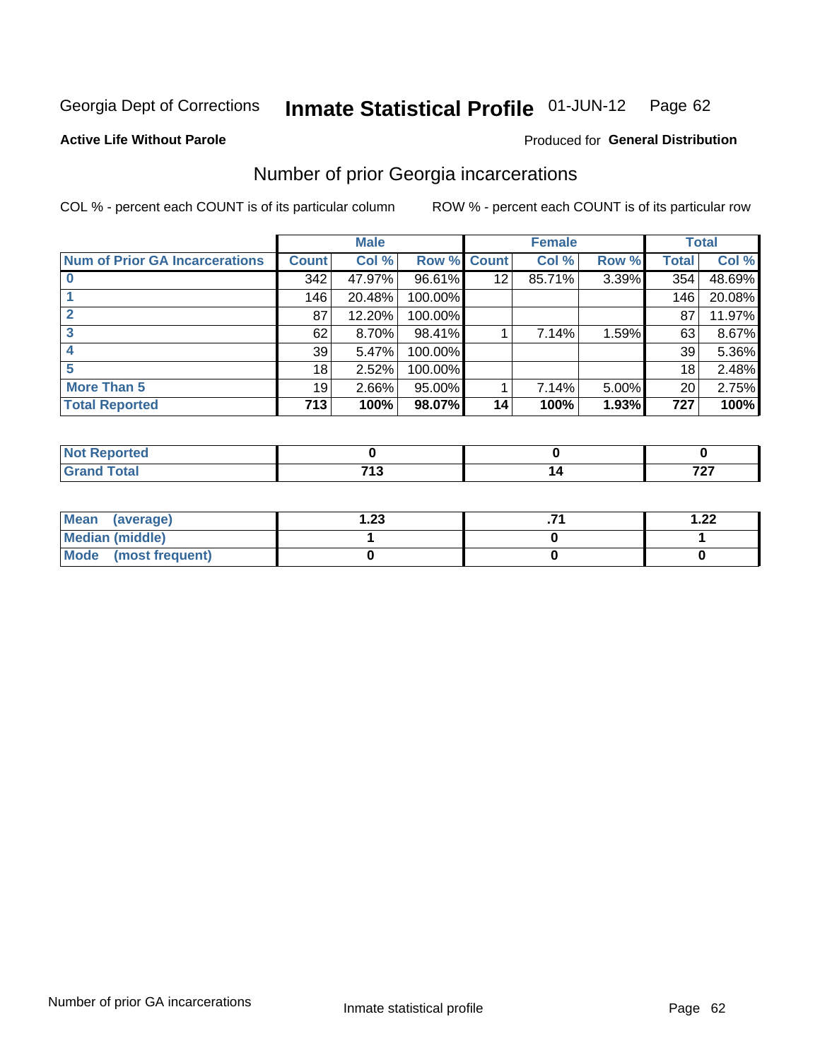Georgia Dept of Corrections **Inmate Statistical Profile** 01-JUN-12

**Active Life Without Parole**

Produced for **General Distribution**

## Number of prior Georgia incarcerations

COL % - percent each COUNT is of its particular column

ROW % - percent each COUNT is of its particular row

| | Male | | | Female | | | Total | |
|---|---|---|---|---|---|---|---|---|
| **Num of Prior GA Incarcerations** | **Count** | **Col %** | **Row %** | **Count** | **Col %** | **Row %** | **Total** | **Col %** |
| **0** | 342 | 47.97% | 96.61% | 12 | 85.71% | 3.39% | 354 | 48.69% |
| **1** | 146 | 20.48% | 100.00% | | | | 146 | 20.08% |
| **2** | 87 | 12.20% | 100.00% | | | | 87 | 11.97% |
| **3** | 62 | 8.70% | 98.41% | 1 | 7.14% | 1.59% | 63 | 8.67% |
| **4** | 39 | 5.47% | 100.00% | | | | 39 | 5.36% |
| **5** | 18 | 2.52% | 100.00% | | | | 18 | 2.48% |
| **More Than 5** | 19 | 2.66% | 95.00% | 1 | 7.14% | 5.00% | 20 | 2.75% |
| **Total Reported** | **713** | **100%** | **98.07%** | **14** | **100%** | **1.93%** | **727** | **100%** |

| | Male | Female | Total |
|---|---|---|---|
| **Not Reported** | **0** | **0** | **0** |
| **Grand Total** | **713** | **14** | **727** |

| | Male | Female | Total |
|---|---|---|---|
| **Mean (average)** | **1.23** | **.71** | **1.22** |
| **Median (middle)** | **1** | **0** | **1** |
| **Mode (most frequent)** | **0** | **0** | **0** |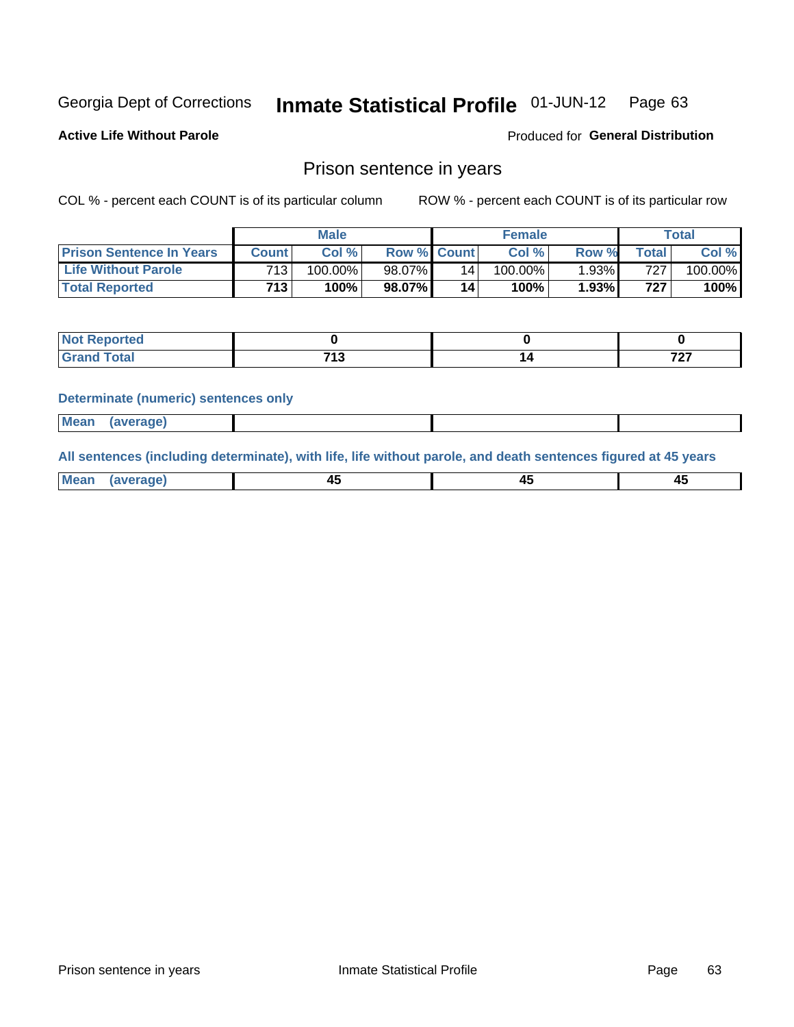Georgia Dept of Corrections **Inmate Statistical Profile** 01-JUN-12

**Active Life Without Parole**

Produced for **General Distribution**

## Prison sentence in years

COL % - percent each COUNT is of its particular column

ROW % - percent each COUNT is of its particular row

| | Male | | | Female | | | Total | |
|---|---|---|---|---|---|---|---|---|
| **Prison Sentence In Years** | **Count** | **Col %** | **Row %** | **Count** | **Col %** | **Row %** | **Total** | **Col %** |
| **Life Without Parole** | 713 | 100.00% | 98.07% | 14 | 100.00% | 1.93% | 727 | 100.00% |
| **Total Reported** | **713** | **100%** | **98.07%** | **14** | **100%** | **1.93%** | **727** | **100%** |

| | Male | Female | Total |
|---|---|---|---|
| **Not Reported** | **0** | **0** | **0** |
| **Grand Total** | **713** | **14** | **727** |

**Determinate (numeric) sentences only**

| | Male | Female | Total |
|---|---|---|---|
| **Mean (average)** | | | |

**All sentences (including determinate), with life, life without parole, and death sentences figured at 45 years**

| | Male | Female | Total |
|---|---|---|---|
| **Mean (average)** | **45** | **45** | **45** |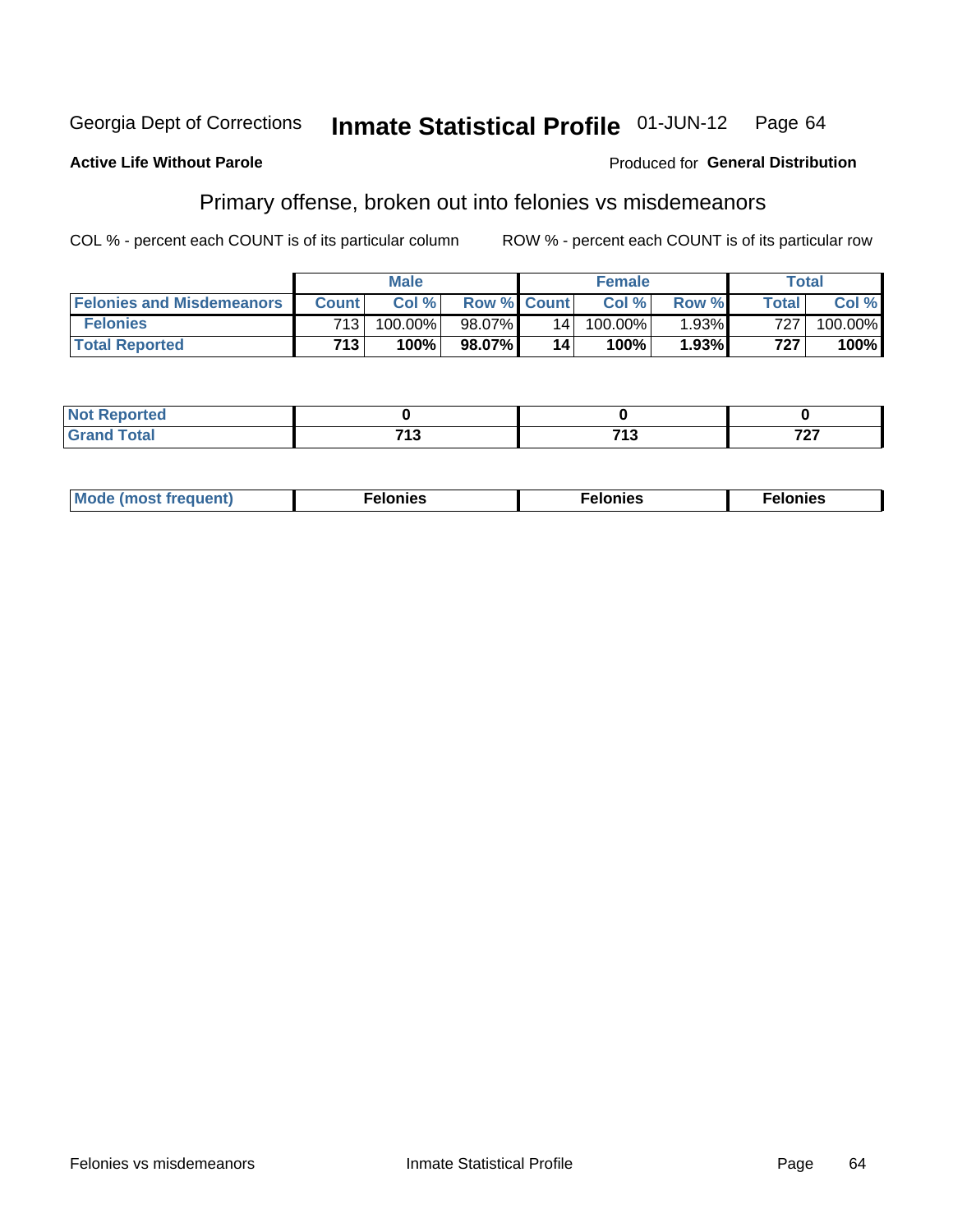Georgia Dept of Corrections **Inmate Statistical Profile** 01-JUN-12

**Active Life Without Parole**

Produced for **General Distribution**

## Primary offense, broken out into felonies vs misdemeanors

COL % - percent each COUNT is of its particular column

ROW % - percent each COUNT is of its particular row

| | Male | | | Female | | | Total | |
|---|---|---|---|---|---|---|---|---|
| **Felonies and Misdemeanors** | **Count** | **Col %** | **Row %** | **Count** | **Col %** | **Row %** | **Total** | **Col %** |
| **Felonies** | 713 | 100.00% | 98.07% | 14 | 100.00% | 1.93% | 727 | 100.00% |
| **Total Reported** | **713** | **100%** | **98.07%** | **14** | **100%** | **1.93%** | **727** | **100%** |

| | Male | Female | Total |
|---|---|---|---|
| **Not Reported** | **0** | **0** | **0** |
| **Grand Total** | **713** | **713** | **727** |

| | Male | Female | Total |
|---|---|---|---|
| **Mode (most frequent)** | **Felonies** | **Felonies** | **Felonies** |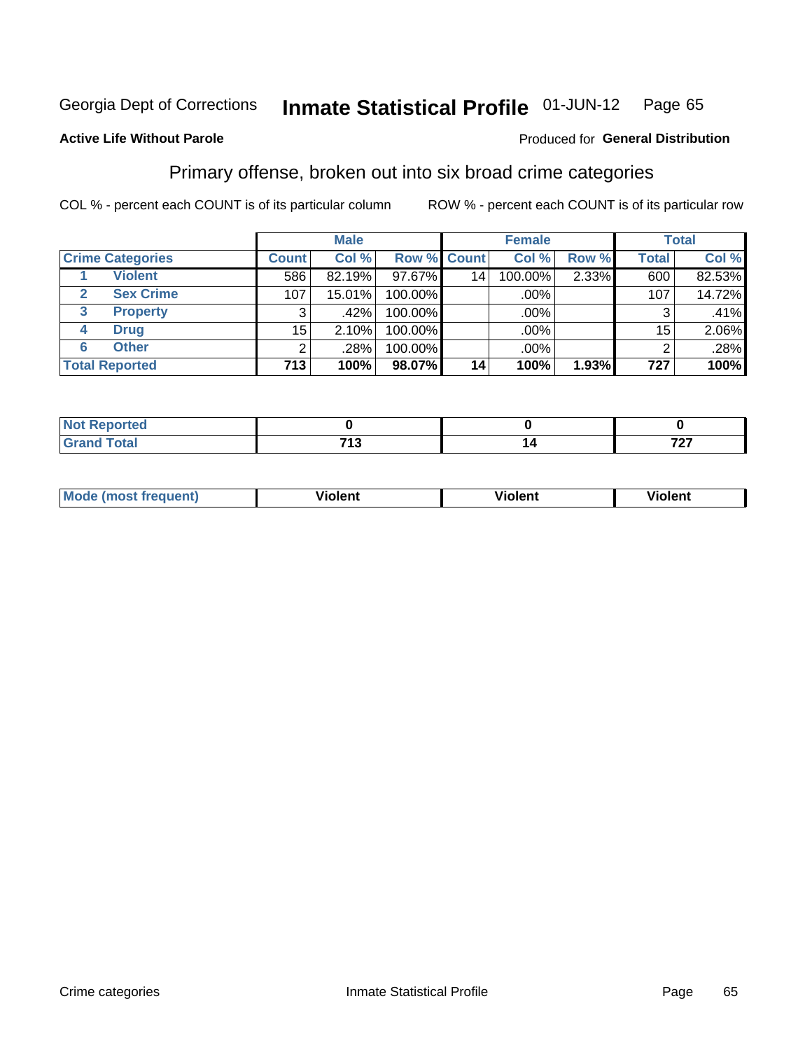Georgia Dept of Corrections **Inmate Statistical Profile** 01-JUN-12 Page 65

**Active Life Without Parole**

Produced for **General Distribution**

## Primary offense, broken out into six broad crime categories

COL % - percent each COUNT is of its particular column

ROW % - percent each COUNT is of its particular row

| | | Male | | | Female | | | Total | |
|---|---|---|---|---|---|---|---|---|---|
| **Crime Categories** | | **Count** | **Col %** | **Row %** | **Count** | **Col %** | **Row %** | **Total** | **Col %** |
| 1 | **Violent** | 586 | 82.19% | 97.67% | 14 | 100.00% | 2.33% | 600 | 82.53% |
| 2 | **Sex Crime** | 107 | 15.01% | 100.00% | | .00% | | 107 | 14.72% |
| 3 | **Property** | 3 | .42% | 100.00% | | .00% | | 3 | .41% |
| 4 | **Drug** | 15 | 2.10% | 100.00% | | .00% | | 15 | 2.06% |
| 6 | **Other** | 2 | .28% | 100.00% | | .00% | | 2 | .28% |
| **Total Reported** | | **713** | **100%** | **98.07%** | **14** | **100%** | **1.93%** | **727** | **100%** |

| | Male | Female | Total |
|---|---|---|---|
| **Not Reported** | **0** | **0** | **0** |
| **Grand Total** | **713** | **14** | **727** |

| | Male | Female | Total |
|---|---|---|---|
| **Mode (most frequent)** | **Violent** | **Violent** | **Violent** |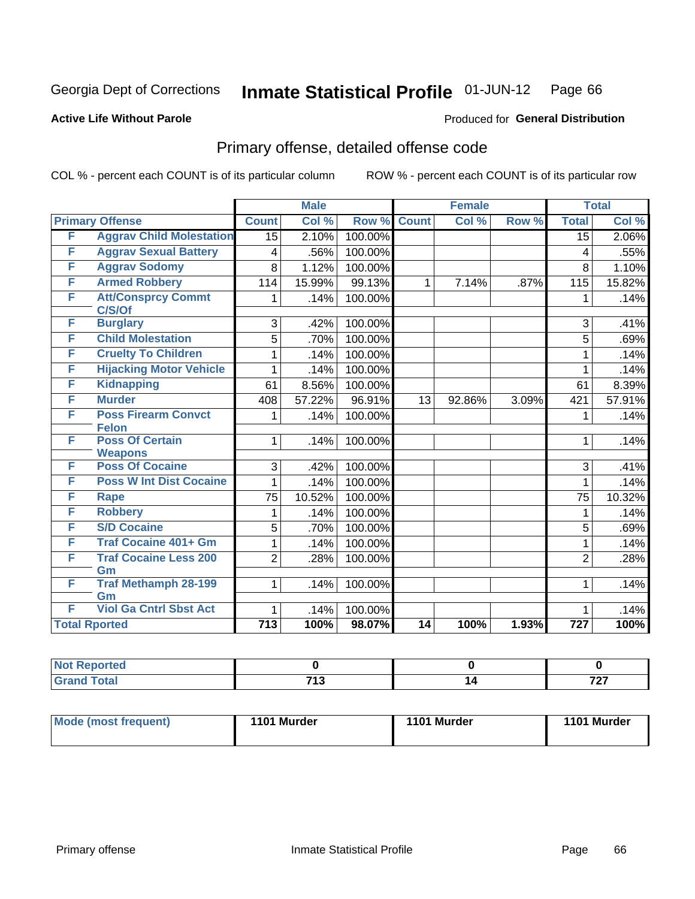Georgia Dept of Corrections **Inmate Statistical Profile** 01-JUN-12

**Active Life Without Parole**

Produced for **General Distribution**

## Primary offense, detailed offense code

COL % - percent each COUNT is of its particular column

ROW % - percent each COUNT is of its particular row

| Primary Offense | | Male | | | Female | | | Total | |
|---|---|---|---|---|---|---|---|---|---|
| | | Count | Col % | Row % | Count | Col % | Row % | Total | Col % |
| F | Aggrav Child Molestation | 15 | 2.10% | 100.00% | | | | 15 | 2.06% |
| F | Aggrav Sexual Battery | 4 | .56% | 100.00% | | | | 4 | .55% |
| F | Aggrav Sodomy | 8 | 1.12% | 100.00% | | | | 8 | 1.10% |
| F | Armed Robbery | 114 | 15.99% | 99.13% | 1 | 7.14% | .87% | 115 | 15.82% |
| F | Att/Consprcy Commt C/S/Of | 1 | .14% | 100.00% | | | | 1 | .14% |
| F | Burglary | 3 | .42% | 100.00% | | | | 3 | .41% |
| F | Child Molestation | 5 | .70% | 100.00% | | | | 5 | .69% |
| F | Cruelty To Children | 1 | .14% | 100.00% | | | | 1 | .14% |
| F | Hijacking Motor Vehicle | 1 | .14% | 100.00% | | | | 1 | .14% |
| F | Kidnapping | 61 | 8.56% | 100.00% | | | | 61 | 8.39% |
| F | Murder | 408 | 57.22% | 96.91% | 13 | 92.86% | 3.09% | 421 | 57.91% |
| F | Poss Firearm Convct Felon | 1 | .14% | 100.00% | | | | 1 | .14% |
| F | Poss Of Certain Weapons | 1 | .14% | 100.00% | | | | 1 | .14% |
| F | Poss Of Cocaine | 3 | .42% | 100.00% | | | | 3 | .41% |
| F | Poss W Int Dist Cocaine | 1 | .14% | 100.00% | | | | 1 | .14% |
| F | Rape | 75 | 10.52% | 100.00% | | | | 75 | 10.32% |
| F | Robbery | 1 | .14% | 100.00% | | | | 1 | .14% |
| F | S/D Cocaine | 5 | .70% | 100.00% | | | | 5 | .69% |
| F | Traf Cocaine 401+ Gm | 1 | .14% | 100.00% | | | | 1 | .14% |
| F | Traf Cocaine Less 200 Gm | 2 | .28% | 100.00% | | | | 2 | .28% |
| F | Traf Methamph 28-199 Gm | 1 | .14% | 100.00% | | | | 1 | .14% |
| F | Viol Ga Cntrl Sbst Act | 1 | .14% | 100.00% | | | | 1 | .14% |
| **Total Rported** | | **713** | **100%** | **98.07%** | **14** | **100%** | **1.93%** | **727** | **100%** |

| | Male | Female | Total |
|---|---|---|---|
| Not Reported | 0 | 0 | 0 |
| Grand Total | 713 | 14 | 727 |

| | Male | Female | Total |
|---|---|---|---|
| Mode (most frequent) | 1101 Murder | 1101 Murder | 1101 Murder |

Primary offense Inmate Statistical Profile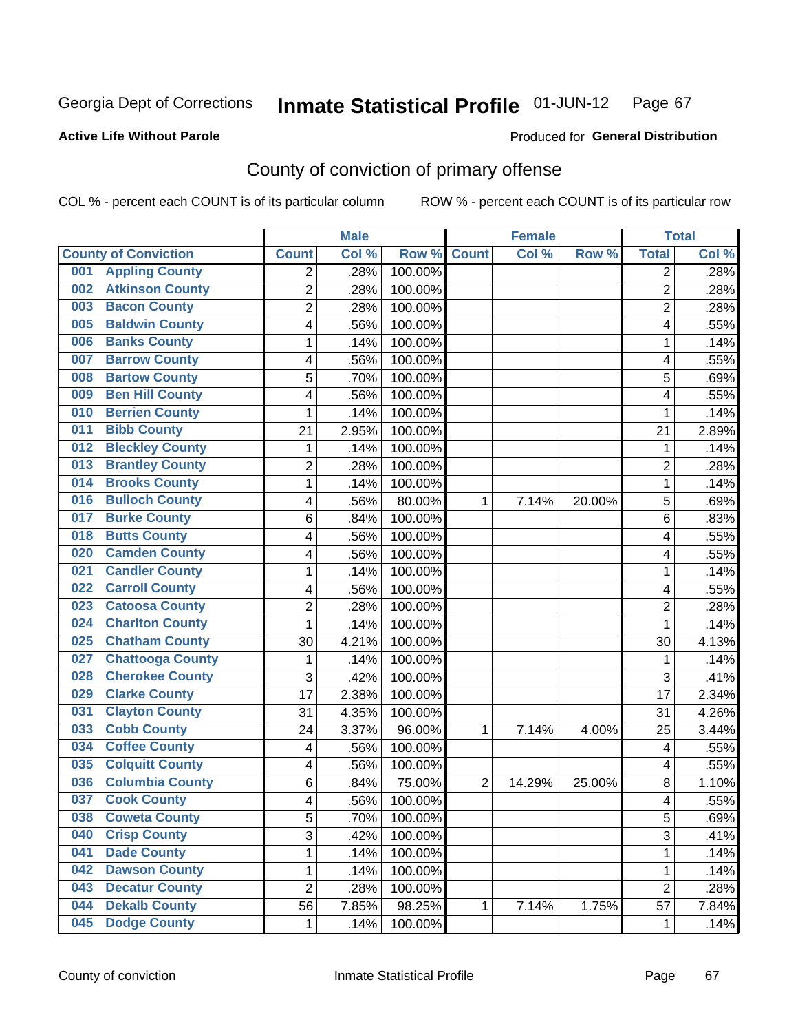Georgia Dept of Corrections

# Inmate Statistical Profile 01-JUN-12

**Active Life Without Parole**

Produced for **General Distribution**

## County of conviction of primary offense

COL % - percent each COUNT is of its particular column

ROW % - percent each COUNT is of its particular row

| County of Conviction | Male | | | Female | | | Total | |
|---|---|---|---|---|---|---|---|---|
| | Count | Col % | Row % | Count | Col % | Row % | Total | Col % |
| 001 Appling County | 2 | .28% | 100.00% | | | | 2 | .28% |
| 002 Atkinson County | 2 | .28% | 100.00% | | | | 2 | .28% |
| 003 Bacon County | 2 | .28% | 100.00% | | | | 2 | .28% |
| 005 Baldwin County | 4 | .56% | 100.00% | | | | 4 | .55% |
| 006 Banks County | 1 | .14% | 100.00% | | | | 1 | .14% |
| 007 Barrow County | 4 | .56% | 100.00% | | | | 4 | .55% |
| 008 Bartow County | 5 | .70% | 100.00% | | | | 5 | .69% |
| 009 Ben Hill County | 4 | .56% | 100.00% | | | | 4 | .55% |
| 010 Berrien County | 1 | .14% | 100.00% | | | | 1 | .14% |
| 011 Bibb County | 21 | 2.95% | 100.00% | | | | 21 | 2.89% |
| 012 Bleckley County | 1 | .14% | 100.00% | | | | 1 | .14% |
| 013 Brantley County | 2 | .28% | 100.00% | | | | 2 | .28% |
| 014 Brooks County | 1 | .14% | 100.00% | | | | 1 | .14% |
| 016 Bulloch County | 4 | .56% | 80.00% | 1 | 7.14% | 20.00% | 5 | .69% |
| 017 Burke County | 6 | .84% | 100.00% | | | | 6 | .83% |
| 018 Butts County | 4 | .56% | 100.00% | | | | 4 | .55% |
| 020 Camden County | 4 | .56% | 100.00% | | | | 4 | .55% |
| 021 Candler County | 1 | .14% | 100.00% | | | | 1 | .14% |
| 022 Carroll County | 4 | .56% | 100.00% | | | | 4 | .55% |
| 023 Catoosa County | 2 | .28% | 100.00% | | | | 2 | .28% |
| 024 Charlton County | 1 | .14% | 100.00% | | | | 1 | .14% |
| 025 Chatham County | 30 | 4.21% | 100.00% | | | | 30 | 4.13% |
| 027 Chattooga County | 1 | .14% | 100.00% | | | | 1 | .14% |
| 028 Cherokee County | 3 | .42% | 100.00% | | | | 3 | .41% |
| 029 Clarke County | 17 | 2.38% | 100.00% | | | | 17 | 2.34% |
| 031 Clayton County | 31 | 4.35% | 100.00% | | | | 31 | 4.26% |
| 033 Cobb County | 24 | 3.37% | 96.00% | 1 | 7.14% | 4.00% | 25 | 3.44% |
| 034 Coffee County | 4 | .56% | 100.00% | | | | 4 | .55% |
| 035 Colquitt County | 4 | .56% | 100.00% | | | | 4 | .55% |
| 036 Columbia County | 6 | .84% | 75.00% | 2 | 14.29% | 25.00% | 8 | 1.10% |
| 037 Cook County | 4 | .56% | 100.00% | | | | 4 | .55% |
| 038 Coweta County | 5 | .70% | 100.00% | | | | 5 | .69% |
| 040 Crisp County | 3 | .42% | 100.00% | | | | 3 | .41% |
| 041 Dade County | 1 | .14% | 100.00% | | | | 1 | .14% |
| 042 Dawson County | 1 | .14% | 100.00% | | | | 1 | .14% |
| 043 Decatur County | 2 | .28% | 100.00% | | | | 2 | .28% |
| 044 Dekalb County | 56 | 7.85% | 98.25% | 1 | 7.14% | 1.75% | 57 | 7.84% |
| 045 Dodge County | 1 | .14% | 100.00% | | | | 1 | .14% |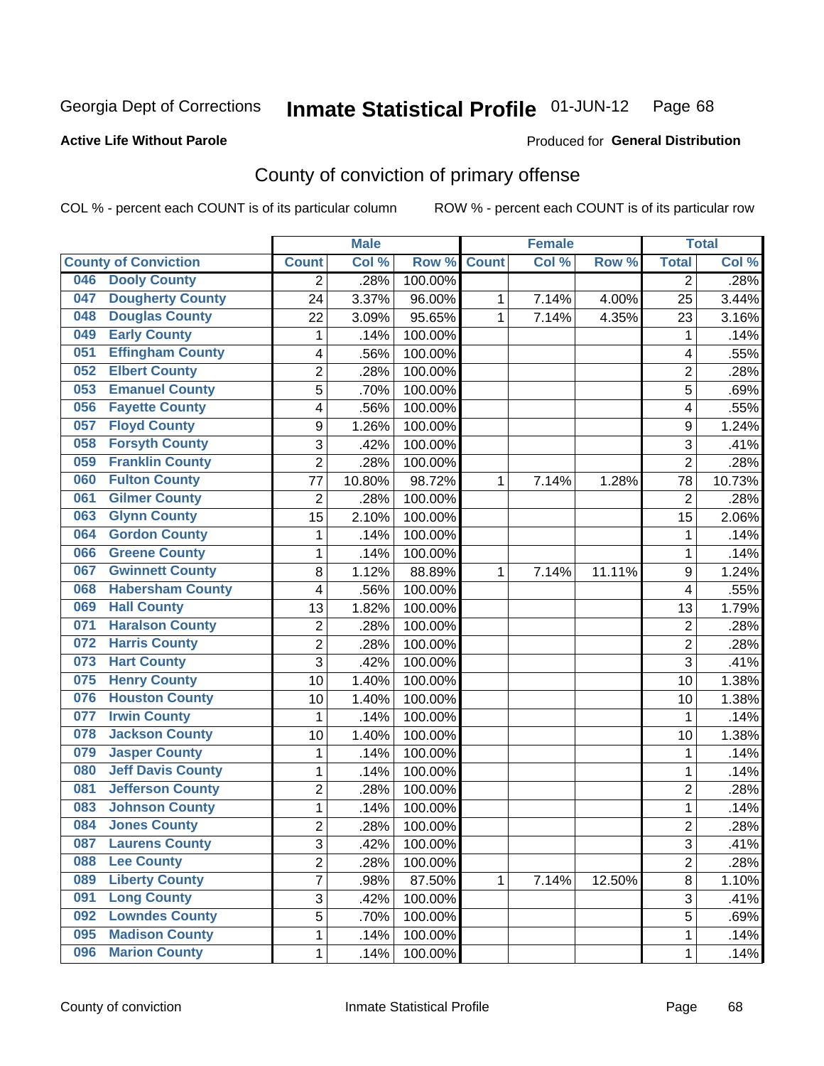Georgia Dept of Corrections **Inmate Statistical Profile** 01-JUN-12 Page 68

**Active Life Without Parole**

Produced for **General Distribution**

## County of conviction of primary offense

COL % - percent each COUNT is of its particular column ROW % - percent each COUNT is of its particular row

| | | Male | | | Female | | | Total | |
|---|---|---|---|---|---|---|---|---|---|
| County of Conviction | | Count | Col % | Row % | Count | Col % | Row % | Total | Col % |
| 046 | Dooly County | 2 | .28% | 100.00% | | | | 2 | .28% |
| 047 | Dougherty County | 24 | 3.37% | 96.00% | 1 | 7.14% | 4.00% | 25 | 3.44% |
| 048 | Douglas County | 22 | 3.09% | 95.65% | 1 | 7.14% | 4.35% | 23 | 3.16% |
| 049 | Early County | 1 | .14% | 100.00% | | | | 1 | .14% |
| 051 | Effingham County | 4 | .56% | 100.00% | | | | 4 | .55% |
| 052 | Elbert County | 2 | .28% | 100.00% | | | | 2 | .28% |
| 053 | Emanuel County | 5 | .70% | 100.00% | | | | 5 | .69% |
| 056 | Fayette County | 4 | .56% | 100.00% | | | | 4 | .55% |
| 057 | Floyd County | 9 | 1.26% | 100.00% | | | | 9 | 1.24% |
| 058 | Forsyth County | 3 | .42% | 100.00% | | | | 3 | .41% |
| 059 | Franklin County | 2 | .28% | 100.00% | | | | 2 | .28% |
| 060 | Fulton County | 77 | 10.80% | 98.72% | 1 | 7.14% | 1.28% | 78 | 10.73% |
| 061 | Gilmer County | 2 | .28% | 100.00% | | | | 2 | .28% |
| 063 | Glynn County | 15 | 2.10% | 100.00% | | | | 15 | 2.06% |
| 064 | Gordon County | 1 | .14% | 100.00% | | | | 1 | .14% |
| 066 | Greene County | 1 | .14% | 100.00% | | | | 1 | .14% |
| 067 | Gwinnett County | 8 | 1.12% | 88.89% | 1 | 7.14% | 11.11% | 9 | 1.24% |
| 068 | Habersham County | 4 | .56% | 100.00% | | | | 4 | .55% |
| 069 | Hall County | 13 | 1.82% | 100.00% | | | | 13 | 1.79% |
| 071 | Haralson County | 2 | .28% | 100.00% | | | | 2 | .28% |
| 072 | Harris County | 2 | .28% | 100.00% | | | | 2 | .28% |
| 073 | Hart County | 3 | .42% | 100.00% | | | | 3 | .41% |
| 075 | Henry County | 10 | 1.40% | 100.00% | | | | 10 | 1.38% |
| 076 | Houston County | 10 | 1.40% | 100.00% | | | | 10 | 1.38% |
| 077 | Irwin County | 1 | .14% | 100.00% | | | | 1 | .14% |
| 078 | Jackson County | 10 | 1.40% | 100.00% | | | | 10 | 1.38% |
| 079 | Jasper County | 1 | .14% | 100.00% | | | | 1 | .14% |
| 080 | Jeff Davis County | 1 | .14% | 100.00% | | | | 1 | .14% |
| 081 | Jefferson County | 2 | .28% | 100.00% | | | | 2 | .28% |
| 083 | Johnson County | 1 | .14% | 100.00% | | | | 1 | .14% |
| 084 | Jones County | 2 | .28% | 100.00% | | | | 2 | .28% |
| 087 | Laurens County | 3 | .42% | 100.00% | | | | 3 | .41% |
| 088 | Lee County | 2 | .28% | 100.00% | | | | 2 | .28% |
| 089 | Liberty County | 7 | .98% | 87.50% | 1 | 7.14% | 12.50% | 8 | 1.10% |
| 091 | Long County | 3 | .42% | 100.00% | | | | 3 | .41% |
| 092 | Lowndes County | 5 | .70% | 100.00% | | | | 5 | .69% |
| 095 | Madison County | 1 | .14% | 100.00% | | | | 1 | .14% |
| 096 | Marion County | 1 | .14% | 100.00% | | | | 1 | .14% |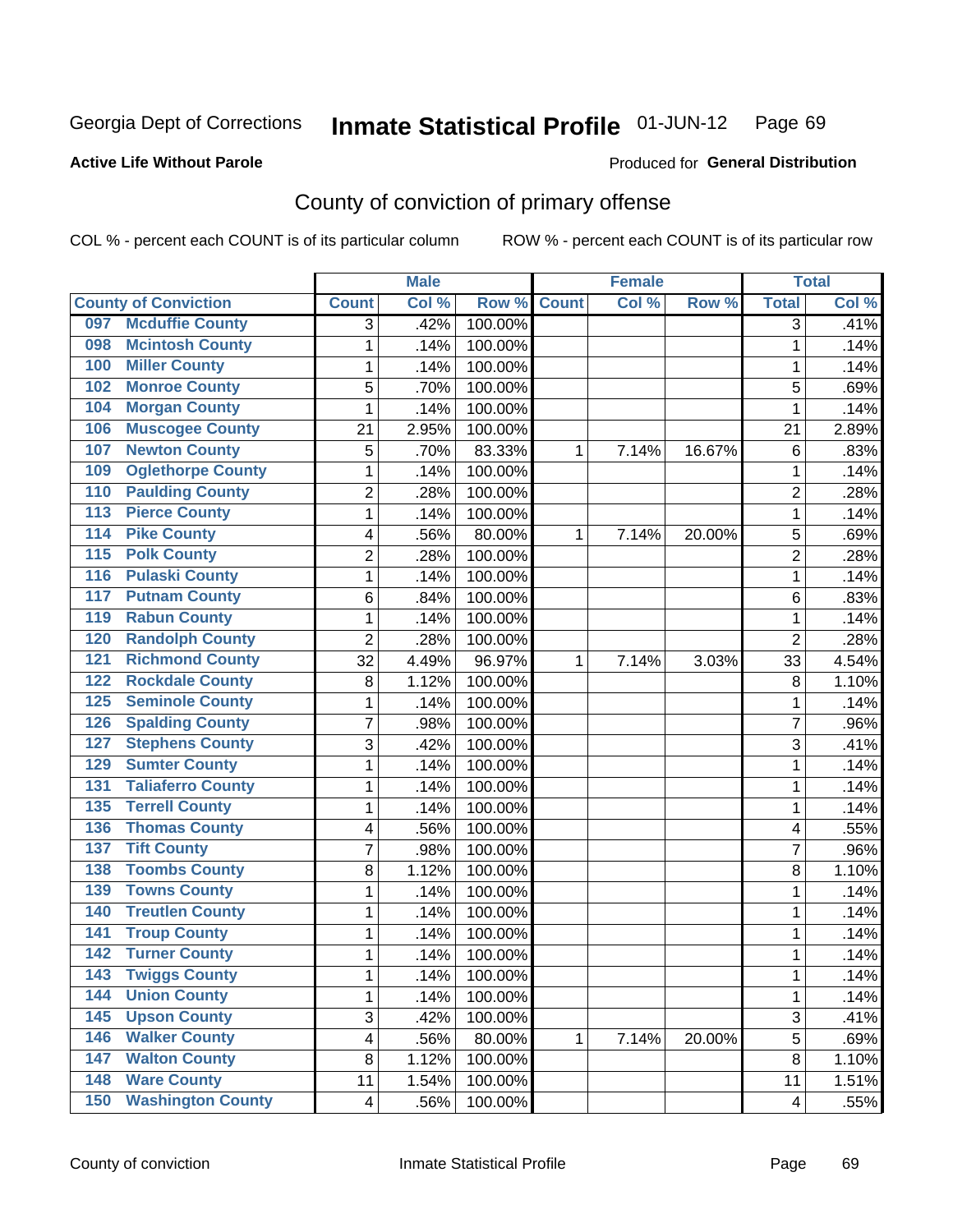Georgia Dept of Corrections **Inmate Statistical Profile** 01-JUN-12

**Active Life Without Parole**

Produced for **General Distribution**

## County of conviction of primary offense

COL % - percent each COUNT is of its particular column    ROW % - percent each COUNT is of its particular row

| County of Conviction | Male | | | Female | | | Total | |
|---|---|---|---|---|---|---|---|---|
| | Count | Col % | Row % | Count | Col % | Row % | Total | Col % |
| 097 Mcduffie County | 3 | .42% | 100.00% | | | | 3 | .41% |
| 098 Mcintosh County | 1 | .14% | 100.00% | | | | 1 | .14% |
| 100 Miller County | 1 | .14% | 100.00% | | | | 1 | .14% |
| 102 Monroe County | 5 | .70% | 100.00% | | | | 5 | .69% |
| 104 Morgan County | 1 | .14% | 100.00% | | | | 1 | .14% |
| 106 Muscogee County | 21 | 2.95% | 100.00% | | | | 21 | 2.89% |
| 107 Newton County | 5 | .70% | 83.33% | 1 | 7.14% | 16.67% | 6 | .83% |
| 109 Oglethorpe County | 1 | .14% | 100.00% | | | | 1 | .14% |
| 110 Paulding County | 2 | .28% | 100.00% | | | | 2 | .28% |
| 113 Pierce County | 1 | .14% | 100.00% | | | | 1 | .14% |
| 114 Pike County | 4 | .56% | 80.00% | 1 | 7.14% | 20.00% | 5 | .69% |
| 115 Polk County | 2 | .28% | 100.00% | | | | 2 | .28% |
| 116 Pulaski County | 1 | .14% | 100.00% | | | | 1 | .14% |
| 117 Putnam County | 6 | .84% | 100.00% | | | | 6 | .83% |
| 119 Rabun County | 1 | .14% | 100.00% | | | | 1 | .14% |
| 120 Randolph County | 2 | .28% | 100.00% | | | | 2 | .28% |
| 121 Richmond County | 32 | 4.49% | 96.97% | 1 | 7.14% | 3.03% | 33 | 4.54% |
| 122 Rockdale County | 8 | 1.12% | 100.00% | | | | 8 | 1.10% |
| 125 Seminole County | 1 | .14% | 100.00% | | | | 1 | .14% |
| 126 Spalding County | 7 | .98% | 100.00% | | | | 7 | .96% |
| 127 Stephens County | 3 | .42% | 100.00% | | | | 3 | .41% |
| 129 Sumter County | 1 | .14% | 100.00% | | | | 1 | .14% |
| 131 Taliaferro County | 1 | .14% | 100.00% | | | | 1 | .14% |
| 135 Terrell County | 1 | .14% | 100.00% | | | | 1 | .14% |
| 136 Thomas County | 4 | .56% | 100.00% | | | | 4 | .55% |
| 137 Tift County | 7 | .98% | 100.00% | | | | 7 | .96% |
| 138 Toombs County | 8 | 1.12% | 100.00% | | | | 8 | 1.10% |
| 139 Towns County | 1 | .14% | 100.00% | | | | 1 | .14% |
| 140 Treutlen County | 1 | .14% | 100.00% | | | | 1 | .14% |
| 141 Troup County | 1 | .14% | 100.00% | | | | 1 | .14% |
| 142 Turner County | 1 | .14% | 100.00% | | | | 1 | .14% |
| 143 Twiggs County | 1 | .14% | 100.00% | | | | 1 | .14% |
| 144 Union County | 1 | .14% | 100.00% | | | | 1 | .14% |
| 145 Upson County | 3 | .42% | 100.00% | | | | 3 | .41% |
| 146 Walker County | 4 | .56% | 80.00% | 1 | 7.14% | 20.00% | 5 | .69% |
| 147 Walton County | 8 | 1.12% | 100.00% | | | | 8 | 1.10% |
| 148 Ware County | 11 | 1.54% | 100.00% | | | | 11 | 1.51% |
| 150 Washington County | 4 | .56% | 100.00% | | | | 4 | .55% |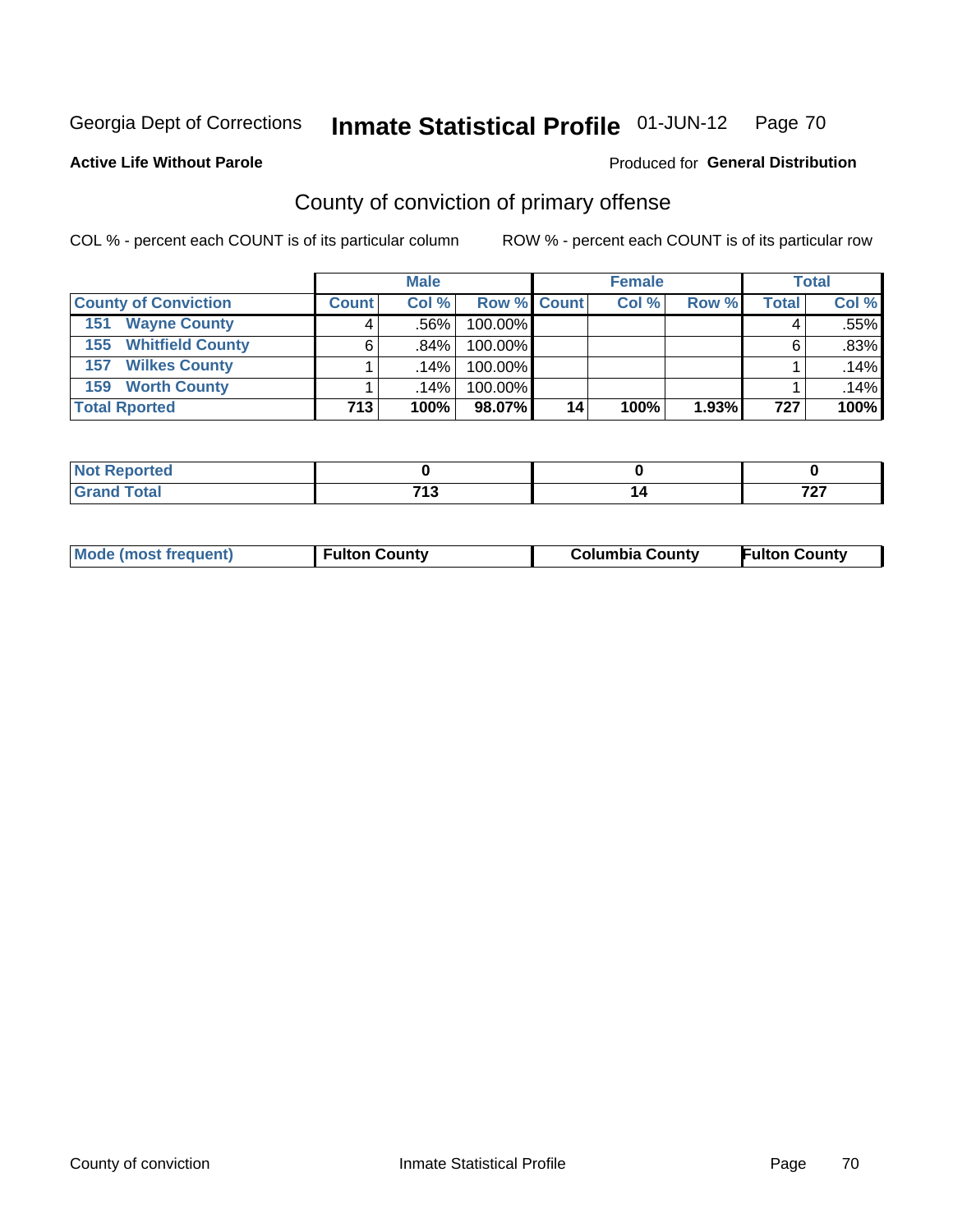Georgia Dept of Corrections **Inmate Statistical Profile** 01-JUN-12

**Active Life Without Parole**

Produced for **General Distribution**

## County of conviction of primary offense

COL % - percent each COUNT is of its particular column

ROW % - percent each COUNT is of its particular row

| | Male | | | Female | | | Total | |
|---|---|---|---|---|---|---|---|---|
| **County of Conviction** | **Count** | **Col %** | **Row %** | **Count** | **Col %** | **Row %** | **Total** | **Col %** |
| **151 Wayne County** | 4 | .56% | 100.00% | | | | 4 | .55% |
| **155 Whitfield County** | 6 | .84% | 100.00% | | | | 6 | .83% |
| **157 Wilkes County** | 1 | .14% | 100.00% | | | | 1 | .14% |
| **159 Worth County** | 1 | .14% | 100.00% | | | | 1 | .14% |
| **Total Rported** | **713** | **100%** | **98.07%** | **14** | **100%** | **1.93%** | **727** | **100%** |

| | Male | Female | Total |
|---|---|---|---|
| **Not Reported** | **0** | **0** | **0** |
| **Grand Total** | **713** | **14** | **727** |

| | Male | Female | Total |
|---|---|---|---|
| **Mode (most frequent)** | **Fulton County** | **Columbia County** | **Fulton County** |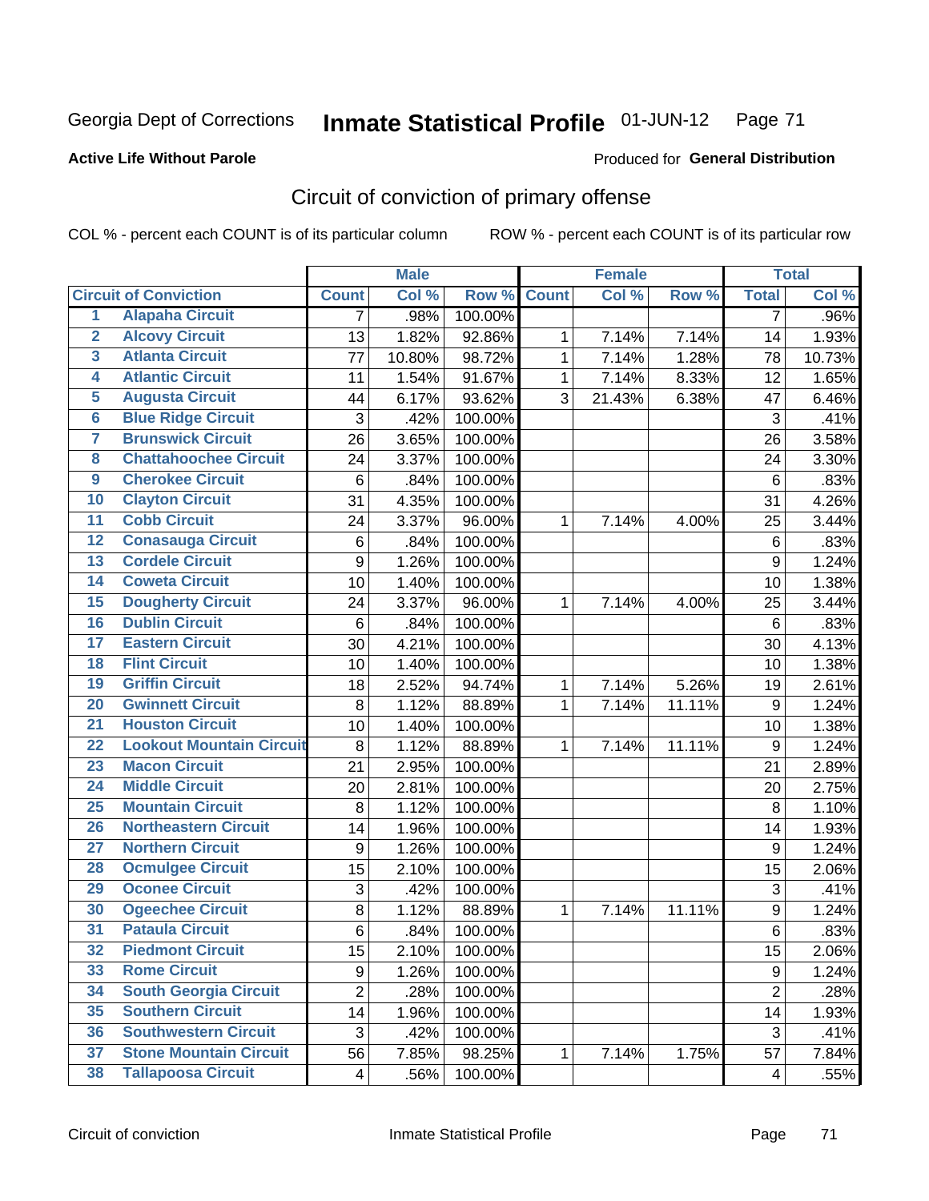Georgia Dept of Corrections **Inmate Statistical Profile** 01-JUN-12

**Active Life Without Parole**

Produced for **General Distribution**

## Circuit of conviction of primary offense

COL % - percent each COUNT is of its particular column ROW % - percent each COUNT is of its particular row

| | | Male | | | Female | | | Total | |
|---|---|---|---|---|---|---|---|---|---|
| **Circuit of Conviction** | | **Count** | **Col %** | **Row %** | **Count** | **Col %** | **Row %** | **Total** | **Col %** |
| 1 | Alapaha Circuit | 7 | .98% | 100.00% | | | | 7 | .96% |
| 2 | Alcovy Circuit | 13 | 1.82% | 92.86% | 1 | 7.14% | 7.14% | 14 | 1.93% |
| 3 | Atlanta Circuit | 77 | 10.80% | 98.72% | 1 | 7.14% | 1.28% | 78 | 10.73% |
| 4 | Atlantic Circuit | 11 | 1.54% | 91.67% | 1 | 7.14% | 8.33% | 12 | 1.65% |
| 5 | Augusta Circuit | 44 | 6.17% | 93.62% | 3 | 21.43% | 6.38% | 47 | 6.46% |
| 6 | Blue Ridge Circuit | 3 | .42% | 100.00% | | | | 3 | .41% |
| 7 | Brunswick Circuit | 26 | 3.65% | 100.00% | | | | 26 | 3.58% |
| 8 | Chattahoochee Circuit | 24 | 3.37% | 100.00% | | | | 24 | 3.30% |
| 9 | Cherokee Circuit | 6 | .84% | 100.00% | | | | 6 | .83% |
| 10 | Clayton Circuit | 31 | 4.35% | 100.00% | | | | 31 | 4.26% |
| 11 | Cobb Circuit | 24 | 3.37% | 96.00% | 1 | 7.14% | 4.00% | 25 | 3.44% |
| 12 | Conasauga Circuit | 6 | .84% | 100.00% | | | | 6 | .83% |
| 13 | Cordele Circuit | 9 | 1.26% | 100.00% | | | | 9 | 1.24% |
| 14 | Coweta Circuit | 10 | 1.40% | 100.00% | | | | 10 | 1.38% |
| 15 | Dougherty Circuit | 24 | 3.37% | 96.00% | 1 | 7.14% | 4.00% | 25 | 3.44% |
| 16 | Dublin Circuit | 6 | .84% | 100.00% | | | | 6 | .83% |
| 17 | Eastern Circuit | 30 | 4.21% | 100.00% | | | | 30 | 4.13% |
| 18 | Flint Circuit | 10 | 1.40% | 100.00% | | | | 10 | 1.38% |
| 19 | Griffin Circuit | 18 | 2.52% | 94.74% | 1 | 7.14% | 5.26% | 19 | 2.61% |
| 20 | Gwinnett Circuit | 8 | 1.12% | 88.89% | 1 | 7.14% | 11.11% | 9 | 1.24% |
| 21 | Houston Circuit | 10 | 1.40% | 100.00% | | | | 10 | 1.38% |
| 22 | Lookout Mountain Circuit | 8 | 1.12% | 88.89% | 1 | 7.14% | 11.11% | 9 | 1.24% |
| 23 | Macon Circuit | 21 | 2.95% | 100.00% | | | | 21 | 2.89% |
| 24 | Middle Circuit | 20 | 2.81% | 100.00% | | | | 20 | 2.75% |
| 25 | Mountain Circuit | 8 | 1.12% | 100.00% | | | | 8 | 1.10% |
| 26 | Northeastern Circuit | 14 | 1.96% | 100.00% | | | | 14 | 1.93% |
| 27 | Northern Circuit | 9 | 1.26% | 100.00% | | | | 9 | 1.24% |
| 28 | Ocmulgee Circuit | 15 | 2.10% | 100.00% | | | | 15 | 2.06% |
| 29 | Oconee Circuit | 3 | .42% | 100.00% | | | | 3 | .41% |
| 30 | Ogeechee Circuit | 8 | 1.12% | 88.89% | 1 | 7.14% | 11.11% | 9 | 1.24% |
| 31 | Pataula Circuit | 6 | .84% | 100.00% | | | | 6 | .83% |
| 32 | Piedmont Circuit | 15 | 2.10% | 100.00% | | | | 15 | 2.06% |
| 33 | Rome Circuit | 9 | 1.26% | 100.00% | | | | 9 | 1.24% |
| 34 | South Georgia Circuit | 2 | .28% | 100.00% | | | | 2 | .28% |
| 35 | Southern Circuit | 14 | 1.96% | 100.00% | | | | 14 | 1.93% |
| 36 | Southwestern Circuit | 3 | .42% | 100.00% | | | | 3 | .41% |
| 37 | Stone Mountain Circuit | 56 | 7.85% | 98.25% | 1 | 7.14% | 1.75% | 57 | 7.84% |
| 38 | Tallapoosa Circuit | 4 | .56% | 100.00% | | | | 4 | .55% |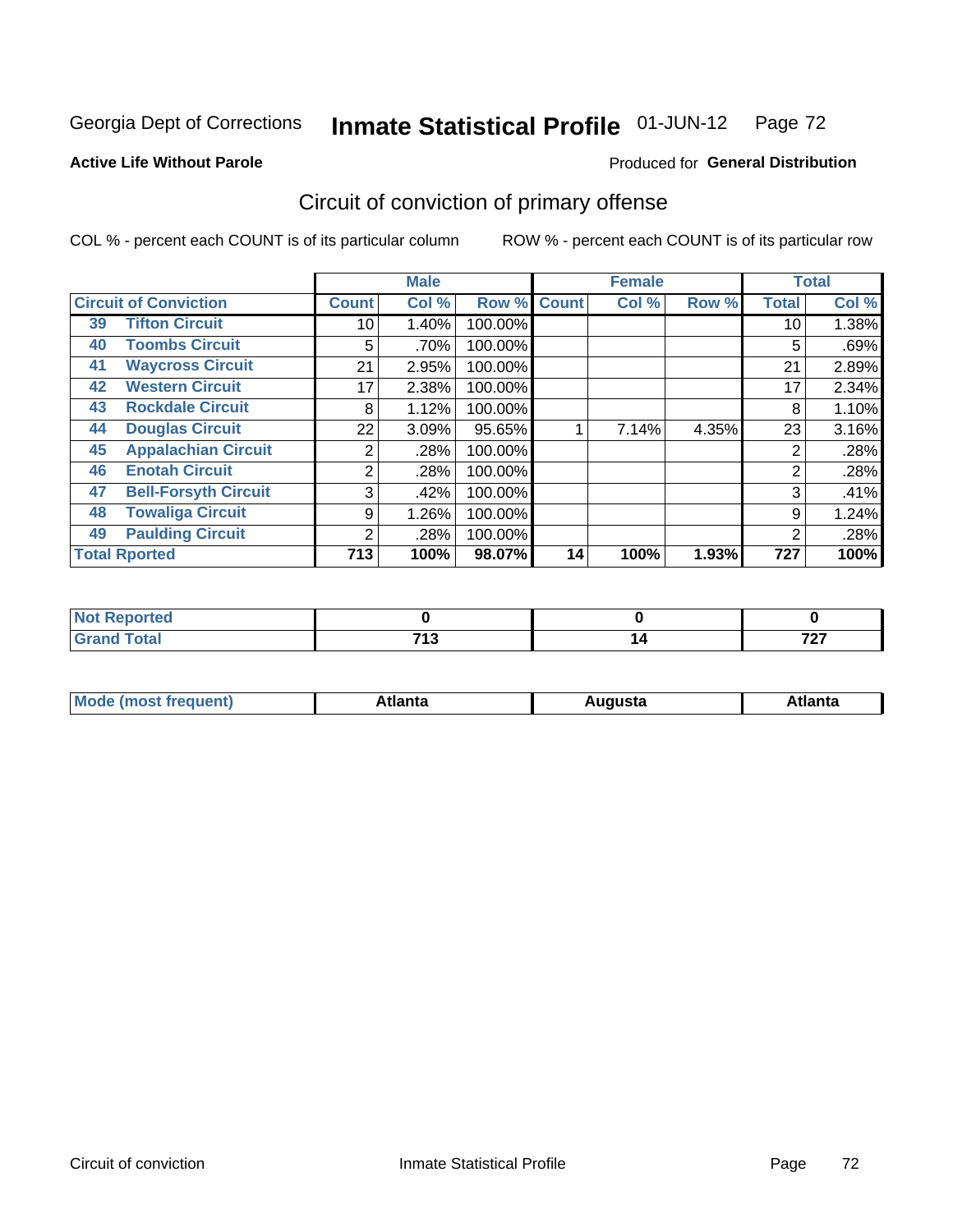Georgia Dept of Corrections **Inmate Statistical Profile** 01-JUN-12

**Active Life Without Parole**

Produced for **General Distribution**

## Circuit of conviction of primary offense

COL % - percent each COUNT is of its particular column ROW % - percent each COUNT is of its particular row

| | | Male | | | Female | | | Total | |
|---|---|---|---|---|---|---|---|---|---|
| **Circuit of Conviction** | | **Count** | **Col %** | **Row %** | **Count** | **Col %** | **Row %** | **Total** | **Col %** |
| 39 | Tifton Circuit | 10 | 1.40% | 100.00% | | | | 10 | 1.38% |
| 40 | Toombs Circuit | 5 | .70% | 100.00% | | | | 5 | .69% |
| 41 | Waycross Circuit | 21 | 2.95% | 100.00% | | | | 21 | 2.89% |
| 42 | Western Circuit | 17 | 2.38% | 100.00% | | | | 17 | 2.34% |
| 43 | Rockdale Circuit | 8 | 1.12% | 100.00% | | | | 8 | 1.10% |
| 44 | Douglas Circuit | 22 | 3.09% | 95.65% | 1 | 7.14% | 4.35% | 23 | 3.16% |
| 45 | Appalachian Circuit | 2 | .28% | 100.00% | | | | 2 | .28% |
| 46 | Enotah Circuit | 2 | .28% | 100.00% | | | | 2 | .28% |
| 47 | Bell-Forsyth Circuit | 3 | .42% | 100.00% | | | | 3 | .41% |
| 48 | Towaliga Circuit | 9 | 1.26% | 100.00% | | | | 9 | 1.24% |
| 49 | Paulding Circuit | 2 | .28% | 100.00% | | | | 2 | .28% |
| **Total Rported** | | **713** | **100%** | **98.07%** | **14** | **100%** | **1.93%** | **727** | **100%** |

| | Male | Female | Total |
|---|---|---|---|
| **Not Reported** | **0** | **0** | **0** |
| **Grand Total** | **713** | **14** | **727** |

| | Male | Female | Total |
|---|---|---|---|
| **Mode (most frequent)** | **Atlanta** | **Augusta** | **Atlanta** |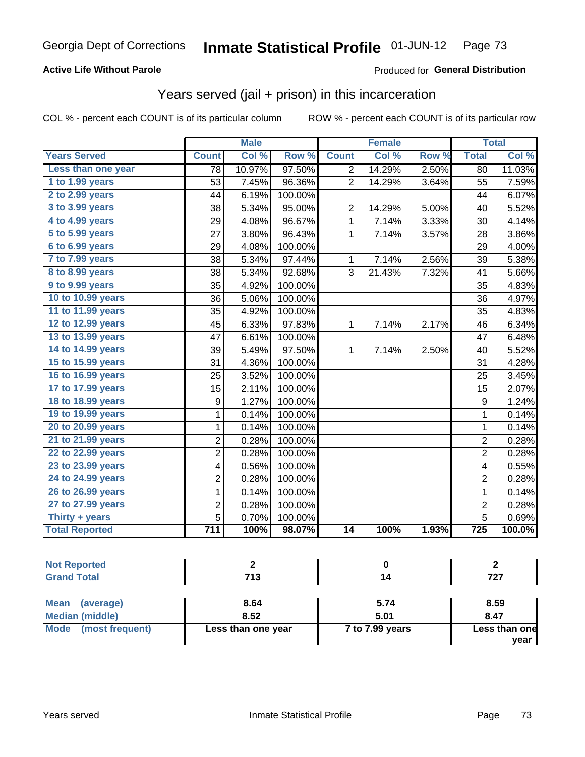Georgia Dept of Corrections **Inmate Statistical Profile** 01-JUN-12

**Active Life Without Parole**

Produced for **General Distribution**

## Years served (jail + prison) in this incarceration

COL % - percent each COUNT is of its particular column

ROW % - percent each COUNT is of its particular row

| | Male | | | Female | | | Total | |
|---|---|---|---|---|---|---|---|---|
| **Years Served** | **Count** | **Col %** | **Row %** | **Count** | **Col %** | **Row %** | **Total** | **Col %** |
| **Less than one year** | 78 | 10.97% | 97.50% | 2 | 14.29% | 2.50% | 80 | 11.03% |
| **1 to 1.99 years** | 53 | 7.45% | 96.36% | 2 | 14.29% | 3.64% | 55 | 7.59% |
| **2 to 2.99 years** | 44 | 6.19% | 100.00% | | | | 44 | 6.07% |
| **3 to 3.99 years** | 38 | 5.34% | 95.00% | 2 | 14.29% | 5.00% | 40 | 5.52% |
| **4 to 4.99 years** | 29 | 4.08% | 96.67% | 1 | 7.14% | 3.33% | 30 | 4.14% |
| **5 to 5.99 years** | 27 | 3.80% | 96.43% | 1 | 7.14% | 3.57% | 28 | 3.86% |
| **6 to 6.99 years** | 29 | 4.08% | 100.00% | | | | 29 | 4.00% |
| **7 to 7.99 years** | 38 | 5.34% | 97.44% | 1 | 7.14% | 2.56% | 39 | 5.38% |
| **8 to 8.99 years** | 38 | 5.34% | 92.68% | 3 | 21.43% | 7.32% | 41 | 5.66% |
| **9 to 9.99 years** | 35 | 4.92% | 100.00% | | | | 35 | 4.83% |
| **10 to 10.99 years** | 36 | 5.06% | 100.00% | | | | 36 | 4.97% |
| **11 to 11.99 years** | 35 | 4.92% | 100.00% | | | | 35 | 4.83% |
| **12 to 12.99 years** | 45 | 6.33% | 97.83% | 1 | 7.14% | 2.17% | 46 | 6.34% |
| **13 to 13.99 years** | 47 | 6.61% | 100.00% | | | | 47 | 6.48% |
| **14 to 14.99 years** | 39 | 5.49% | 97.50% | 1 | 7.14% | 2.50% | 40 | 5.52% |
| **15 to 15.99 years** | 31 | 4.36% | 100.00% | | | | 31 | 4.28% |
| **16 to 16.99 years** | 25 | 3.52% | 100.00% | | | | 25 | 3.45% |
| **17 to 17.99 years** | 15 | 2.11% | 100.00% | | | | 15 | 2.07% |
| **18 to 18.99 years** | 9 | 1.27% | 100.00% | | | | 9 | 1.24% |
| **19 to 19.99 years** | 1 | 0.14% | 100.00% | | | | 1 | 0.14% |
| **20 to 20.99 years** | 1 | 0.14% | 100.00% | | | | 1 | 0.14% |
| **21 to 21.99 years** | 2 | 0.28% | 100.00% | | | | 2 | 0.28% |
| **22 to 22.99 years** | 2 | 0.28% | 100.00% | | | | 2 | 0.28% |
| **23 to 23.99 years** | 4 | 0.56% | 100.00% | | | | 4 | 0.55% |
| **24 to 24.99 years** | 2 | 0.28% | 100.00% | | | | 2 | 0.28% |
| **26 to 26.99 years** | 1 | 0.14% | 100.00% | | | | 1 | 0.14% |
| **27 to 27.99 years** | 2 | 0.28% | 100.00% | | | | 2 | 0.28% |
| **Thirty + years** | 5 | 0.70% | 100.00% | | | | 5 | 0.69% |
| **Total Reported** | **711** | **100%** | **98.07%** | **14** | **100%** | **1.93%** | **725** | **100.0%** |

| | Male | Female | Total |
|---|---|---|---|
| **Not Reported** | **2** | **0** | **2** |
| **Grand Total** | **713** | **14** | **727** |

| | Male | Female | Total |
|---|---|---|---|
| **Mean (average)** | **8.64** | **5.74** | **8.59** |
| **Median (middle)** | **8.52** | **5.01** | **8.47** |
| **Mode (most frequent)** | **Less than one year** | **7 to 7.99 years** | **Less than one year** |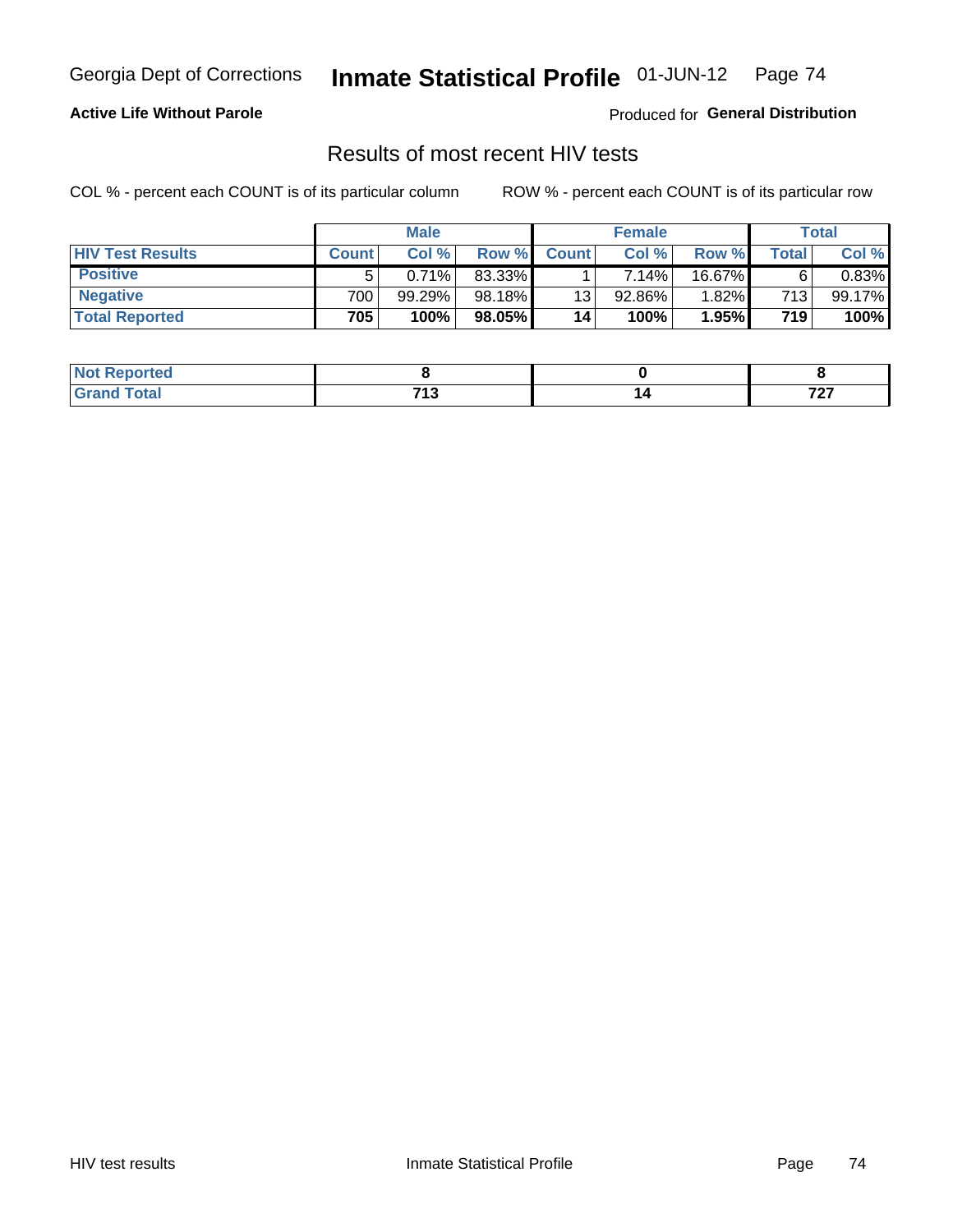**Active Life Without Parole**

Produced for **General Distribution**

## Results of most recent HIV tests

COL % - percent each COUNT is of its particular column

ROW % - percent each COUNT is of its particular row

| | Male | | | Female | | | Total | |
|---|---|---|---|---|---|---|---|---|
| **HIV Test Results** | **Count** | **Col %** | **Row %** | **Count** | **Col %** | **Row %** | **Total** | **Col %** |
| **Positive** | 5 | 0.71% | 83.33% | 1 | 7.14% | 16.67% | 6 | 0.83% |
| **Negative** | 700 | 99.29% | 98.18% | 13 | 92.86% | 1.82% | 713 | 99.17% |
| **Total Reported** | **705** | **100%** | **98.05%** | **14** | **100%** | **1.95%** | **719** | **100%** |

| | Male | Female | Total |
|---|---|---|---|
| **Not Reported** | **8** | **0** | **8** |
| **Grand Total** | **713** | **14** | **727** |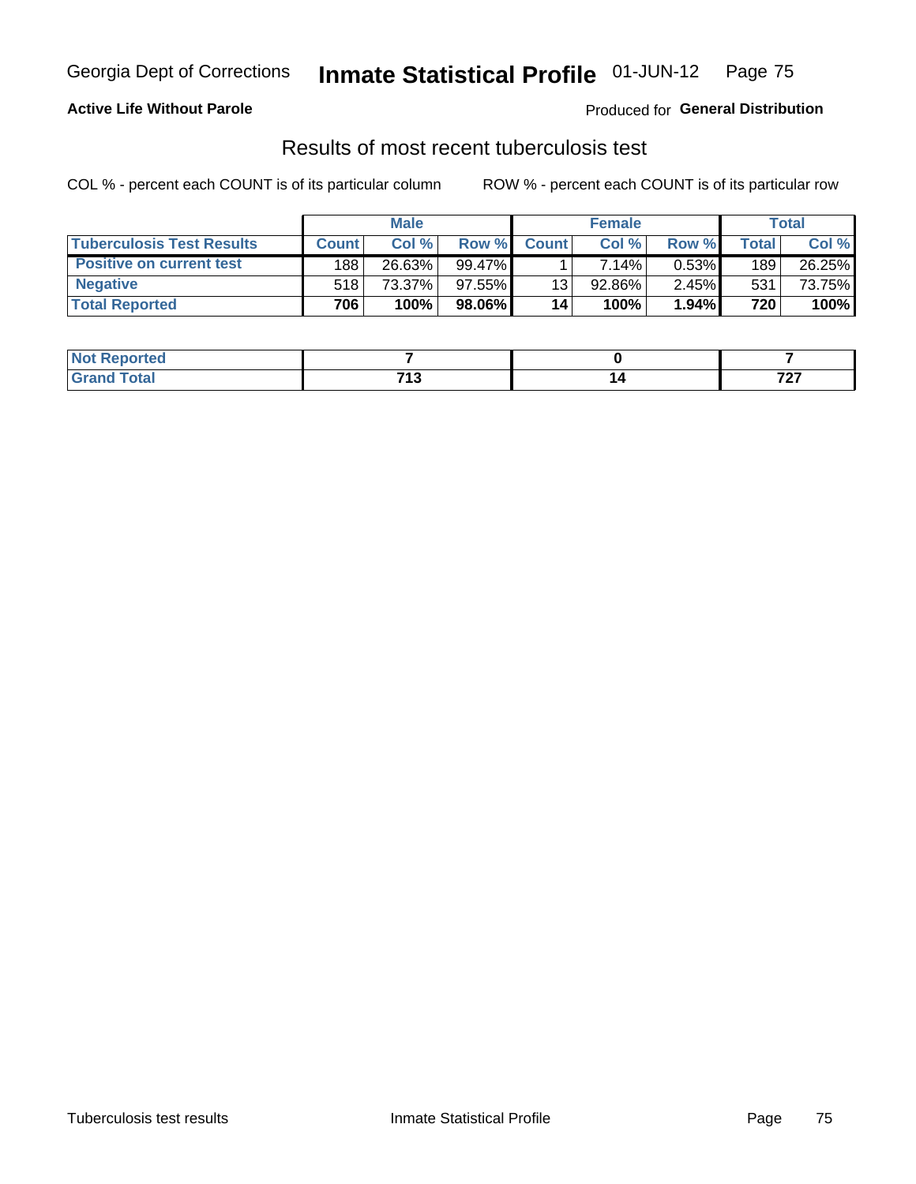**Active Life Without Parole**

Produced for **General Distribution**

## Results of most recent tuberculosis test

COL % - percent each COUNT is of its particular column

ROW % - percent each COUNT is of its particular row

| | Male | | | Female | | | Total | |
|---|---|---|---|---|---|---|---|---|
| **Tuberculosis Test Results** | **Count** | **Col %** | **Row %** | **Count** | **Col %** | **Row %** | **Total** | **Col %** |
| **Positive on current test** | 188 | 26.63% | 99.47% | 1 | 7.14% | 0.53% | 189 | 26.25% |
| **Negative** | 518 | 73.37% | 97.55% | 13 | 92.86% | 2.45% | 531 | 73.75% |
| **Total Reported** | **706** | **100%** | **98.06%** | **14** | **100%** | **1.94%** | **720** | **100%** |

| | Male | Female | Total |
|---|---|---|---|
| **Not Reported** | **7** | **0** | **7** |
| **Grand Total** | **713** | **14** | **727** |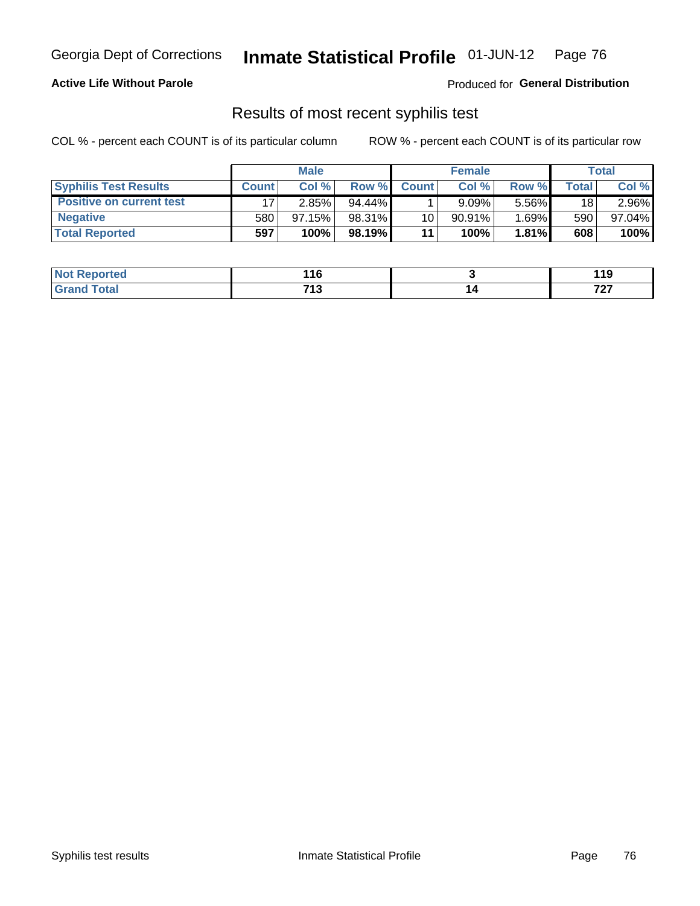Georgia Dept of Corrections **Inmate Statistical Profile** 01-JUN-12

**Active Life Without Parole**

Produced for **General Distribution**

## Results of most recent syphilis test

COL % - percent each COUNT is of its particular column ROW % - percent each COUNT is of its particular row

| | Male | | | Female | | | Total | |
|---|---|---|---|---|---|---|---|---|
| **Syphilis Test Results** | **Count** | **Col %** | **Row %** | **Count** | **Col %** | **Row %** | **Total** | **Col %** |
| **Positive on current test** | 17 | 2.85% | 94.44% | 1 | 9.09% | 5.56% | 18 | 2.96% |
| **Negative** | 580 | 97.15% | 98.31% | 10 | 90.91% | 1.69% | 590 | 97.04% |
| **Total Reported** | **597** | **100%** | **98.19%** | **11** | **100%** | **1.81%** | **608** | **100%** |

| | Male | Female | Total |
|---|---|---|---|
| **Not Reported** | **116** | **3** | **119** |
| **Grand Total** | **713** | **14** | **727** |

Syphilis test results Inmate Statistical Profile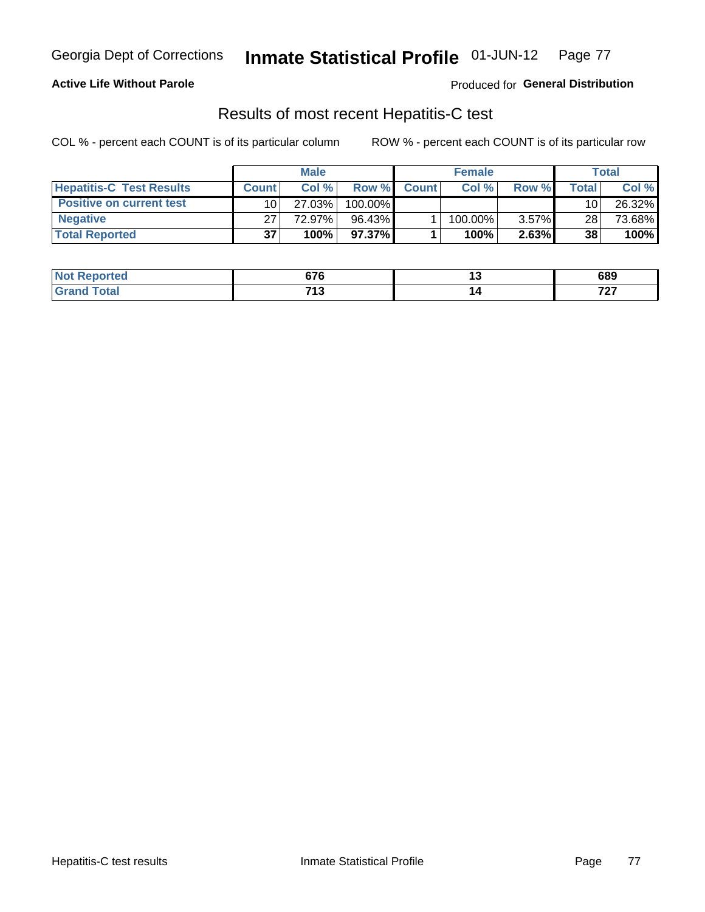Georgia Dept of Corrections **Inmate Statistical Profile** 01-JUN-12

**Active Life Without Parole**

Produced for **General Distribution**

## Results of most recent Hepatitis-C test

COL % - percent each COUNT is of its particular column ROW % - percent each COUNT is of its particular row

| | Male | | | Female | | | Total | |
|---|---|---|---|---|---|---|---|---|
| **Hepatitis-C Test Results** | **Count** | **Col %** | **Row %** | **Count** | **Col %** | **Row %** | **Total** | **Col %** |
| **Positive on current test** | 10 | 27.03% | 100.00% | | | | 10 | 26.32% |
| **Negative** | 27 | 72.97% | 96.43% | 1 | 100.00% | 3.57% | 28 | 73.68% |
| **Total Reported** | **37** | **100%** | **97.37%** | **1** | **100%** | **2.63%** | **38** | **100%** |

| | Male | Female | Total |
|---|---|---|---|
| **Not Reported** | **676** | **13** | **689** |
| **Grand Total** | **713** | **14** | **727** |

Hepatitis-C test results